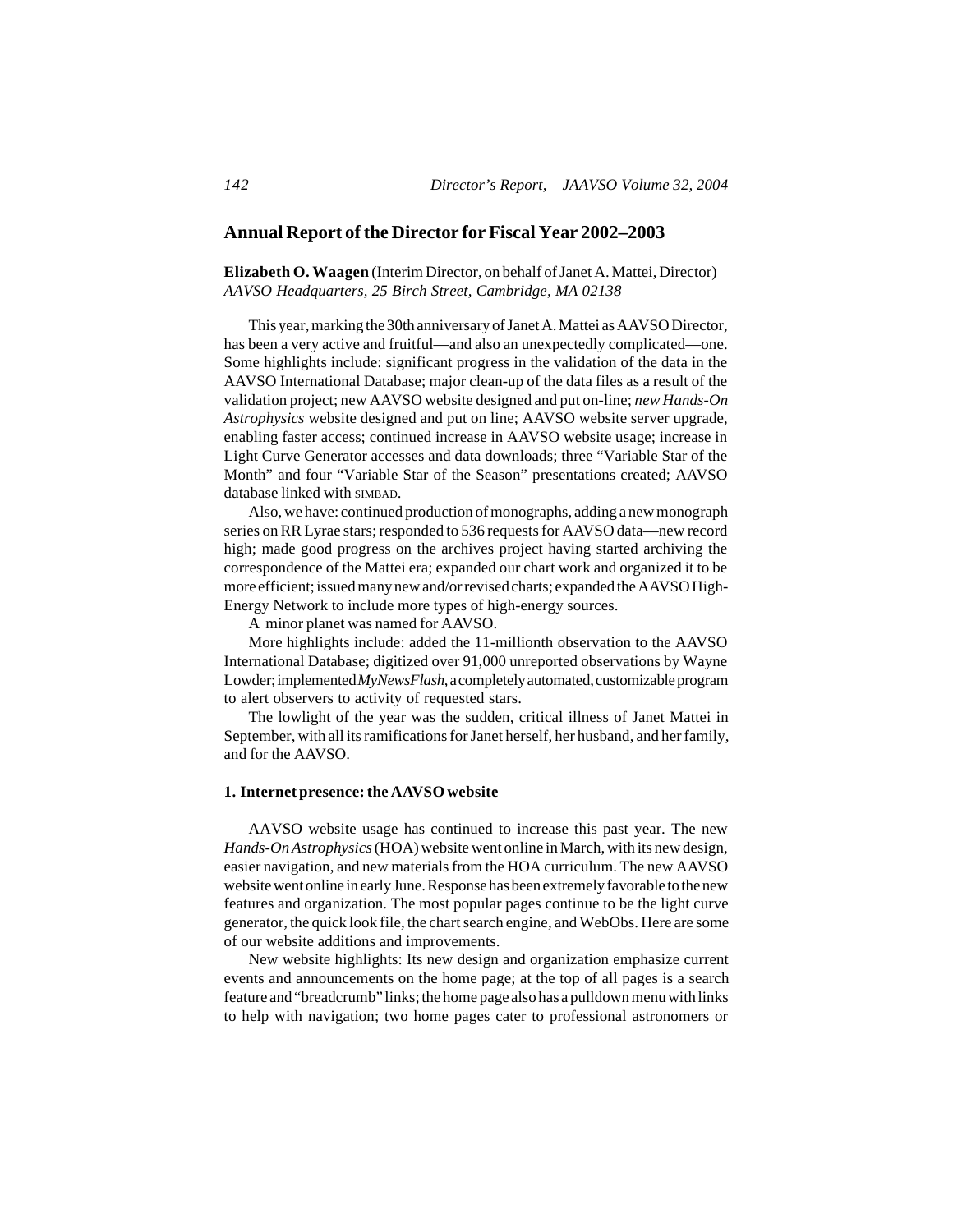# Annual Report of the Director for Fiscal Year 2002–2003

**Elizabeth O. Waagen** (Interim Director, on behalf of Janet A. Mattei, Director)
*AAVSO Headquarters, 25 Birch Street, Cambridge, MA 02138*

This year, marking the 30th anniversary of Janet A. Mattei as AAVSO Director, has been a very active and fruitful—and also an unexpectedly complicated—one. Some highlights include: significant progress in the validation of the data in the AAVSO International Database; major clean-up of the data files as a result of the validation project; new AAVSO website designed and put on-line; *new Hands-On Astrophysics* website designed and put on line; AAVSO website server upgrade, enabling faster access; continued increase in AAVSO website usage; increase in Light Curve Generator accesses and data downloads; three "Variable Star of the Month" and four "Variable Star of the Season" presentations created; AAVSO database linked with SIMBAD.

Also, we have: continued production of monographs, adding a new monograph series on RR Lyrae stars; responded to 536 requests for AAVSO data—new record high; made good progress on the archives project having started archiving the correspondence of the Mattei era; expanded our chart work and organized it to be more efficient; issued many new and/or revised charts; expanded the AAVSO High-Energy Network to include more types of high-energy sources.

A minor planet was named for AAVSO.

More highlights include: added the 11-millionth observation to the AAVSO International Database; digitized over 91,000 unreported observations by Wayne Lowder; implemented *MyNewsFlash*, a completely automated, customizable program to alert observers to activity of requested stars.

The lowlight of the year was the sudden, critical illness of Janet Mattei in September, with all its ramifications for Janet herself, her husband, and her family, and for the AAVSO.

### 1. Internet presence: the AAVSO website

AAVSO website usage has continued to increase this past year. The new *Hands-On Astrophysics* (HOA) website went online in March, with its new design, easier navigation, and new materials from the HOA curriculum. The new AAVSO website went online in early June. Response has been extremely favorable to the new features and organization. The most popular pages continue to be the light curve generator, the quick look file, the chart search engine, and WebObs. Here are some of our website additions and improvements.

New website highlights: Its new design and organization emphasize current events and announcements on the home page; at the top of all pages is a search feature and "breadcrumb" links; the home page also has a pulldown menu with links to help with navigation; two home pages cater to professional astronomers or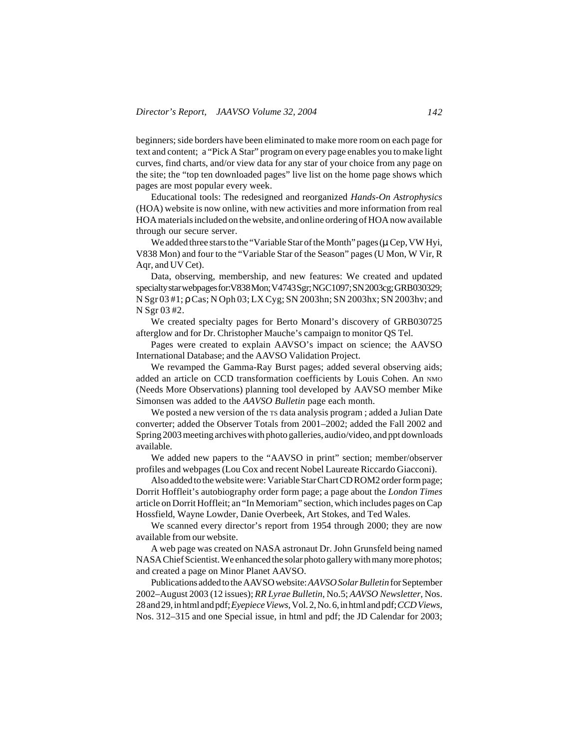beginners; side borders have been eliminated to make more room on each page for text and content; a "Pick A Star" program on every page enables you to make light curves, find charts, and/or view data for any star of your choice from any page on the site; the "top ten downloaded pages" live list on the home page shows which pages are most popular every week.

Educational tools: The redesigned and reorganized *Hands-On Astrophysics* (HOA) website is now online, with new activities and more information from real HOA materials included on the website, and online ordering of HOA now available through our secure server.

We added three stars to the "Variable Star of the Month" pages (μ Cep, VW Hyi, V838 Mon) and four to the "Variable Star of the Season" pages (U Mon, W Vir, R Aqr, and UV Cet).

Data, observing, membership, and new features: We created and updated specialty star webpages for: V838 Mon; V4743 Sgr; NGC 1097; SN 2003cg; GRB 030329; N Sgr 03 #1; ρ Cas; N Oph 03; LX Cyg; SN 2003hn; SN 2003hx; SN 2003hv; and N Sgr 03 #2.

We created specialty pages for Berto Monard's discovery of GRB030725 afterglow and for Dr. Christopher Mauche's campaign to monitor QS Tel.

Pages were created to explain AAVSO's impact on science; the AAVSO International Database; and the AAVSO Validation Project.

We revamped the Gamma-Ray Burst pages; added several observing aids; added an article on CCD transformation coefficients by Louis Cohen. An NMO (Needs More Observations) planning tool developed by AAVSO member Mike Simonsen was added to the *AAVSO Bulletin* page each month.

We posted a new version of the TS data analysis program ; added a Julian Date converter; added the Observer Totals from 2001–2002; added the Fall 2002 and Spring 2003 meeting archives with photo galleries, audio/video, and ppt downloads available.

We added new papers to the "AAVSO in print" section; member/observer profiles and webpages (Lou Cox and recent Nobel Laureate Riccardo Giacconi).

Also added to the website were: Variable Star Chart CD ROM2 order form page; Dorrit Hoffleit's autobiography order form page; a page about the *London Times* article on Dorrit Hoffleit; an "In Memoriam" section, which includes pages on Cap Hossfield, Wayne Lowder, Danie Overbeek, Art Stokes, and Ted Wales.

We scanned every director's report from 1954 through 2000; they are now available from our website.

A web page was created on NASA astronaut Dr. John Grunsfeld being named NASA Chief Scientist. We enhanced the solar photo gallery with many more photos; and created a page on Minor Planet AAVSO.

Publications added to the AAVSO website: *AAVSO Solar Bulletin* for September 2002–August 2003 (12 issues); *RR Lyrae Bulletin*, No.5; *AAVSO Newsletter*, Nos. 28 and 29, in html and pdf; *Eyepiece Views*, Vol. 2, No. 6, in html and pdf; *CCD Views*, Nos. 312–315 and one Special issue, in html and pdf; the JD Calendar for 2003;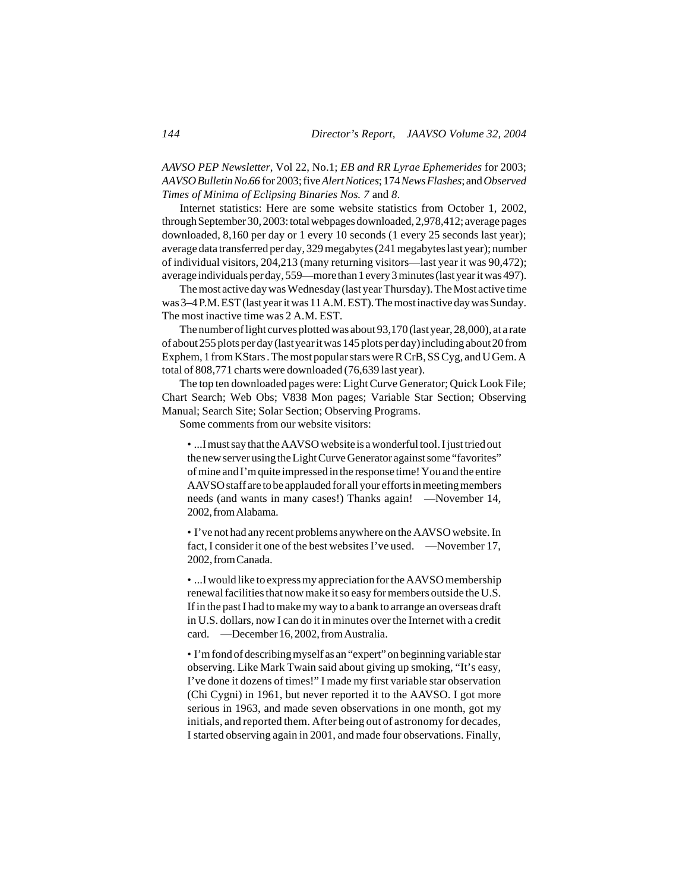*AAVSO PEP Newsletter*, Vol 22, No.1; *EB and RR Lyrae Ephemerides* for 2003; *AAVSO Bulletin No.66* for 2003; five *Alert Notices*; 174 *News Flashes*; and *Observed Times of Minima of Eclipsing Binaries Nos. 7* and *8*.

Internet statistics: Here are some website statistics from October 1, 2002, through September 30, 2003: total webpages downloaded, 2,978,412; average pages downloaded, 8,160 per day or 1 every 10 seconds (1 every 25 seconds last year); average data transferred per day, 329 megabytes (241 megabytes last year); number of individual visitors, 204,213 (many returning visitors—last year it was 90,472); average individuals per day, 559—more than 1 every 3 minutes (last year it was 497).

The most active day was Wednesday (last year Thursday). The Most active time was 3–4 P.M. EST (last year it was 11 A.M. EST). The most inactive day was Sunday. The most inactive time was 2 A.M. EST.

The number of light curves plotted was about 93,170 (last year, 28,000), at a rate of about 255 plots per day (last year it was 145 plots per day) including about 20 from Exphem, 1 from KStars . The most popular stars were R CrB, SS Cyg, and U Gem. A total of 808,771 charts were downloaded (76,639 last year).

The top ten downloaded pages were: Light Curve Generator; Quick Look File; Chart Search; Web Obs; V838 Mon pages; Variable Star Section; Observing Manual; Search Site; Solar Section; Observing Programs.

Some comments from our website visitors:

- ...I must say that the AAVSO website is a wonderful tool. I just tried out the new server using the Light Curve Generator against some "favorites" of mine and I'm quite impressed in the response time! You and the entire AAVSO staff are to be applauded for all your efforts in meeting members needs (and wants in many cases!) Thanks again! —November 14, 2002, from Alabama.

- I've not had any recent problems anywhere on the AAVSO website. In fact, I consider it one of the best websites I've used. —November 17, 2002, from Canada.

- ...I would like to express my appreciation for the AAVSO membership renewal facilities that now make it so easy for members outside the U.S. If in the past I had to make my way to a bank to arrange an overseas draft in U.S. dollars, now I can do it in minutes over the Internet with a credit card. —December 16, 2002, from Australia.

- I'm fond of describing myself as an "expert" on beginning variable star observing. Like Mark Twain said about giving up smoking, "It's easy, I've done it dozens of times!" I made my first variable star observation (Chi Cygni) in 1961, but never reported it to the AAVSO. I got more serious in 1963, and made seven observations in one month, got my initials, and reported them. After being out of astronomy for decades, I started observing again in 2001, and made four observations. Finally,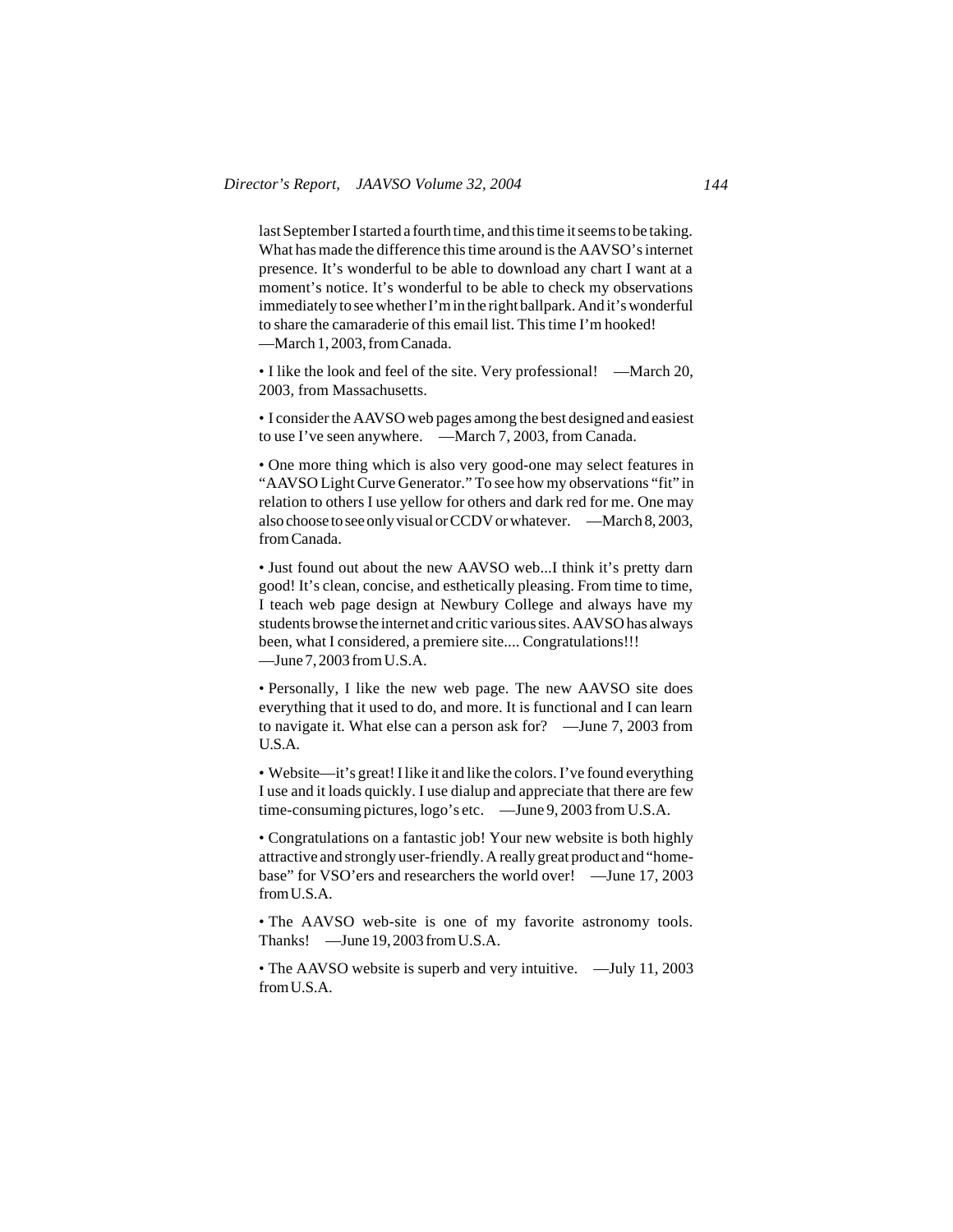last September I started a fourth time, and this time it seems to be taking. What has made the difference this time around is the AAVSO's internet presence. It's wonderful to be able to download any chart I want at a moment's notice. It's wonderful to be able to check my observations immediately to see whether I'm in the right ballpark. And it's wonderful to share the camaraderie of this email list. This time I'm hooked!
—March 1, 2003, from Canada.

• I like the look and feel of the site. Very professional! —March 20, 2003, from Massachusetts.

• I consider the AAVSO web pages among the best designed and easiest to use I've seen anywhere. —March 7, 2003, from Canada.

• One more thing which is also very good-one may select features in "AAVSO Light Curve Generator." To see how my observations "fit" in relation to others I use yellow for others and dark red for me. One may also choose to see only visual or CCDV or whatever. —March 8, 2003, from Canada.

• Just found out about the new AAVSO web...I think it's pretty darn good! It's clean, concise, and esthetically pleasing. From time to time, I teach web page design at Newbury College and always have my students browse the internet and critic various sites. AAVSO has always been, what I considered, a premiere site.... Congratulations!!!
—June 7, 2003 from U.S.A.

• Personally, I like the new web page. The new AAVSO site does everything that it used to do, and more. It is functional and I can learn to navigate it. What else can a person ask for? —June 7, 2003 from U.S.A.

• Website—it's great! I like it and like the colors. I've found everything I use and it loads quickly. I use dialup and appreciate that there are few time-consuming pictures, logo's etc. —June 9, 2003 from U.S.A.

• Congratulations on a fantastic job! Your new website is both highly attractive and strongly user-friendly. A really great product and "home-base" for VSO'ers and researchers the world over! —June 17, 2003 from U.S.A.

• The AAVSO web-site is one of my favorite astronomy tools. Thanks! —June 19, 2003 from U.S.A.

• The AAVSO website is superb and very intuitive. —July 11, 2003 from U.S.A.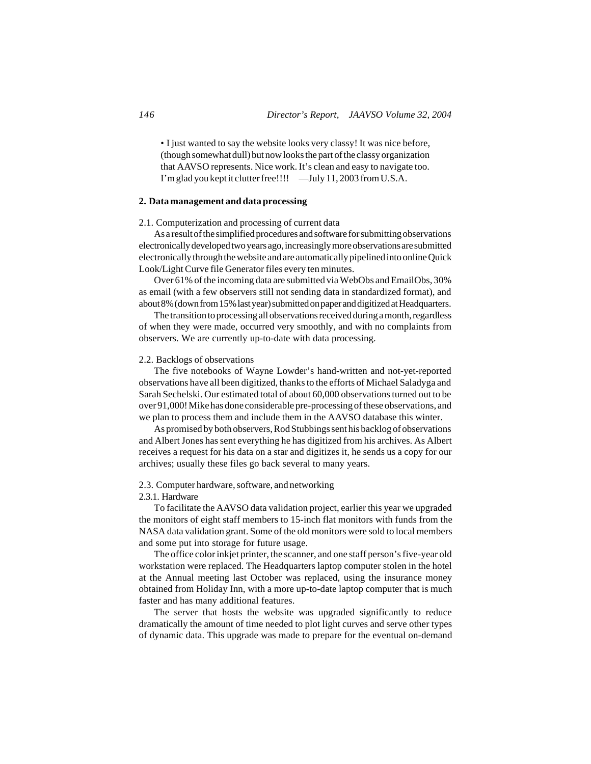• I just wanted to say the website looks very classy! It was nice before, (though somewhat dull) but now looks the part of the classy organization that AAVSO represents. Nice work. It's clean and easy to navigate too. I'm glad you kept it clutter free!!!! —July 11, 2003 from U.S.A.

## 2. Data management and data processing

### 2.1. Computerization and processing of current data

As a result of the simplified procedures and software for submitting observations electronically developed two years ago, increasingly more observations are submitted electronically through the website and are automatically pipelined into online Quick Look/Light Curve file Generator files every ten minutes.

Over 61% of the incoming data are submitted via WebObs and EmailObs, 30% as email (with a few observers still not sending data in standardized format), and about 8% (down from 15% last year) submitted on paper and digitized at Headquarters.

The transition to processing all observations received during a month, regardless of when they were made, occurred very smoothly, and with no complaints from observers. We are currently up-to-date with data processing.

### 2.2. Backlogs of observations

The five notebooks of Wayne Lowder's hand-written and not-yet-reported observations have all been digitized, thanks to the efforts of Michael Saladyga and Sarah Sechelski. Our estimated total of about 60,000 observations turned out to be over 91,000! Mike has done considerable pre-processing of these observations, and we plan to process them and include them in the AAVSO database this winter.

As promised by both observers, Rod Stubbings sent his backlog of observations and Albert Jones has sent everything he has digitized from his archives. As Albert receives a request for his data on a star and digitizes it, he sends us a copy for our archives; usually these files go back several to many years.

### 2.3. Computer hardware, software, and networking

#### 2.3.1. Hardware

To facilitate the AAVSO data validation project, earlier this year we upgraded the monitors of eight staff members to 15-inch flat monitors with funds from the NASA data validation grant. Some of the old monitors were sold to local members and some put into storage for future usage.

The office color inkjet printer, the scanner, and one staff person's five-year old workstation were replaced. The Headquarters laptop computer stolen in the hotel at the Annual meeting last October was replaced, using the insurance money obtained from Holiday Inn, with a more up-to-date laptop computer that is much faster and has many additional features.

The server that hosts the website was upgraded significantly to reduce dramatically the amount of time needed to plot light curves and serve other types of dynamic data. This upgrade was made to prepare for the eventual on-demand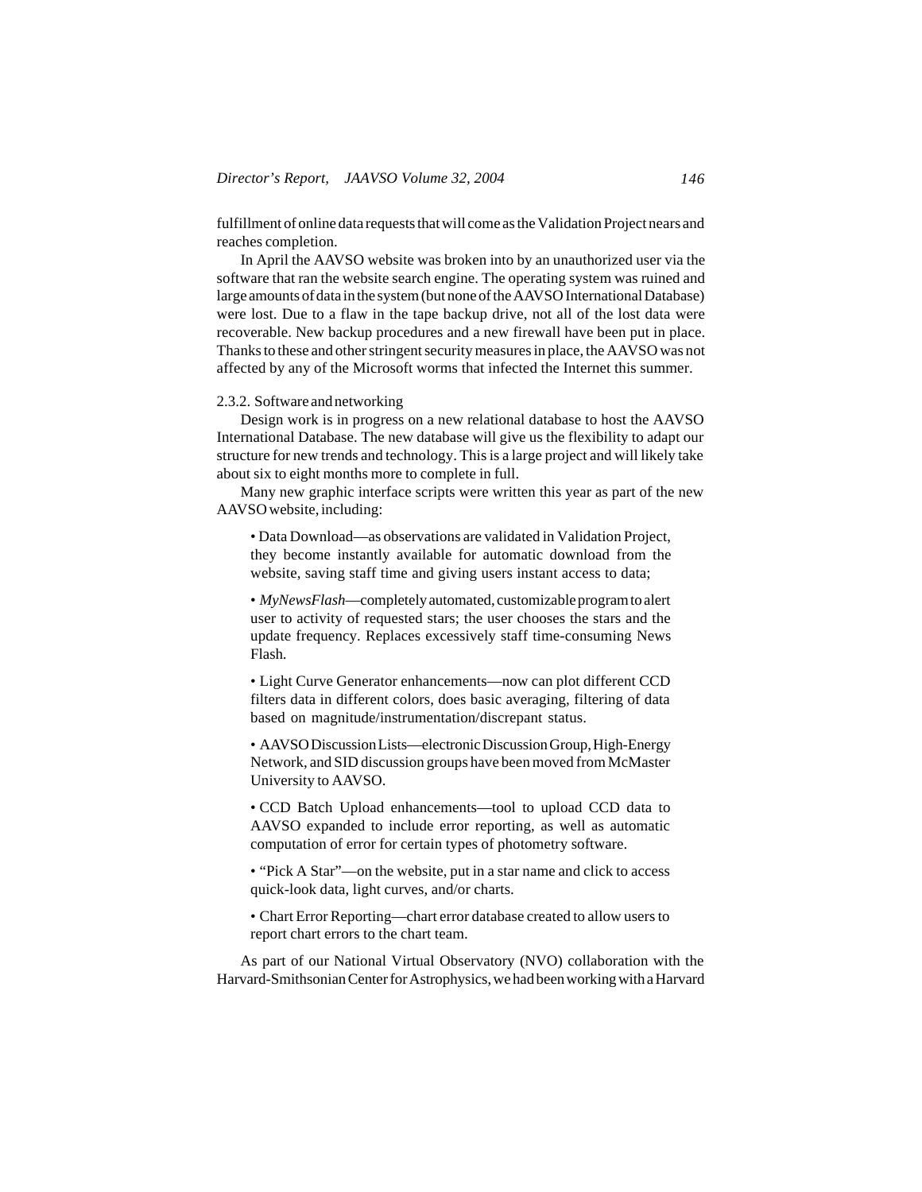fulfillment of online data requests that will come as the Validation Project nears and reaches completion.

In April the AAVSO website was broken into by an unauthorized user via the software that ran the website search engine. The operating system was ruined and large amounts of data in the system (but none of the AAVSO International Database) were lost. Due to a flaw in the tape backup drive, not all of the lost data were recoverable. New backup procedures and a new firewall have been put in place. Thanks to these and other stringent security measures in place, the AAVSO was not affected by any of the Microsoft worms that infected the Internet this summer.

#### 2.3.2. Software and networking

Design work is in progress on a new relational database to host the AAVSO International Database. The new database will give us the flexibility to adapt our structure for new trends and technology. This is a large project and will likely take about six to eight months more to complete in full.

Many new graphic interface scripts were written this year as part of the new AAVSO website, including:

- Data Download—as observations are validated in Validation Project, they become instantly available for automatic download from the website, saving staff time and giving users instant access to data;

- *MyNewsFlash*—completely automated, customizable program to alert user to activity of requested stars; the user chooses the stars and the update frequency. Replaces excessively staff time-consuming News Flash.

- Light Curve Generator enhancements—now can plot different CCD filters data in different colors, does basic averaging, filtering of data based on magnitude/instrumentation/discrepant status.

- AAVSO Discussion Lists—electronic Discussion Group, High-Energy Network, and SID discussion groups have been moved from McMaster University to AAVSO.

- CCD Batch Upload enhancements—tool to upload CCD data to AAVSO expanded to include error reporting, as well as automatic computation of error for certain types of photometry software.

- "Pick A Star"—on the website, put in a star name and click to access quick-look data, light curves, and/or charts.

- Chart Error Reporting—chart error database created to allow users to report chart errors to the chart team.

As part of our National Virtual Observatory (NVO) collaboration with the Harvard-Smithsonian Center for Astrophysics, we had been working with a Harvard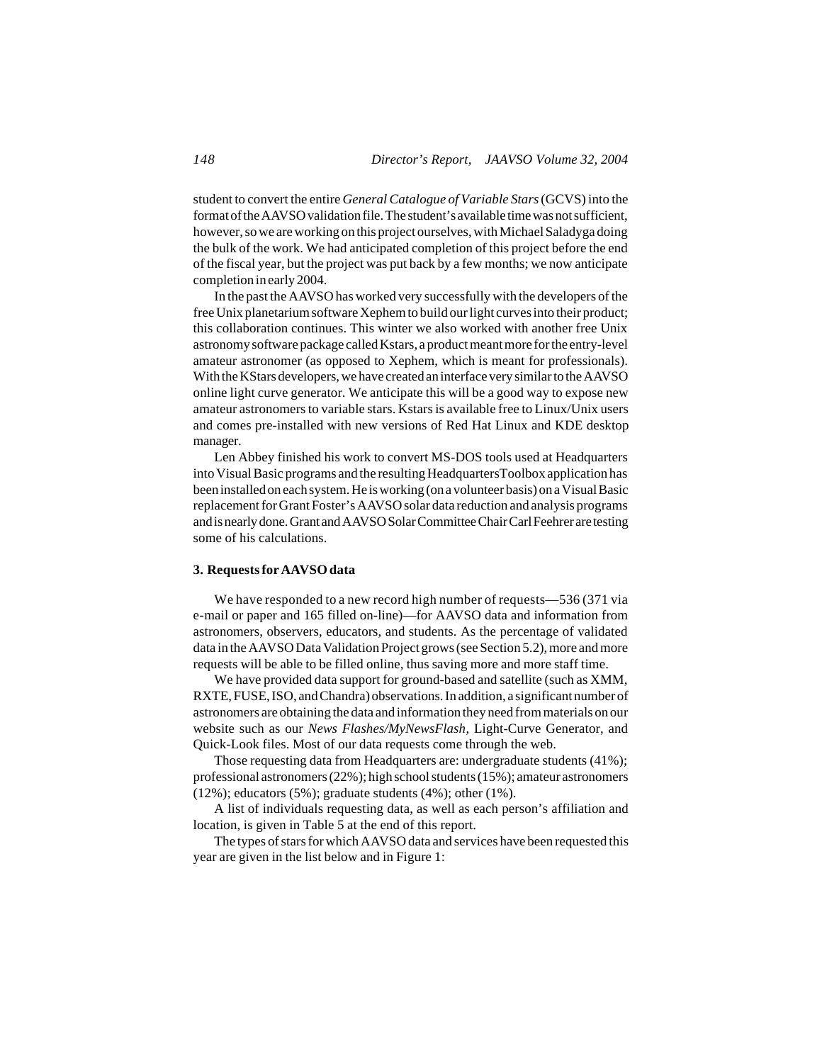student to convert the entire *General Catalogue of Variable Stars* (GCVS) into the format of the AAVSO validation file. The student's available time was not sufficient, however, so we are working on this project ourselves, with Michael Saladyga doing the bulk of the work. We had anticipated completion of this project before the end of the fiscal year, but the project was put back by a few months; we now anticipate completion in early 2004.

In the past the AAVSO has worked very successfully with the developers of the free Unix planetarium software Xephem to build our light curves into their product; this collaboration continues. This winter we also worked with another free Unix astronomy software package called Kstars, a product meant more for the entry-level amateur astronomer (as opposed to Xephem, which is meant for professionals). With the KStars developers, we have created an interface very similar to the AAVSO online light curve generator. We anticipate this will be a good way to expose new amateur astronomers to variable stars. Kstars is available free to Linux/Unix users and comes pre-installed with new versions of Red Hat Linux and KDE desktop manager.

Len Abbey finished his work to convert MS-DOS tools used at Headquarters into Visual Basic programs and the resulting HeadquartersToolbox application has been installed on each system. He is working (on a volunteer basis) on a Visual Basic replacement for Grant Foster's AAVSO solar data reduction and analysis programs and is nearly done. Grant and AAVSO Solar Committee Chair Carl Feehrer are testing some of his calculations.

### 3. Requests for AAVSO data

We have responded to a new record high number of requests—536 (371 via e-mail or paper and 165 filled on-line)—for AAVSO data and information from astronomers, observers, educators, and students. As the percentage of validated data in the AAVSO Data Validation Project grows (see Section 5.2), more and more requests will be able to be filled online, thus saving more and more staff time.

We have provided data support for ground-based and satellite (such as XMM, RXTE, FUSE, ISO, and Chandra) observations. In addition, a significant number of astronomers are obtaining the data and information they need from materials on our website such as our *News Flashes/MyNewsFlash*, Light-Curve Generator, and Quick-Look files. Most of our data requests come through the web.

Those requesting data from Headquarters are: undergraduate students (41%); professional astronomers (22%); high school students (15%); amateur astronomers (12%); educators (5%); graduate students (4%); other (1%).

A list of individuals requesting data, as well as each person's affiliation and location, is given in Table 5 at the end of this report.

The types of stars for which AAVSO data and services have been requested this year are given in the list below and in Figure 1: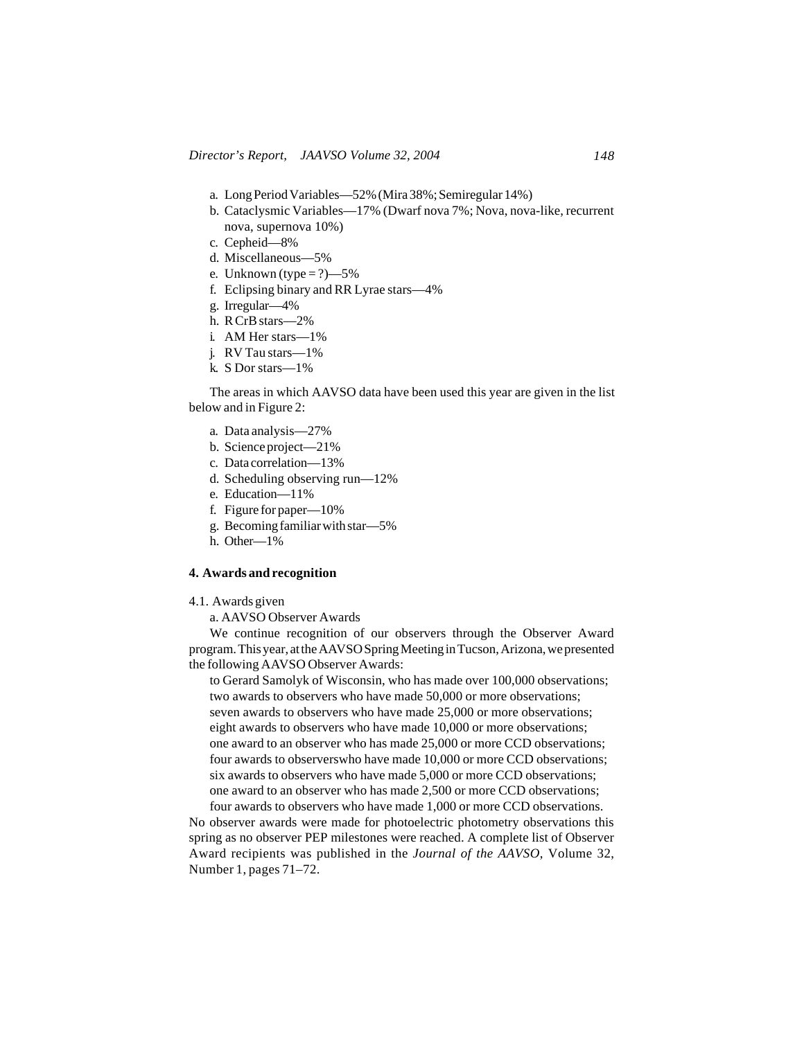a. Long Period Variables—52% (Mira 38%; Semiregular 14%)
b. Cataclysmic Variables—17% (Dwarf nova 7%; Nova, nova-like, recurrent nova, supernova 10%)
c. Cepheid—8%
d. Miscellaneous—5%
e. Unknown (type = ?)—5%
f. Eclipsing binary and RR Lyrae stars—4%
g. Irregular—4%
h. R CrB stars—2%
i. AM Her stars—1%
j. RV Tau stars—1%
k. S Dor stars—1%

The areas in which AAVSO data have been used this year are given in the list below and in Figure 2:

a. Data analysis—27%
b. Science project—21%
c. Data correlation—13%
d. Scheduling observing run—12%
e. Education—11%
f. Figure for paper—10%
g. Becoming familiar with star—5%
h. Other—1%

## 4. Awards and recognition

### 4.1. Awards given

a. AAVSO Observer Awards

We continue recognition of our observers through the Observer Award program. This year, at the AAVSO Spring Meeting in Tucson, Arizona, we presented the following AAVSO Observer Awards:

to Gerard Samolyk of Wisconsin, who has made over 100,000 observations;
two awards to observers who have made 50,000 or more observations;
seven awards to observers who have made 25,000 or more observations;
eight awards to observers who have made 10,000 or more observations;
one award to an observer who has made 25,000 or more CCD observations;
four awards to observerswho have made 10,000 or more CCD observations;
six awards to observers who have made 5,000 or more CCD observations;
one award to an observer who has made 2,500 or more CCD observations;
four awards to observers who have made 1,000 or more CCD observations.

No observer awards were made for photoelectric photometry observations this spring as no observer PEP milestones were reached. A complete list of Observer Award recipients was published in the *Journal of the AAVSO*, Volume 32, Number 1, pages 71–72.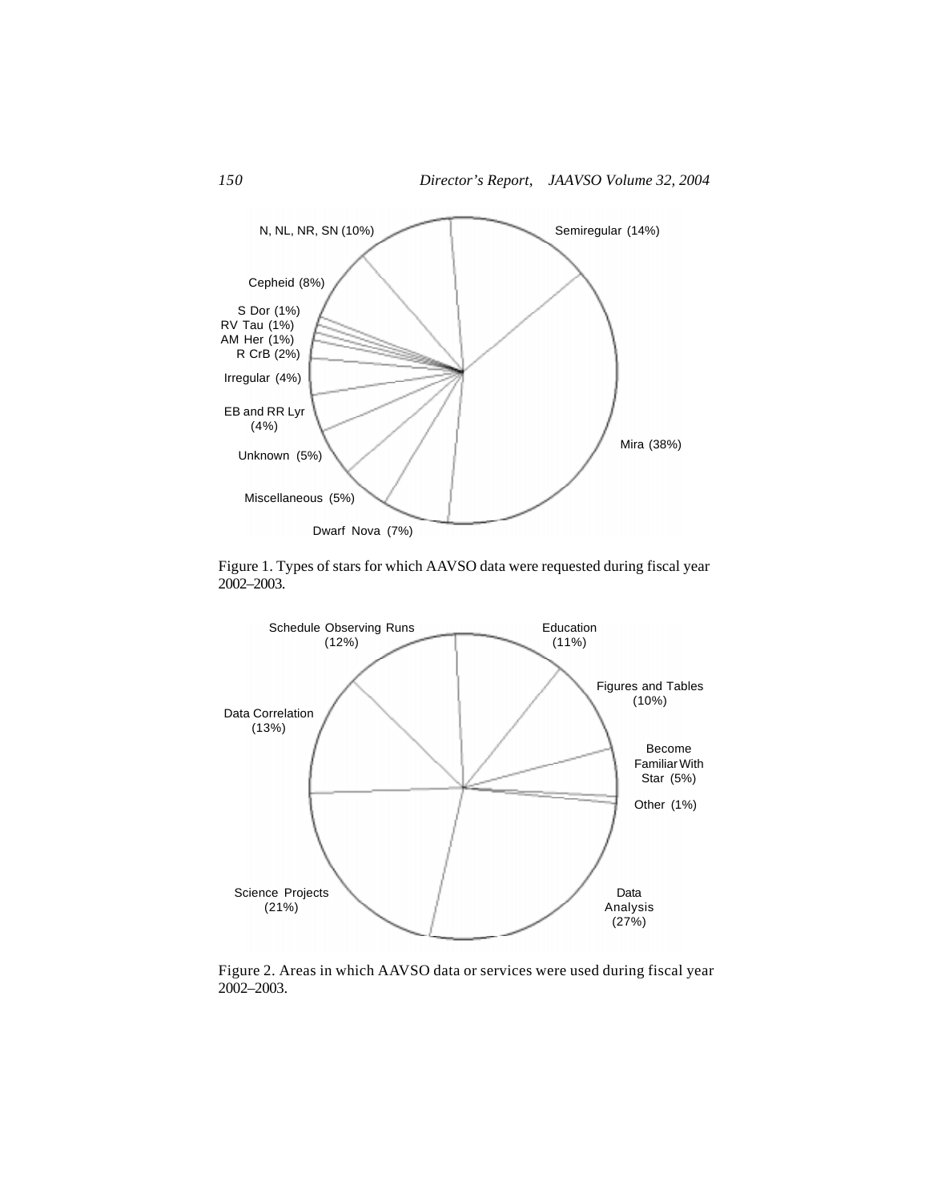Figure 1. Types of stars for which AAVSO data were requested during fiscal year 2002–2003.

Figure 2. Areas in which AAVSO data or services were used during fiscal year 2002–2003.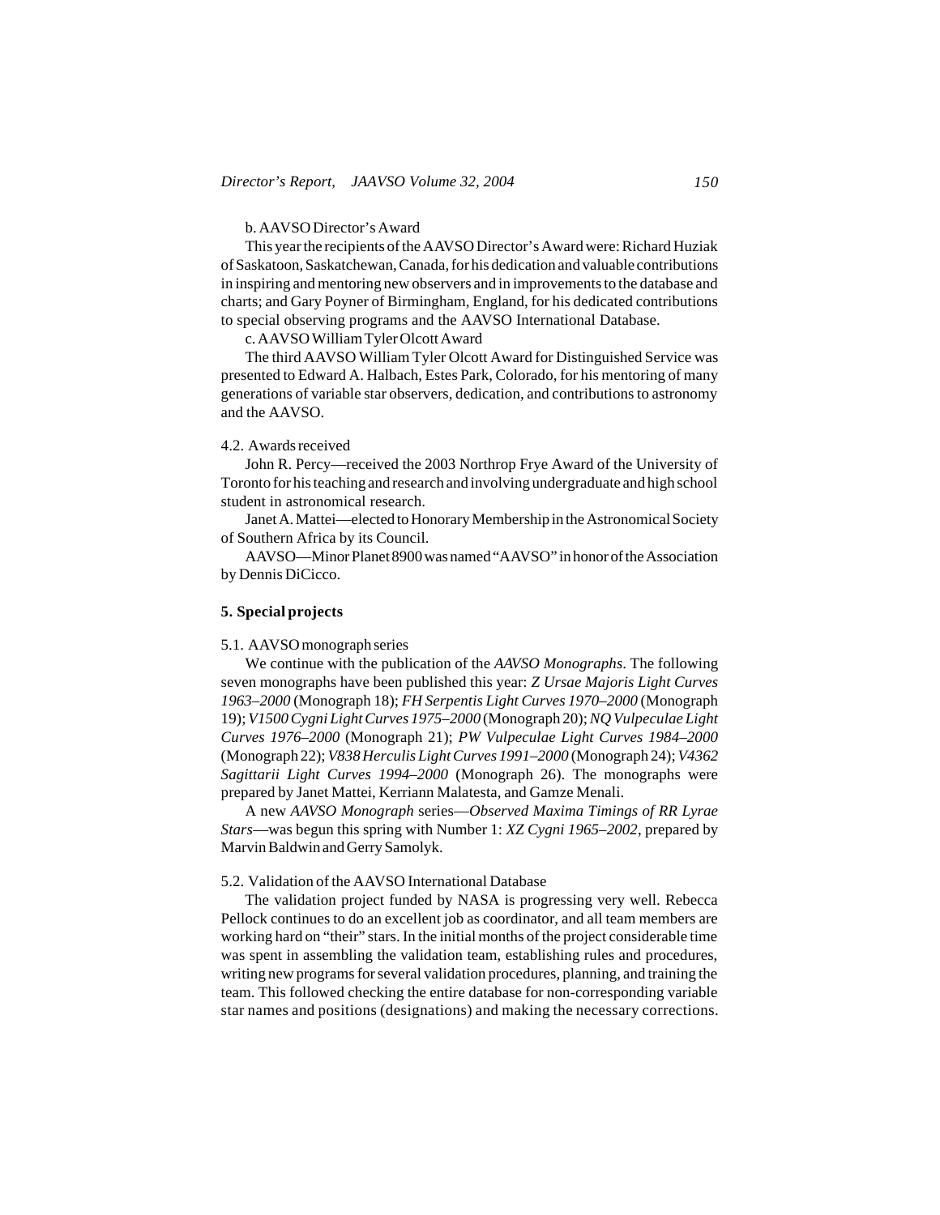b. AAVSO Director's Award

This year the recipients of the AAVSO Director's Award were: Richard Huziak of Saskatoon, Saskatchewan, Canada, for his dedication and valuable contributions in inspiring and mentoring new observers and in improvements to the database and charts; and Gary Poyner of Birmingham, England, for his dedicated contributions to special observing programs and the AAVSO International Database.

c. AAVSO William Tyler Olcott Award

The third AAVSO William Tyler Olcott Award for Distinguished Service was presented to Edward A. Halbach, Estes Park, Colorado, for his mentoring of many generations of variable star observers, dedication, and contributions to astronomy and the AAVSO.

4.2. Awards received

John R. Percy—received the 2003 Northrop Frye Award of the University of Toronto for his teaching and research and involving undergraduate and high school student in astronomical research.

Janet A. Mattei—elected to Honorary Membership in the Astronomical Society of Southern Africa by its Council.

AAVSO—Minor Planet 8900 was named "AAVSO" in honor of the Association by Dennis DiCicco.

## 5. Special projects

5.1. AAVSO monograph series

We continue with the publication of the *AAVSO Monographs*. The following seven monographs have been published this year: *Z Ursae Majoris Light Curves 1963–2000* (Monograph 18); *FH Serpentis Light Curves 1970–2000* (Monograph 19); *V1500 Cygni Light Curves 1975–2000* (Monograph 20); *NQ Vulpeculae Light Curves 1976–2000* (Monograph 21); *PW Vulpeculae Light Curves 1984–2000* (Monograph 22); *V838 Herculis Light Curves 1991–2000* (Monograph 24); *V4362 Sagittarii Light Curves 1994–2000* (Monograph 26). The monographs were prepared by Janet Mattei, Kerriann Malatesta, and Gamze Menali.

A new *AAVSO Monograph* series—*Observed Maxima Timings of RR Lyrae Stars*—was begun this spring with Number 1: *XZ Cygni 1965–2002*, prepared by Marvin Baldwin and Gerry Samolyk.

5.2. Validation of the AAVSO International Database

The validation project funded by NASA is progressing very well. Rebecca Pellock continues to do an excellent job as coordinator, and all team members are working hard on "their" stars. In the initial months of the project considerable time was spent in assembling the validation team, establishing rules and procedures, writing new programs for several validation procedures, planning, and training the team. This followed checking the entire database for non-corresponding variable star names and positions (designations) and making the necessary corrections.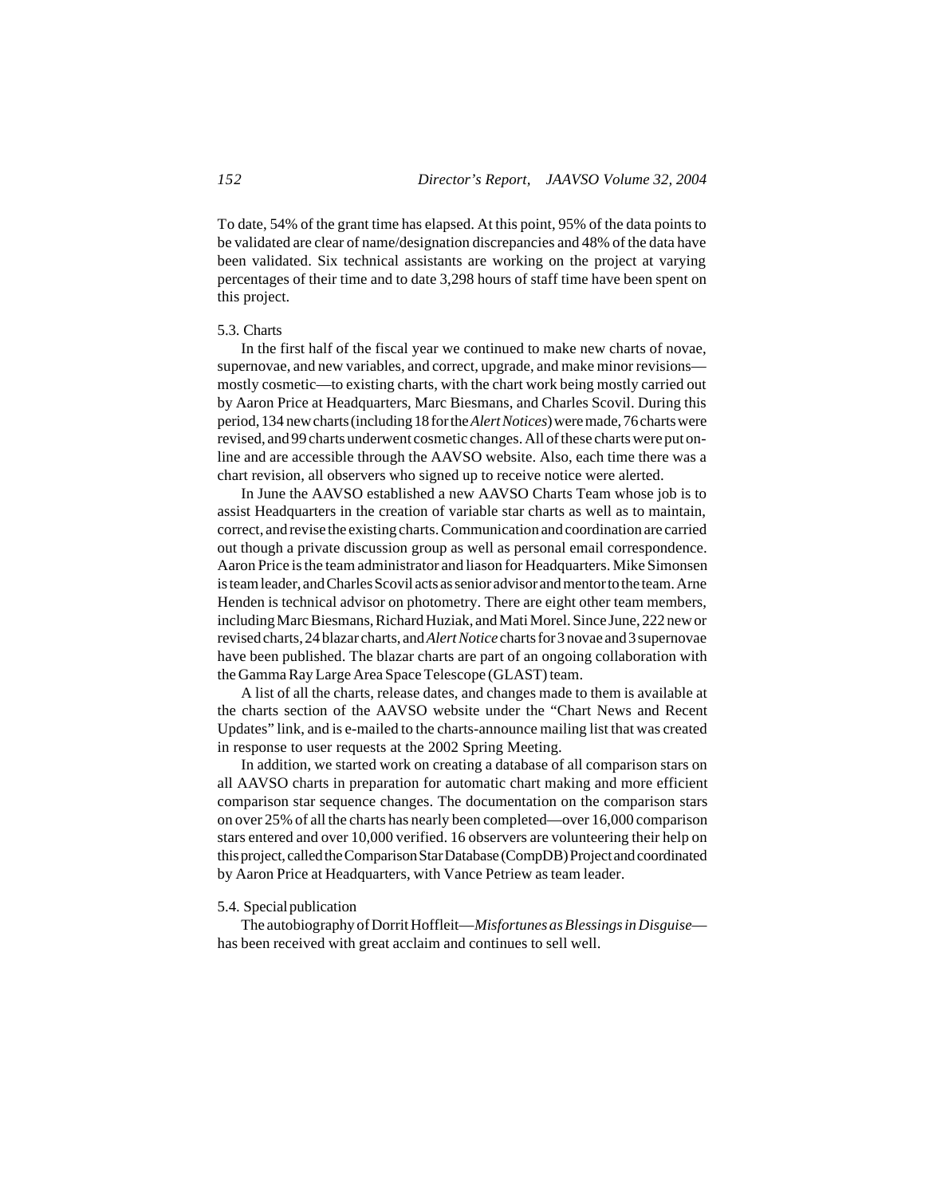To date, 54% of the grant time has elapsed. At this point, 95% of the data points to be validated are clear of name/designation discrepancies and 48% of the data have been validated. Six technical assistants are working on the project at varying percentages of their time and to date 3,298 hours of staff time have been spent on this project.

### 5.3. Charts

In the first half of the fiscal year we continued to make new charts of novae, supernovae, and new variables, and correct, upgrade, and make minor revisions—mostly cosmetic—to existing charts, with the chart work being mostly carried out by Aaron Price at Headquarters, Marc Biesmans, and Charles Scovil. During this period, 134 new charts (including 18 for the *Alert Notices*) were made, 76 charts were revised, and 99 charts underwent cosmetic changes. All of these charts were put online and are accessible through the AAVSO website. Also, each time there was a chart revision, all observers who signed up to receive notice were alerted.

In June the AAVSO established a new AAVSO Charts Team whose job is to assist Headquarters in the creation of variable star charts as well as to maintain, correct, and revise the existing charts. Communication and coordination are carried out though a private discussion group as well as personal email correspondence. Aaron Price is the team administrator and liason for Headquarters. Mike Simonsen is team leader, and Charles Scovil acts as senior advisor and mentor to the team. Arne Henden is technical advisor on photometry. There are eight other team members, including Marc Biesmans, Richard Huziak, and Mati Morel. Since June, 222 new or revised charts, 24 blazar charts, and *Alert Notice* charts for 3 novae and 3 supernovae have been published. The blazar charts are part of an ongoing collaboration with the Gamma Ray Large Area Space Telescope (GLAST) team.

A list of all the charts, release dates, and changes made to them is available at the charts section of the AAVSO website under the "Chart News and Recent Updates" link, and is e-mailed to the charts-announce mailing list that was created in response to user requests at the 2002 Spring Meeting.

In addition, we started work on creating a database of all comparison stars on all AAVSO charts in preparation for automatic chart making and more efficient comparison star sequence changes. The documentation on the comparison stars on over 25% of all the charts has nearly been completed—over 16,000 comparison stars entered and over 10,000 verified. 16 observers are volunteering their help on this project, called the Comparison Star Database (CompDB) Project and coordinated by Aaron Price at Headquarters, with Vance Petriew as team leader.

### 5.4. Special publication

The autobiography of Dorrit Hoffleit—*Misfortunes as Blessings in Disguise*—has been received with great acclaim and continues to sell well.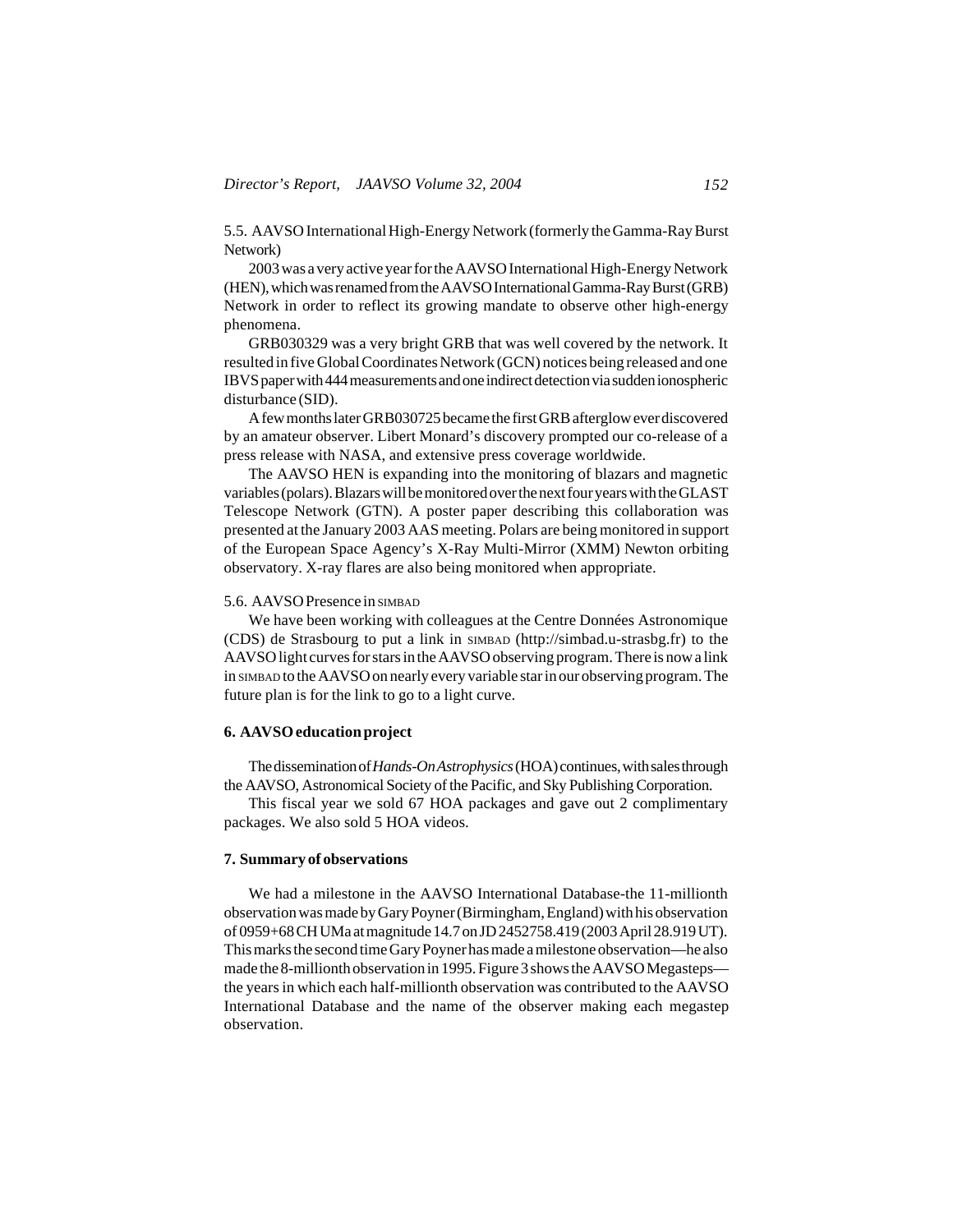5.5. AAVSO International High-Energy Network (formerly the Gamma-Ray Burst Network)

2003 was a very active year for the AAVSO International High-Energy Network (HEN), which was renamed from the AAVSO International Gamma-Ray Burst (GRB) Network in order to reflect its growing mandate to observe other high-energy phenomena.

GRB030329 was a very bright GRB that was well covered by the network. It resulted in five Global Coordinates Network (GCN) notices being released and one IBVS paper with 444 measurements and one indirect detection via sudden ionospheric disturbance (SID).

A few months later GRB030725 became the first GRB afterglow ever discovered by an amateur observer. Libert Monard's discovery prompted our co-release of a press release with NASA, and extensive press coverage worldwide.

The AAVSO HEN is expanding into the monitoring of blazars and magnetic variables (polars). Blazars will be monitored over the next four years with the GLAST Telescope Network (GTN). A poster paper describing this collaboration was presented at the January 2003 AAS meeting. Polars are being monitored in support of the European Space Agency's X-Ray Multi-Mirror (XMM) Newton orbiting observatory. X-ray flares are also being monitored when appropriate.

5.6. AAVSO Presence in SIMBAD

We have been working with colleagues at the Centre Données Astronomique (CDS) de Strasbourg to put a link in SIMBAD (http://simbad.u-strasbg.fr) to the AAVSO light curves for stars in the AAVSO observing program. There is now a link in SIMBAD to the AAVSO on nearly every variable star in our observing program. The future plan is for the link to go to a light curve.

## 6. AAVSO education project

The dissemination of *Hands-On Astrophysics* (HOA) continues, with sales through the AAVSO, Astronomical Society of the Pacific, and Sky Publishing Corporation.

This fiscal year we sold 67 HOA packages and gave out 2 complimentary packages. We also sold 5 HOA videos.

## 7. Summary of observations

We had a milestone in the AAVSO International Database-the 11-millionth observation was made by Gary Poyner (Birmingham, England) with his observation of 0959+68 CH UMa at magnitude 14.7 on JD 2452758.419 (2003 April 28.919 UT). This marks the second time Gary Poyner has made a milestone observation—he also made the 8-millionth observation in 1995. Figure 3 shows the AAVSO Megasteps—the years in which each half-millionth observation was contributed to the AAVSO International Database and the name of the observer making each megastep observation.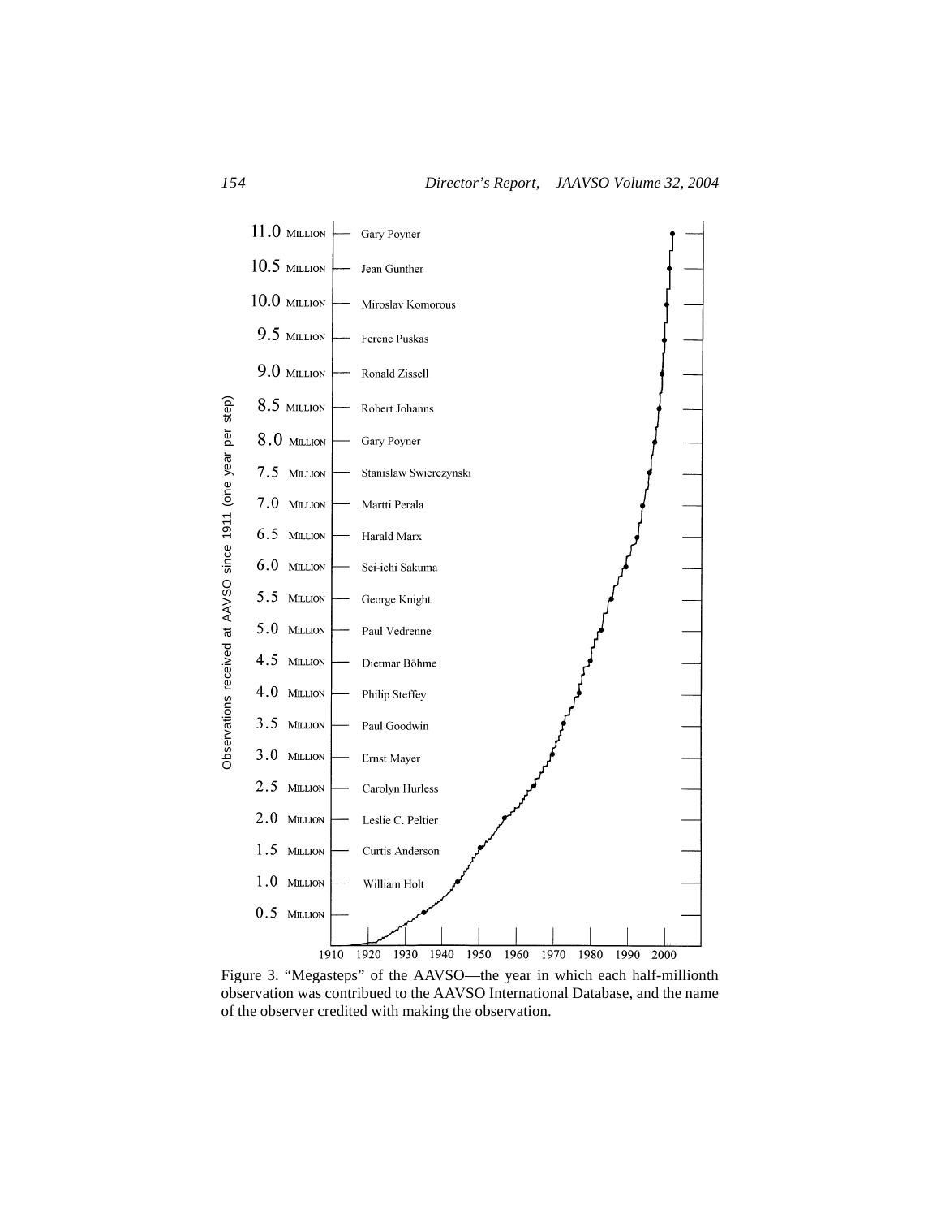| Observations received at AAVSO since 1911 (one year per step) | Observer |
| --- | --- |
| 11.0 MILLION | Gary Poyner |
| 10.5 MILLION | Jean Gunther |
| 10.0 MILLION | Miroslav Komorous |
| 9.5 MILLION | Ferenc Puskas |
| 9.0 MILLION | Ronald Zissell |
| 8.5 MILLION | Robert Johanns |
| 8.0 MILLION | Gary Poyner |
| 7.5 MILLION | Stanislaw Swierczynski |
| 7.0 MILLION | Martti Perala |
| 6.5 MILLION | Harald Marx |
| 6.0 MILLION | Sei-ichi Sakuma |
| 5.5 MILLION | George Knight |
| 5.0 MILLION | Paul Vedrenne |
| 4.5 MILLION | Dietmar Böhme |
| 4.0 MILLION | Philip Steffey |
| 3.5 MILLION | Paul Goodwin |
| 3.0 MILLION | Ernst Mayer |
| 2.5 MILLION | Carolyn Hurless |
| 2.0 MILLION | Leslie C. Peltier |
| 1.5 MILLION | Curtis Anderson |
| 1.0 MILLION | William Holt |
| 0.5 MILLION | |

Figure 3. "Megasteps" of the AAVSO—the year in which each half-millionth observation was contribued to the AAVSO International Database, and the name of the observer credited with making the observation.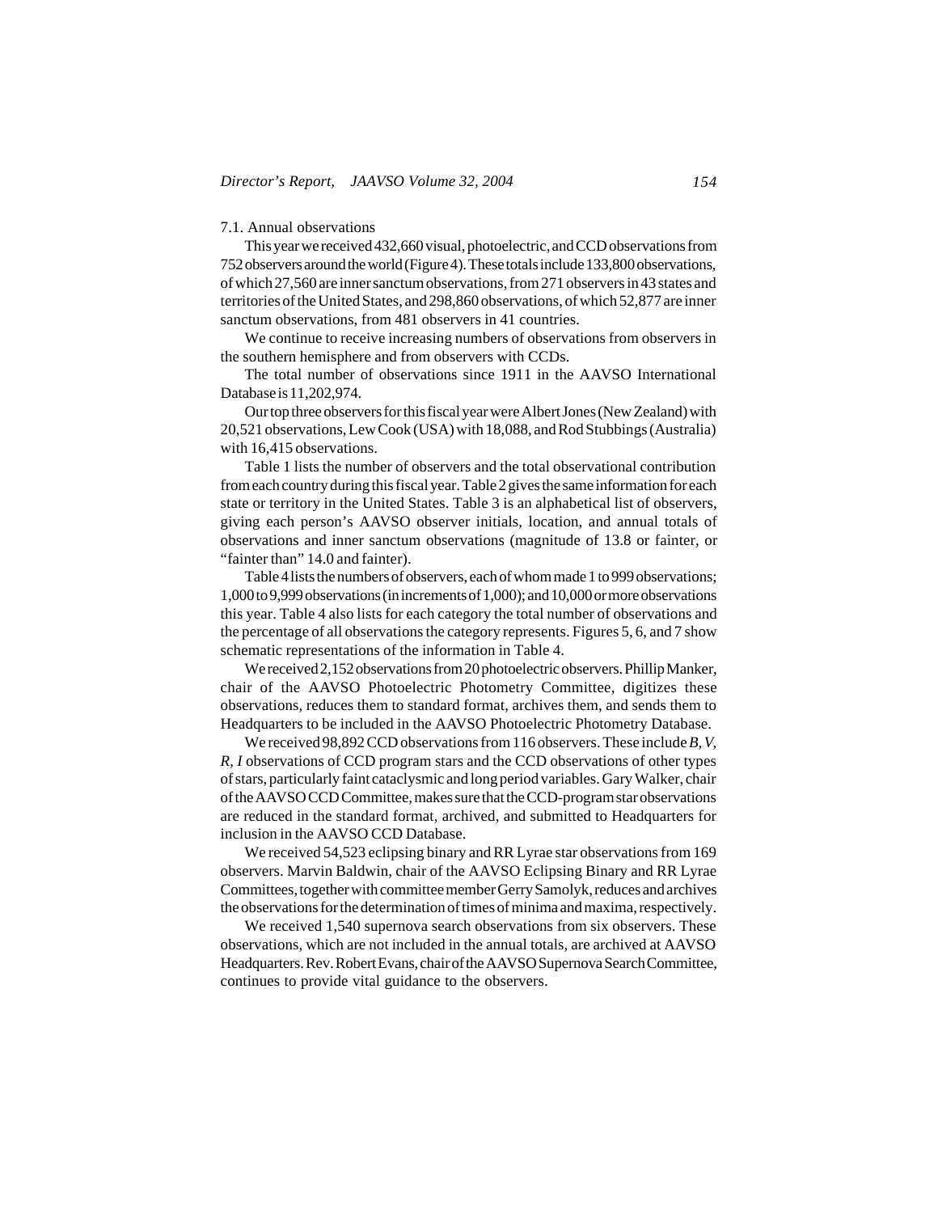### 7.1. Annual observations

This year we received 432,660 visual, photoelectric, and CCD observations from 752 observers around the world (Figure 4). These totals include 133,800 observations, of which 27,560 are inner sanctum observations, from 271 observers in 43 states and territories of the United States, and 298,860 observations, of which 52,877 are inner sanctum observations, from 481 observers in 41 countries.

We continue to receive increasing numbers of observations from observers in the southern hemisphere and from observers with CCDs.

The total number of observations since 1911 in the AAVSO International Database is 11,202,974.

Our top three observers for this fiscal year were Albert Jones (New Zealand) with 20,521 observations, Lew Cook (USA) with 18,088, and Rod Stubbings (Australia) with 16,415 observations.

Table 1 lists the number of observers and the total observational contribution from each country during this fiscal year. Table 2 gives the same information for each state or territory in the United States. Table 3 is an alphabetical list of observers, giving each person's AAVSO observer initials, location, and annual totals of observations and inner sanctum observations (magnitude of 13.8 or fainter, or "fainter than" 14.0 and fainter).

Table 4 lists the numbers of observers, each of whom made 1 to 999 observations; 1,000 to 9,999 observations (in increments of 1,000); and 10,000 or more observations this year. Table 4 also lists for each category the total number of observations and the percentage of all observations the category represents. Figures 5, 6, and 7 show schematic representations of the information in Table 4.

We received 2,152 observations from 20 photoelectric observers. Phillip Manker, chair of the AAVSO Photoelectric Photometry Committee, digitizes these observations, reduces them to standard format, archives them, and sends them to Headquarters to be included in the AAVSO Photoelectric Photometry Database.

We received 98,892 CCD observations from 116 observers. These include *B*, *V*, *R*, *I* observations of CCD program stars and the CCD observations of other types of stars, particularly faint cataclysmic and long period variables. Gary Walker, chair of the AAVSO CCD Committee, makes sure that the CCD-program star observations are reduced in the standard format, archived, and submitted to Headquarters for inclusion in the AAVSO CCD Database.

We received 54,523 eclipsing binary and RR Lyrae star observations from 169 observers. Marvin Baldwin, chair of the AAVSO Eclipsing Binary and RR Lyrae Committees, together with committee member Gerry Samolyk, reduces and archives the observations for the determination of times of minima and maxima, respectively.

We received 1,540 supernova search observations from six observers. These observations, which are not included in the annual totals, are archived at AAVSO Headquarters. Rev. Robert Evans, chair of the AAVSO Supernova Search Committee, continues to provide vital guidance to the observers.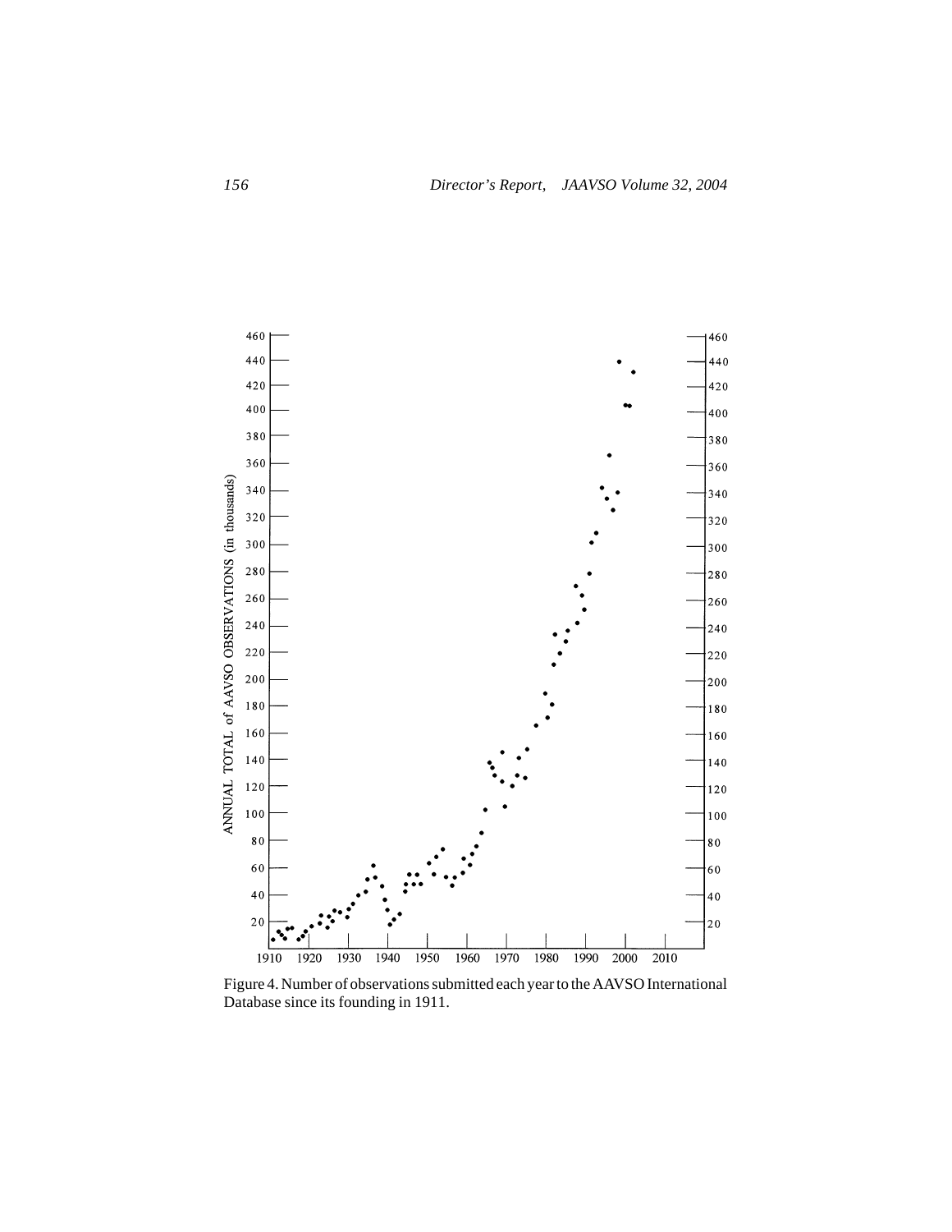Figure 4. Number of observations submitted each year to the AAVSO International Database since its founding in 1911.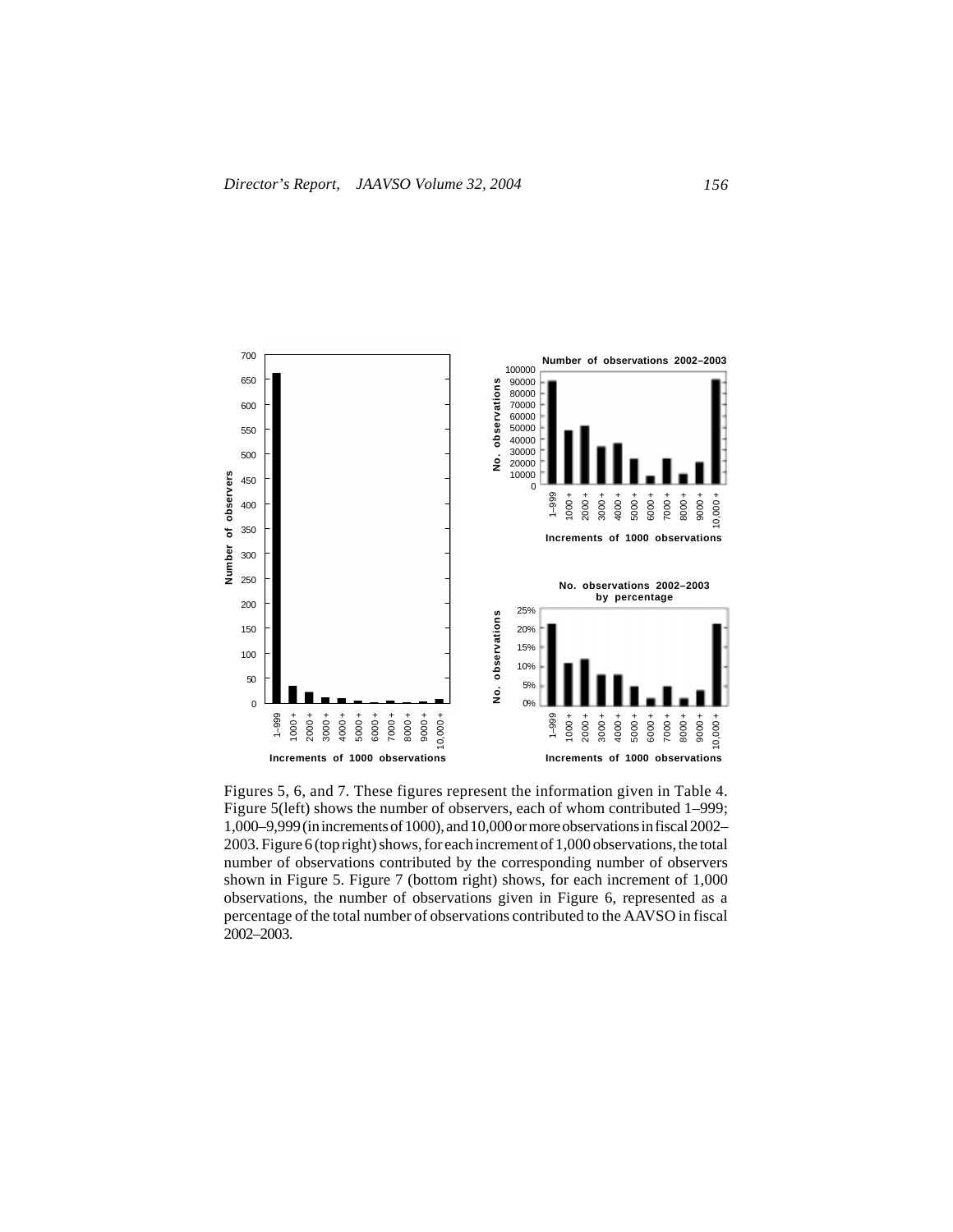Figures 5, 6, and 7. These figures represent the information given in Table 4. Figure 5(left) shows the number of observers, each of whom contributed 1–999; 1,000–9,999 (in increments of 1000), and 10,000 or more observations in fiscal 2002–2003. Figure 6 (top right) shows, for each increment of 1,000 observations, the total number of observations contributed by the corresponding number of observers shown in Figure 5. Figure 7 (bottom right) shows, for each increment of 1,000 observations, the number of observations given in Figure 6, represented as a percentage of the total number of observations contributed to the AAVSO in fiscal 2002–2003.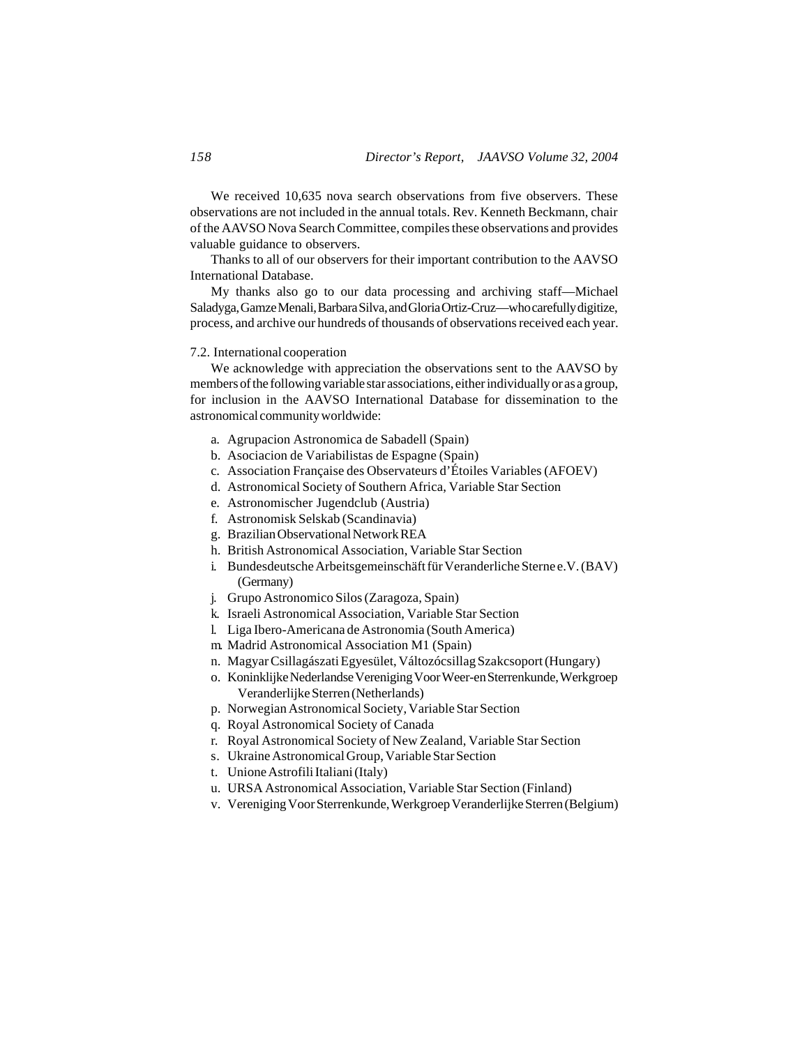We received 10,635 nova search observations from five observers. These observations are not included in the annual totals. Rev. Kenneth Beckmann, chair of the AAVSO Nova Search Committee, compiles these observations and provides valuable guidance to observers.

Thanks to all of our observers for their important contribution to the AAVSO International Database.

My thanks also go to our data processing and archiving staff—Michael Saladyga, Gamze Menali, Barbara Silva, and Gloria Ortiz-Cruz—who carefully digitize, process, and archive our hundreds of thousands of observations received each year.

### 7.2. International cooperation

We acknowledge with appreciation the observations sent to the AAVSO by members of the following variable star associations, either individually or as a group, for inclusion in the AAVSO International Database for dissemination to the astronomical community worldwide:

a. Agrupacion Astronomica de Sabadell (Spain)
b. Asociacion de Variabilistas de Espagne (Spain)
c. Association Française des Observateurs d'Étoiles Variables (AFOEV)
d. Astronomical Society of Southern Africa, Variable Star Section
e. Astronomischer Jugendclub (Austria)
f. Astronomisk Selskab (Scandinavia)
g. Brazilian Observational Network REA
h. British Astronomical Association, Variable Star Section
i. Bundesdeutsche Arbeitsgemeinschäft für Veranderliche Sterne e.V. (BAV) (Germany)
j. Grupo Astronomico Silos (Zaragoza, Spain)
k. Israeli Astronomical Association, Variable Star Section
l. Liga Ibero-Americana de Astronomia (South America)
m. Madrid Astronomical Association M1 (Spain)
n. Magyar Csillagászati Egyesület, Változócsillag Szakcsoport (Hungary)
o. Koninklijke Nederlandse Vereniging Voor Weer-en Sterrenkunde, Werkgroep Veranderlijke Sterren (Netherlands)
p. Norwegian Astronomical Society, Variable Star Section
q. Royal Astronomical Society of Canada
r. Royal Astronomical Society of New Zealand, Variable Star Section
s. Ukraine Astronomical Group, Variable Star Section
t. Unione Astrofili Italiani (Italy)
u. URSA Astronomical Association, Variable Star Section (Finland)
v. Vereniging Voor Sterrenkunde, Werkgroep Veranderlijke Sterren (Belgium)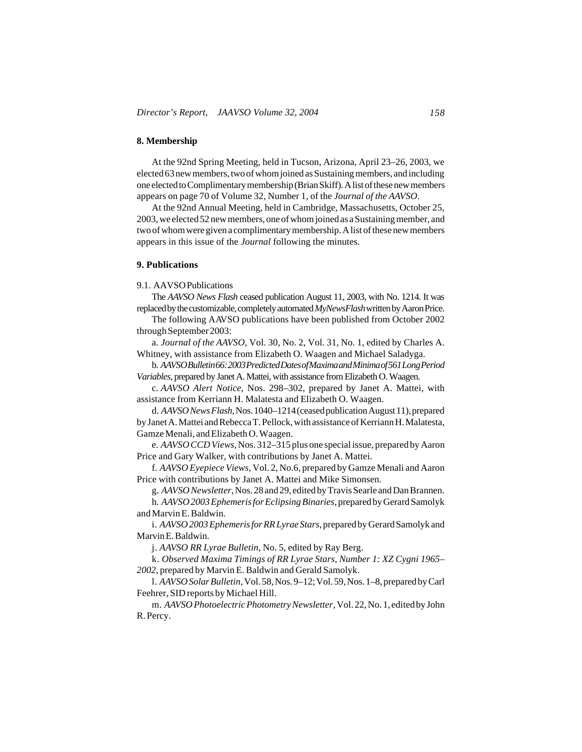## 8. Membership

At the 92nd Spring Meeting, held in Tucson, Arizona, April 23–26, 2003, we elected 63 new members, two of whom joined as Sustaining members, and including one elected to Complimentary membership (Brian Skiff). A list of these new members appears on page 70 of Volume 32, Number 1, of the *Journal of the AAVSO*.

At the 92nd Annual Meeting, held in Cambridge, Massachusetts, October 25, 2003, we elected 52 new members, one of whom joined as a Sustaining member, and two of whom were given a complimentary membership. A list of these new members appears in this issue of the *Journal* following the minutes.

## 9. Publications

### 9.1. AAVSO Publications

The *AAVSO News Flash* ceased publication August 11, 2003, with No. 1214. It was replaced by the customizable, completely automated *MyNewsFlash* written by Aaron Price.

The following AAVSO publications have been published from October 2002 through September 2003:

a. *Journal of the AAVSO*, Vol. 30, No. 2, Vol. 31, No. 1, edited by Charles A. Whitney, with assistance from Elizabeth O. Waagen and Michael Saladyga.

b. *AAVSO Bulletin 66: 2003 Predicted Dates of Maxima and Minima of 561 Long Period Variables*, prepared by Janet A. Mattei, with assistance from Elizabeth O. Waagen.

c. *AAVSO Alert Notice*, Nos. 298–302, prepared by Janet A. Mattei, with assistance from Kerriann H. Malatesta and Elizabeth O. Waagen.

d. *AAVSO News Flash*, Nos. 1040–1214 (ceased publication August 11), prepared by Janet A. Mattei and Rebecca T. Pellock, with assistance of Kerriann H. Malatesta, Gamze Menali, and Elizabeth O. Waagen.

e. *AAVSO CCD Views*, Nos. 312–315 plus one special issue, prepared by Aaron Price and Gary Walker, with contributions by Janet A. Mattei.

f. *AAVSO Eyepiece Views*, Vol. 2, No.6, prepared by Gamze Menali and Aaron Price with contributions by Janet A. Mattei and Mike Simonsen.

g. *AAVSO Newsletter*, Nos. 28 and 29, edited by Travis Searle and Dan Brannen.

h. *AAVSO 2003 Ephemeris for Eclipsing Binaries*, prepared by Gerard Samolyk and Marvin E. Baldwin.

i. *AAVSO 2003 Ephemeris for RR Lyrae Stars*, prepared by Gerard Samolyk and Marvin E. Baldwin.

j. *AAVSO RR Lyrae Bulletin*, No. 5, edited by Ray Berg.

k. *Observed Maxima Timings of RR Lyrae Stars, Number 1: XZ Cygni 1965–2002*, prepared by Marvin E. Baldwin and Gerald Samolyk.

l. *AAVSO Solar Bulletin*, Vol. 58, Nos. 9–12; Vol. 59, Nos. 1–8, prepared by Carl Feehrer, SID reports by Michael Hill.

m. *AAVSO Photoelectric Photometry Newsletter*, Vol. 22, No. 1, edited by John R. Percy.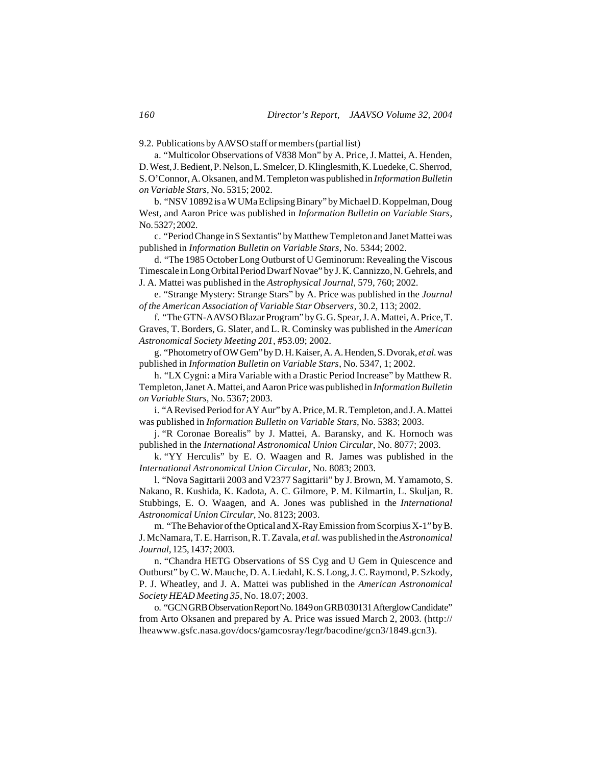9.2. Publications by AAVSO staff or members (partial list)

a. "Multicolor Observations of V838 Mon" by A. Price, J. Mattei, A. Henden, D. West, J. Bedient, P. Nelson, L. Smelcer, D. Klinglesmith, K. Luedeke, C. Sherrod, S. O'Connor, A. Oksanen, and M. Templeton was published in *Information Bulletin on Variable Stars*, No. 5315; 2002.

b. "NSV 10892 is a W UMa Eclipsing Binary" by Michael D. Koppelman, Doug West, and Aaron Price was published in *Information Bulletin on Variable Stars*, No. 5327; 2002.

c. "Period Change in S Sextantis" by Matthew Templeton and Janet Mattei was published in *Information Bulletin on Variable Stars*, No. 5344; 2002.

d. "The 1985 October Long Outburst of U Geminorum: Revealing the Viscous Timescale in Long Orbital Period Dwarf Novae" by J. K. Cannizzo, N. Gehrels, and J. A. Mattei was published in the *Astrophysical Journal*, 579, 760; 2002.

e. "Strange Mystery: Strange Stars" by A. Price was published in the *Journal of the American Association of Variable Star Observers*, 30.2, 113; 2002.

f. "The GTN-AAVSO Blazar Program" by G. G. Spear, J. A. Mattei, A. Price, T. Graves, T. Borders, G. Slater, and L. R. Cominsky was published in the *American Astronomical Society Meeting 201*, #53.09; 2002.

g. "Photometry of OW Gem" by D. H. Kaiser, A. A. Henden, S. Dvorak, *et al.* was published in *Information Bulletin on Variable Stars*, No. 5347, 1; 2002.

h. "LX Cygni: a Mira Variable with a Drastic Period Increase" by Matthew R. Templeton, Janet A. Mattei, and Aaron Price was published in *Information Bulletin on Variable Stars*, No. 5367; 2003.

i. "A Revised Period for AY Aur" by A. Price, M. R. Templeton, and J. A. Mattei was published in *Information Bulletin on Variable Stars*, No. 5383; 2003.

j. "R Coronae Borealis" by J. Mattei, A. Baransky, and K. Hornoch was published in the *International Astronomical Union Circular*, No. 8077; 2003.

k. "YY Herculis" by E. O. Waagen and R. James was published in the *International Astronomical Union Circular*, No. 8083; 2003.

l. "Nova Sagittarii 2003 and V2377 Sagittarii" by J. Brown, M. Yamamoto, S. Nakano, R. Kushida, K. Kadota, A. C. Gilmore, P. M. Kilmartin, L. Skuljan, R. Stubbings, E. O. Waagen, and A. Jones was published in the *International Astronomical Union Circular*, No. 8123; 2003.

m. "The Behavior of the Optical and X-Ray Emission from Scorpius X-1" by B. J. McNamara, T. E. Harrison, R. T. Zavala, *et al.* was published in the *Astronomical Journal*, 125, 1437; 2003.

n. "Chandra HETG Observations of SS Cyg and U Gem in Quiescence and Outburst" by C. W. Mauche, D. A. Liedahl, K. S. Long, J. C. Raymond, P. Szkody, P. J. Wheatley, and J. A. Mattei was published in the *American Astronomical Society HEAD Meeting 35*, No. 18.07; 2003.

o. "GCN GRB Observation Report No. 1849 on GRB 030131 Afterglow Candidate" from Arto Oksanen and prepared by A. Price was issued March 2, 2003. (http://lheawww.gsfc.nasa.gov/docs/gamcosray/legr/bacodine/gcn3/1849.gcn3).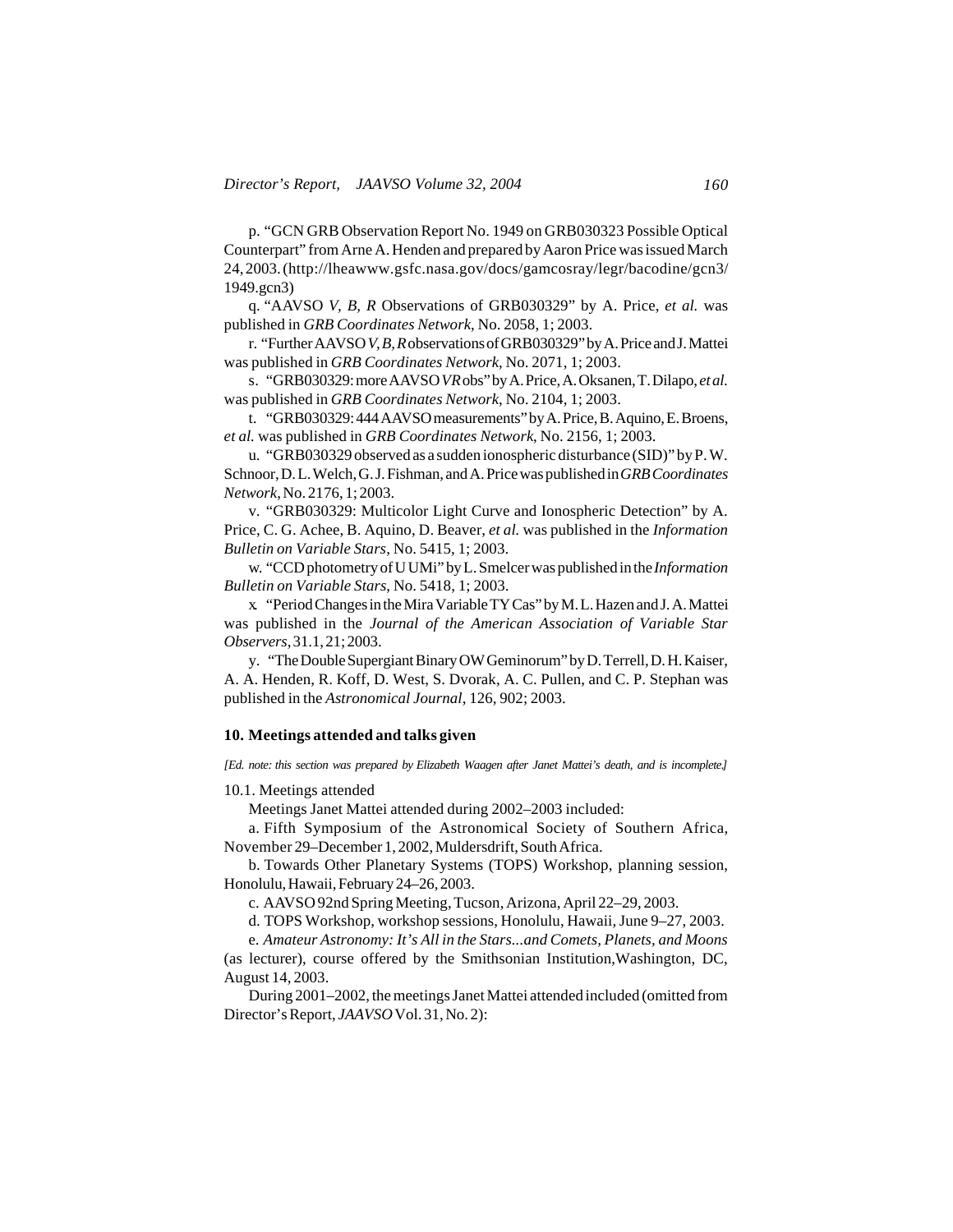p. "GCN GRB Observation Report No. 1949 on GRB030323 Possible Optical Counterpart" from Arne A. Henden and prepared by Aaron Price was issued March 24, 2003. (http://lheawww.gsfc.nasa.gov/docs/gamcosray/legr/bacodine/gcn3/1949.gcn3)

q. "AAVSO *V, B, R* Observations of GRB030329" by A. Price, *et al.* was published in *GRB Coordinates Network*, No. 2058, 1; 2003.

r. "Further AAVSO *V, B, R* observations of GRB030329" by A. Price and J. Mattei was published in *GRB Coordinates Network*, No. 2071, 1; 2003.

s. "GRB030329: more AAVSO *VR* obs" by A. Price, A. Oksanen, T. Dilapo, *et al.* was published in *GRB Coordinates Network*, No. 2104, 1; 2003.

t. "GRB030329: 444 AAVSO measurements" by A. Price, B. Aquino, E. Broens, *et al.* was published in *GRB Coordinates Network*, No. 2156, 1; 2003.

u. "GRB030329 observed as a sudden ionospheric disturbance (SID)" by P. W. Schnoor, D. L. Welch, G. J. Fishman, and A. Price was published in *GRB Coordinates Network*, No. 2176, 1; 2003.

v. "GRB030329: Multicolor Light Curve and Ionospheric Detection" by A. Price, C. G. Achee, B. Aquino, D. Beaver, *et al.* was published in the *Information Bulletin on Variable Stars*, No. 5415, 1; 2003.

w. "CCD photometry of U UMi" by L. Smelcer was published in the *Information Bulletin on Variable Stars*, No. 5418, 1; 2003.

x. "Period Changes in the Mira Variable TY Cas" by M. L. Hazen and J. A. Mattei was published in the *Journal of the American Association of Variable Star Observers*, 31.1, 21; 2003.

y. "The Double Supergiant Binary OW Geminorum" by D. Terrell, D. H. Kaiser, A. A. Henden, R. Koff, D. West, S. Dvorak, A. C. Pullen, and C. P. Stephan was published in the *Astronomical Journal*, 126, 902; 2003.

## 10. Meetings attended and talks given

*[Ed. note: this section was prepared by Elizabeth Waagen after Janet Mattei's death, and is incomplete.]*

### 10.1. Meetings attended

Meetings Janet Mattei attended during 2002–2003 included:

a. Fifth Symposium of the Astronomical Society of Southern Africa, November 29–December 1, 2002, Muldersdrift, South Africa.

b. Towards Other Planetary Systems (TOPS) Workshop, planning session, Honolulu, Hawaii, February 24–26, 2003.

c. AAVSO 92nd Spring Meeting, Tucson, Arizona, April 22–29, 2003.

d. TOPS Workshop, workshop sessions, Honolulu, Hawaii, June 9–27, 2003.

e. *Amateur Astronomy: It's All in the Stars...and Comets, Planets, and Moons* (as lecturer), course offered by the Smithsonian Institution, Washington, DC, August 14, 2003.

During 2001–2002, the meetings Janet Mattei attended included (omitted from Director's Report, *JAAVSO* Vol. 31, No. 2):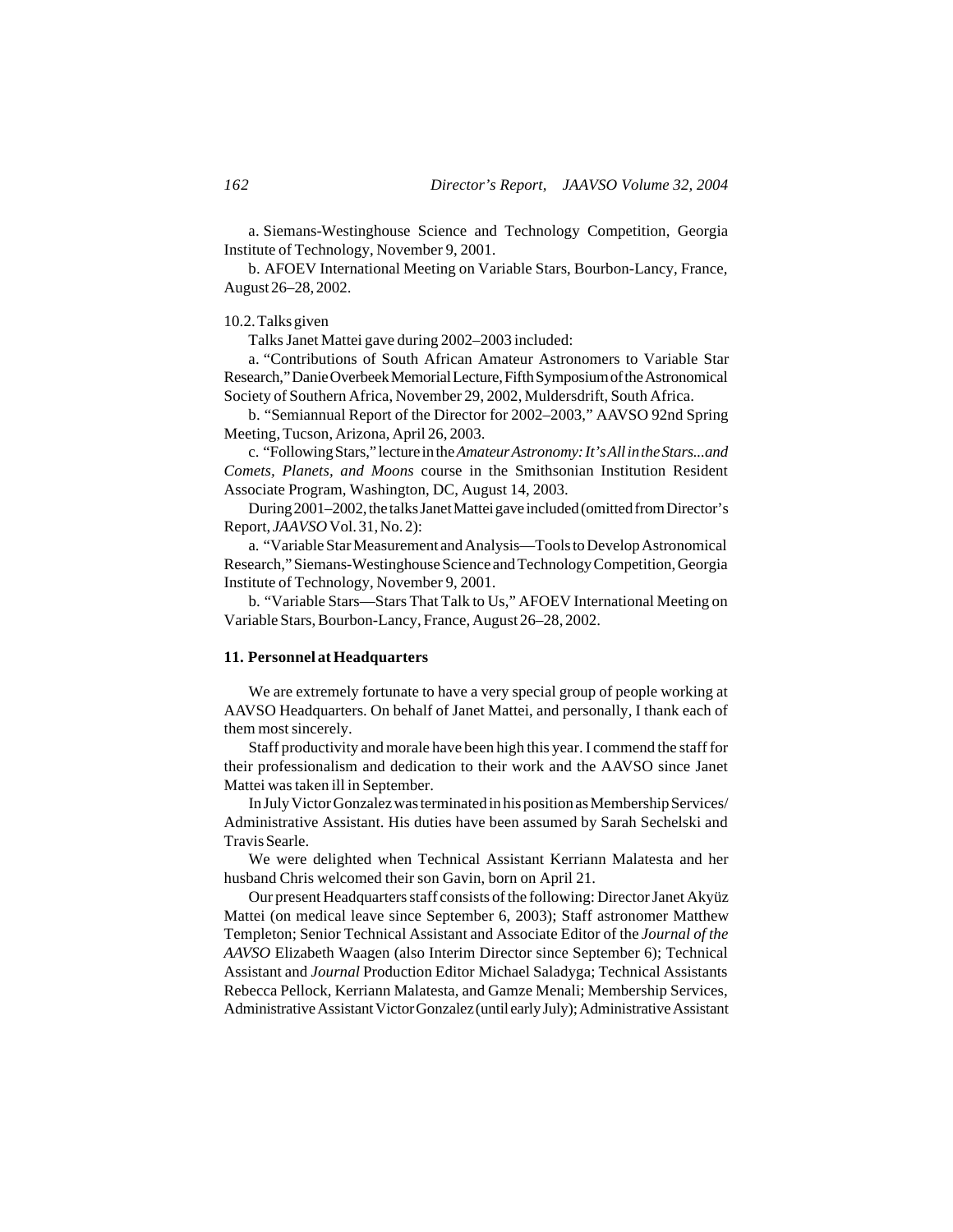a. Siemans-Westinghouse Science and Technology Competition, Georgia Institute of Technology, November 9, 2001.

b. AFOEV International Meeting on Variable Stars, Bourbon-Lancy, France, August 26–28, 2002.

10.2. Talks given

Talks Janet Mattei gave during 2002–2003 included:

a. "Contributions of South African Amateur Astronomers to Variable Star Research," Danie Overbeek Memorial Lecture, Fifth Symposium of the Astronomical Society of Southern Africa, November 29, 2002, Muldersdrift, South Africa.

b. "Semiannual Report of the Director for 2002–2003," AAVSO 92nd Spring Meeting, Tucson, Arizona, April 26, 2003.

c. "Following Stars," lecture in the *Amateur Astronomy: It's All in the Stars...and Comets, Planets, and Moons* course in the Smithsonian Institution Resident Associate Program, Washington, DC, August 14, 2003.

During 2001–2002, the talks Janet Mattei gave included (omitted from Director's Report, *JAAVSO* Vol. 31, No. 2):

a. "Variable Star Measurement and Analysis—Tools to Develop Astronomical Research," Siemans-Westinghouse Science and Technology Competition, Georgia Institute of Technology, November 9, 2001.

b. "Variable Stars—Stars That Talk to Us," AFOEV International Meeting on Variable Stars, Bourbon-Lancy, France, August 26–28, 2002.

## 11. Personnel at Headquarters

We are extremely fortunate to have a very special group of people working at AAVSO Headquarters. On behalf of Janet Mattei, and personally, I thank each of them most sincerely.

Staff productivity and morale have been high this year. I commend the staff for their professionalism and dedication to their work and the AAVSO since Janet Mattei was taken ill in September.

In July Victor Gonzalez was terminated in his position as Membership Services/ Administrative Assistant. His duties have been assumed by Sarah Sechelski and Travis Searle.

We were delighted when Technical Assistant Kerriann Malatesta and her husband Chris welcomed their son Gavin, born on April 21.

Our present Headquarters staff consists of the following: Director Janet Akyüz Mattei (on medical leave since September 6, 2003); Staff astronomer Matthew Templeton; Senior Technical Assistant and Associate Editor of the *Journal of the AAVSO* Elizabeth Waagen (also Interim Director since September 6); Technical Assistant and *Journal* Production Editor Michael Saladyga; Technical Assistants Rebecca Pellock, Kerriann Malatesta, and Gamze Menali; Membership Services, Administrative Assistant Victor Gonzalez (until early July); Administrative Assistant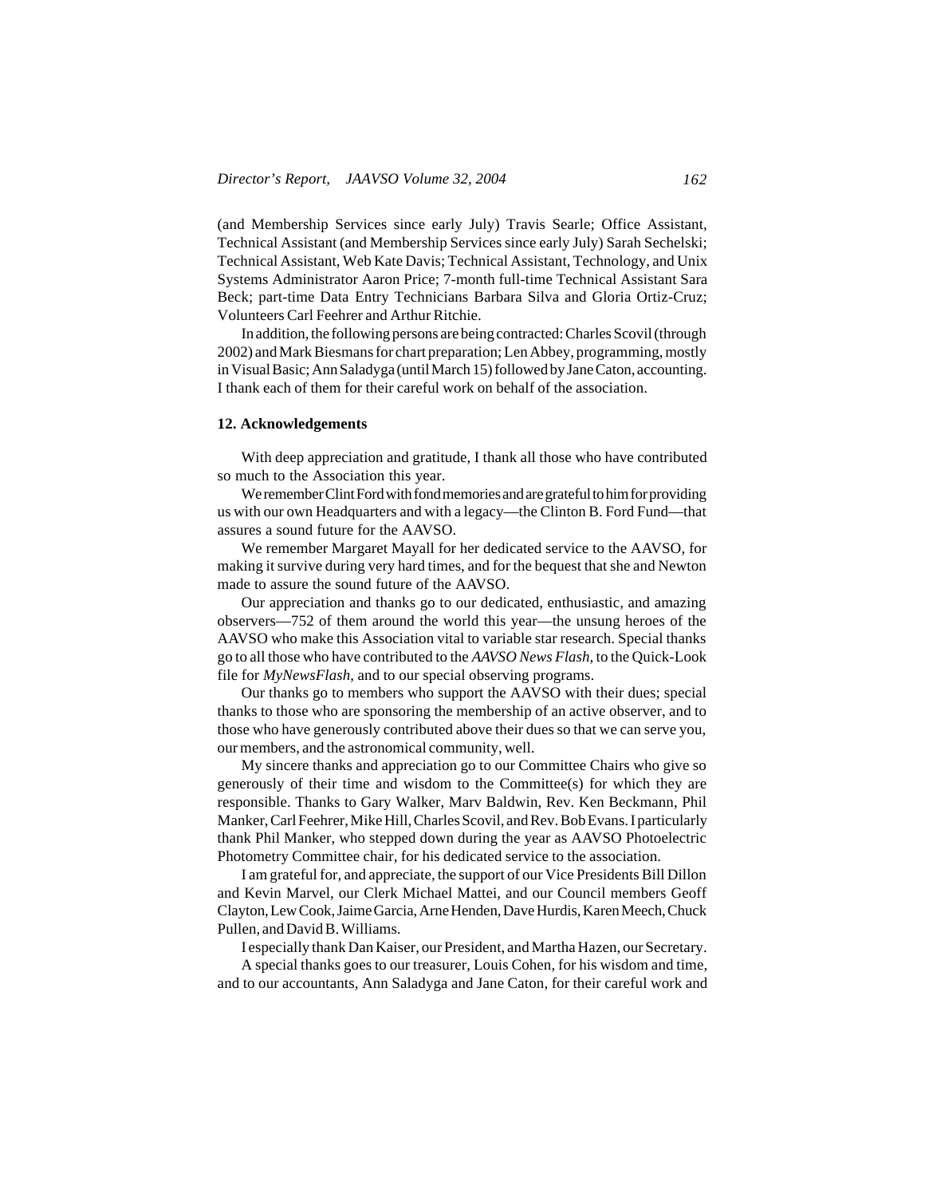(and Membership Services since early July) Travis Searle; Office Assistant, Technical Assistant (and Membership Services since early July) Sarah Sechelski; Technical Assistant, Web Kate Davis; Technical Assistant, Technology, and Unix Systems Administrator Aaron Price; 7-month full-time Technical Assistant Sara Beck; part-time Data Entry Technicians Barbara Silva and Gloria Ortiz-Cruz; Volunteers Carl Feehrer and Arthur Ritchie.

In addition, the following persons are being contracted: Charles Scovil (through 2002) and Mark Biesmans for chart preparation; Len Abbey, programming, mostly in Visual Basic; Ann Saladyga (until March 15) followed by Jane Caton, accounting. I thank each of them for their careful work on behalf of the association.

## 12. Acknowledgements

With deep appreciation and gratitude, I thank all those who have contributed so much to the Association this year.

We remember Clint Ford with fond memories and are grateful to him for providing us with our own Headquarters and with a legacy—the Clinton B. Ford Fund—that assures a sound future for the AAVSO.

We remember Margaret Mayall for her dedicated service to the AAVSO, for making it survive during very hard times, and for the bequest that she and Newton made to assure the sound future of the AAVSO.

Our appreciation and thanks go to our dedicated, enthusiastic, and amazing observers—752 of them around the world this year—the unsung heroes of the AAVSO who make this Association vital to variable star research. Special thanks go to all those who have contributed to the *AAVSO News Flash*, to the Quick-Look file for *MyNewsFlash*, and to our special observing programs.

Our thanks go to members who support the AAVSO with their dues; special thanks to those who are sponsoring the membership of an active observer, and to those who have generously contributed above their dues so that we can serve you, our members, and the astronomical community, well.

My sincere thanks and appreciation go to our Committee Chairs who give so generously of their time and wisdom to the Committee(s) for which they are responsible. Thanks to Gary Walker, Marv Baldwin, Rev. Ken Beckmann, Phil Manker, Carl Feehrer, Mike Hill, Charles Scovil, and Rev. Bob Evans. I particularly thank Phil Manker, who stepped down during the year as AAVSO Photoelectric Photometry Committee chair, for his dedicated service to the association.

I am grateful for, and appreciate, the support of our Vice Presidents Bill Dillon and Kevin Marvel, our Clerk Michael Mattei, and our Council members Geoff Clayton, Lew Cook, Jaime Garcia, Arne Henden, Dave Hurdis, Karen Meech, Chuck Pullen, and David B. Williams.

I especially thank Dan Kaiser, our President, and Martha Hazen, our Secretary.

A special thanks goes to our treasurer, Louis Cohen, for his wisdom and time, and to our accountants, Ann Saladyga and Jane Caton, for their careful work and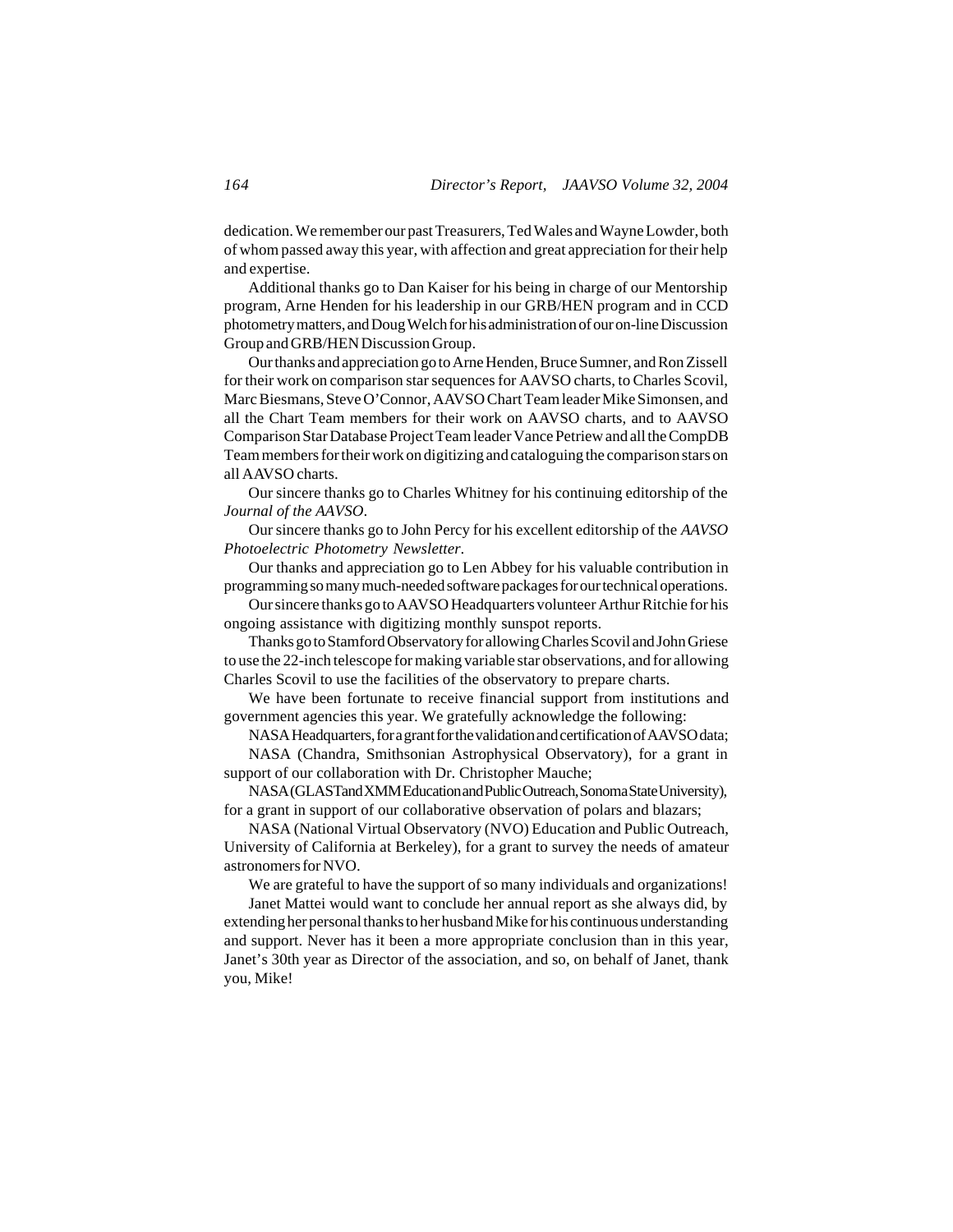dedication. We remember our past Treasurers, Ted Wales and Wayne Lowder, both of whom passed away this year, with affection and great appreciation for their help and expertise.

Additional thanks go to Dan Kaiser for his being in charge of our Mentorship program, Arne Henden for his leadership in our GRB/HEN program and in CCD photometry matters, and Doug Welch for his administration of our on-line Discussion Group and GRB/HEN Discussion Group.

Our thanks and appreciation go to Arne Henden, Bruce Sumner, and Ron Zissell for their work on comparison star sequences for AAVSO charts, to Charles Scovil, Marc Biesmans, Steve O'Connor, AAVSO Chart Team leader Mike Simonsen, and all the Chart Team members for their work on AAVSO charts, and to AAVSO Comparison Star Database Project Team leader Vance Petriew and all the CompDB Team members for their work on digitizing and cataloguing the comparison stars on all AAVSO charts.

Our sincere thanks go to Charles Whitney for his continuing editorship of the *Journal of the AAVSO*.

Our sincere thanks go to John Percy for his excellent editorship of the *AAVSO Photoelectric Photometry Newsletter*.

Our thanks and appreciation go to Len Abbey for his valuable contribution in programming so many much-needed software packages for our technical operations.

Our sincere thanks go to AAVSO Headquarters volunteer Arthur Ritchie for his ongoing assistance with digitizing monthly sunspot reports.

Thanks go to Stamford Observatory for allowing Charles Scovil and John Griese to use the 22-inch telescope for making variable star observations, and for allowing Charles Scovil to use the facilities of the observatory to prepare charts.

We have been fortunate to receive financial support from institutions and government agencies this year. We gratefully acknowledge the following:

NASA Headquarters, for a grant for the validation and certification of AAVSO data;

NASA (Chandra, Smithsonian Astrophysical Observatory), for a grant in support of our collaboration with Dr. Christopher Mauche;

NASA (GLAST and XMM Education and Public Outreach, Sonoma State University), for a grant in support of our collaborative observation of polars and blazars;

NASA (National Virtual Observatory (NVO) Education and Public Outreach, University of California at Berkeley), for a grant to survey the needs of amateur astronomers for NVO.

We are grateful to have the support of so many individuals and organizations!

Janet Mattei would want to conclude her annual report as she always did, by extending her personal thanks to her husband Mike for his continuous understanding and support. Never has it been a more appropriate conclusion than in this year, Janet's 30th year as Director of the association, and so, on behalf of Janet, thank you, Mike!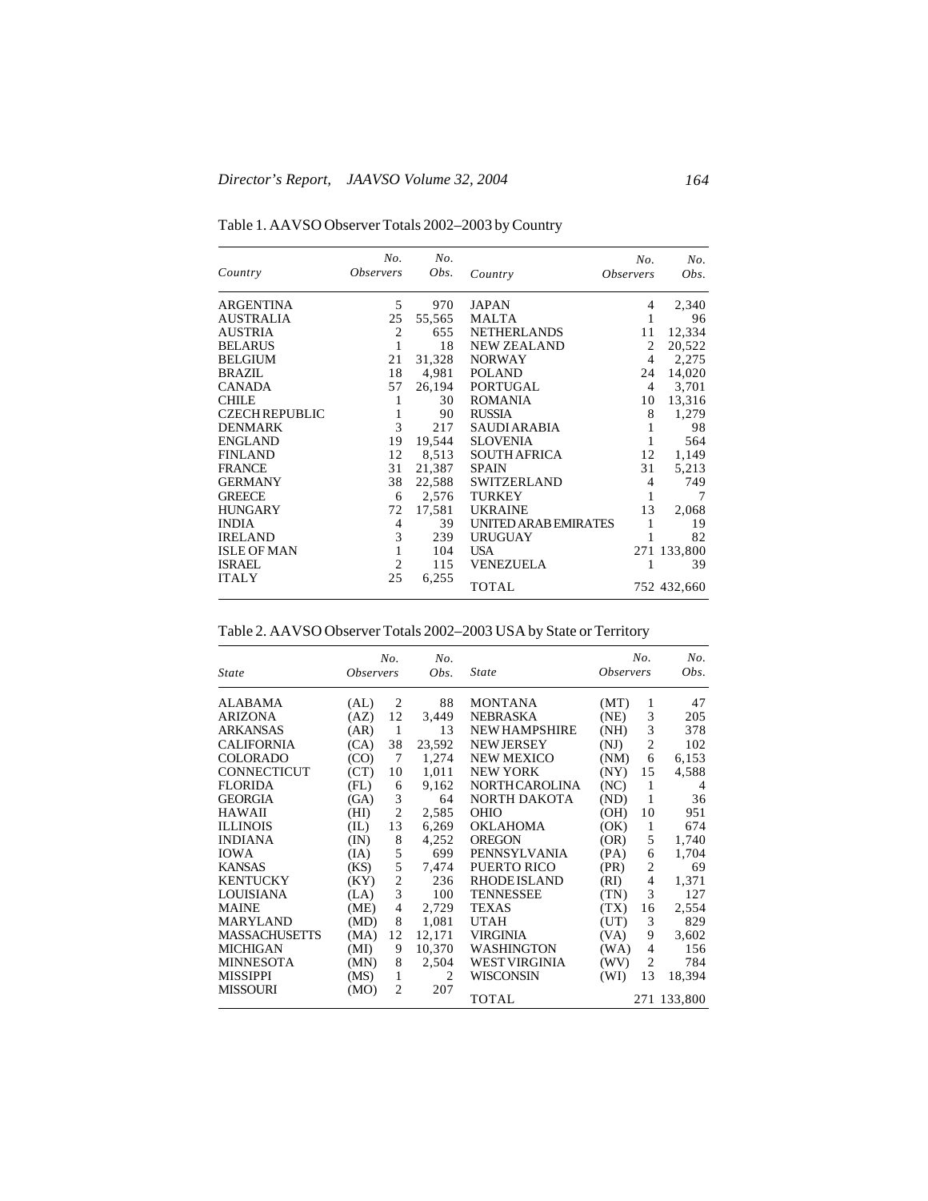Table 1. AAVSO Observer Totals 2002–2003 by Country

| *Country* | *No. Observers* | *No. Obs.* | *Country* | *No. Observers* | *No. Obs.* |
|---|---|---|---|---|---|
| ARGENTINA | 5 | 970 | JAPAN | 4 | 2,340 |
| AUSTRALIA | 25 | 55,565 | MALTA | 1 | 96 |
| AUSTRIA | 2 | 655 | NETHERLANDS | 11 | 12,334 |
| BELARUS | 1 | 18 | NEW ZEALAND | 2 | 20,522 |
| BELGIUM | 21 | 31,328 | NORWAY | 4 | 2,275 |
| BRAZIL | 18 | 4,981 | POLAND | 24 | 14,020 |
| CANADA | 57 | 26,194 | PORTUGAL | 4 | 3,701 |
| CHILE | 1 | 30 | ROMANIA | 10 | 13,316 |
| CZECH REPUBLIC | 1 | 90 | RUSSIA | 8 | 1,279 |
| DENMARK | 3 | 217 | SAUDI ARABIA | 1 | 98 |
| ENGLAND | 19 | 19,544 | SLOVENIA | 1 | 564 |
| FINLAND | 12 | 8,513 | SOUTH AFRICA | 12 | 1,149 |
| FRANCE | 31 | 21,387 | SPAIN | 31 | 5,213 |
| GERMANY | 38 | 22,588 | SWITZERLAND | 4 | 749 |
| GREECE | 6 | 2,576 | TURKEY | 1 | 7 |
| HUNGARY | 72 | 17,581 | UKRAINE | 13 | 2,068 |
| INDIA | 4 | 39 | UNITED ARAB EMIRATES | 1 | 19 |
| IRELAND | 3 | 239 | URUGUAY | 1 | 82 |
| ISLE OF MAN | 1 | 104 | USA | 271 | 133,800 |
| ISRAEL | 2 | 115 | VENEZUELA | 1 | 39 |
| ITALY | 25 | 6,255 | TOTAL | 752 | 432,660 |

Table 2. AAVSO Observer Totals 2002–2003 USA by State or Territory

| *State* | | *No. Observers* | *No. Obs.* | *State* | | *No. Observers* | *No. Obs.* |
|---|---|---|---|---|---|---|---|
| ALABAMA | (AL) | 2 | 88 | MONTANA | (MT) | 1 | 47 |
| ARIZONA | (AZ) | 12 | 3,449 | NEBRASKA | (NE) | 3 | 205 |
| ARKANSAS | (AR) | 1 | 13 | NEW HAMPSHIRE | (NH) | 3 | 378 |
| CALIFORNIA | (CA) | 38 | 23,592 | NEW JERSEY | (NJ) | 2 | 102 |
| COLORADO | (CO) | 7 | 1,274 | NEW MEXICO | (NM) | 6 | 6,153 |
| CONNECTICUT | (CT) | 10 | 1,011 | NEW YORK | (NY) | 15 | 4,588 |
| FLORIDA | (FL) | 6 | 9,162 | NORTH CAROLINA | (NC) | 1 | 4 |
| GEORGIA | (GA) | 3 | 64 | NORTH DAKOTA | (ND) | 1 | 36 |
| HAWAII | (HI) | 2 | 2,585 | OHIO | (OH) | 10 | 951 |
| ILLINOIS | (IL) | 13 | 6,269 | OKLAHOMA | (OK) | 1 | 674 |
| INDIANA | (IN) | 8 | 4,252 | OREGON | (OR) | 5 | 1,740 |
| IOWA | (IA) | 5 | 699 | PENNSYLVANIA | (PA) | 6 | 1,704 |
| KANSAS | (KS) | 5 | 7,474 | PUERTO RICO | (PR) | 2 | 69 |
| KENTUCKY | (KY) | 2 | 236 | RHODE ISLAND | (RI) | 4 | 1,371 |
| LOUISIANA | (LA) | 3 | 100 | TENNESSEE | (TN) | 3 | 127 |
| MAINE | (ME) | 4 | 2,729 | TEXAS | (TX) | 16 | 2,554 |
| MARYLAND | (MD) | 8 | 1,081 | UTAH | (UT) | 3 | 829 |
| MASSACHUSETTS | (MA) | 12 | 12,171 | VIRGINIA | (VA) | 9 | 3,602 |
| MICHIGAN | (MI) | 9 | 10,370 | WASHINGTON | (WA) | 4 | 156 |
| MINNESOTA | (MN) | 8 | 2,504 | WEST VIRGINIA | (WV) | 2 | 784 |
| MISSIPPI | (MS) | 1 | 2 | WISCONSIN | (WI) | 13 | 18,394 |
| MISSOURI | (MO) | 2 | 207 | TOTAL | | 271 | 133,800 |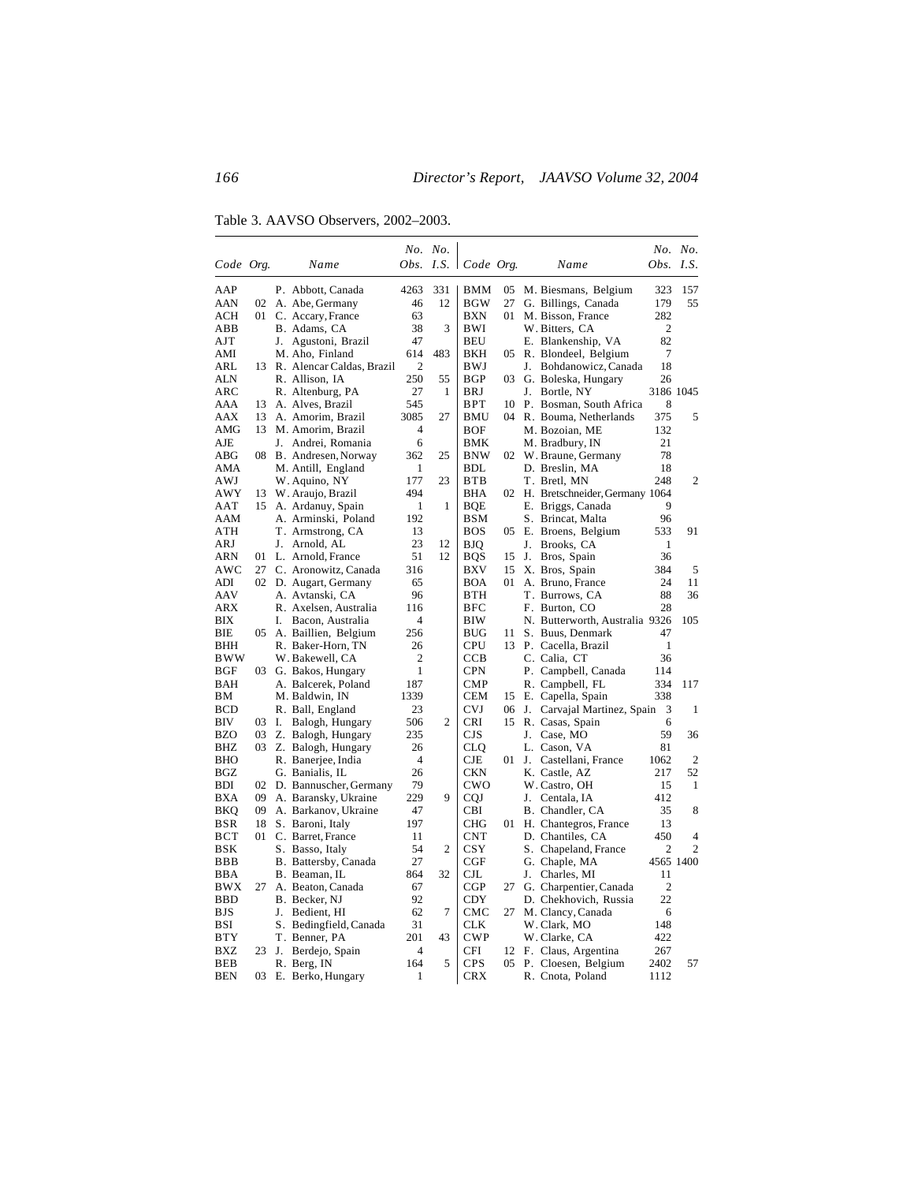Table 3. AAVSO Observers, 2002–2003.

| Code | Org. | Name | No. Obs. | No. I.S. |
|---|---|---|---|---|
| AAP | | P. Abbott, Canada | 4263 | 331 |
| AAN | 02 | A. Abe, Germany | 46 | 12 |
| ACH | 01 | C. Accary, France | 63 | |
| ABB | | B. Adams, CA | 38 | 3 |
| AJT | | J. Agustoni, Brazil | 47 | |
| AMI | | M. Aho, Finland | 614 | 483 |
| ARL | 13 | R. Alencar Caldas, Brazil | 2 | |
| ALN | | R. Allison, IA | 250 | 55 |
| ARC | | R. Altenburg, PA | 27 | 1 |
| AAA | 13 | A. Alves, Brazil | 545 | |
| AAX | 13 | A. Amorim, Brazil | 3085 | 27 |
| AMG | 13 | M. Amorim, Brazil | 4 | |
| AJE | | J. Andrei, Romania | 6 | |
| ABG | 08 | B. Andresen, Norway | 362 | 25 |
| AMA | | M. Antill, England | 1 | |
| AWJ | | W. Aquino, NY | 177 | 23 |
| AWY | 13 | W. Araujo, Brazil | 494 | |
| AAT | 15 | A. Ardanuy, Spain | 1 | 1 |
| AAM | | A. Arminski, Poland | 192 | |
| ATH | | T. Armstrong, CA | 13 | |
| ARJ | | J. Arnold, AL | 23 | 12 |
| ARN | 01 | L. Arnold, France | 51 | 12 |
| AWC | 27 | C. Aronowitz, Canada | 316 | |
| ADI | 02 | D. Augart, Germany | 65 | |
| AAV | | A. Avtanski, CA | 96 | |
| ARX | | R. Axelsen, Australia | 116 | |
| BIX | | I. Bacon, Australia | 4 | |
| BIE | 05 | A. Baillien, Belgium | 256 | |
| BHH | | R. Baker-Horn, TN | 26 | |
| BWW | | W. Bakewell, CA | 2 | |
| BGF | 03 | G. Bakos, Hungary | 1 | |
| BAH | | A. Balcerek, Poland | 187 | |
| BM | | M. Baldwin, IN | 1339 | |
| BCD | | R. Ball, England | 23 | |
| BIV | 03 | I. Balogh, Hungary | 506 | 2 |
| BZO | 03 | Z. Balogh, Hungary | 235 | |
| BHZ | 03 | Z. Balogh, Hungary | 26 | |
| BHO | | R. Banerjee, India | 4 | |
| BGZ | | G. Banialis, IL | 26 | |
| BDI | 02 | D. Bannuscher, Germany | 79 | |
| BXA | 09 | A. Baransky, Ukraine | 229 | 9 |
| BKQ | 09 | A. Barkanov, Ukraine | 47 | |
| BSR | 18 | S. Baroni, Italy | 197 | |
| BCT | 01 | C. Barret, France | 11 | |
| BSK | | S. Basso, Italy | 54 | 2 |
| BBB | | B. Battersby, Canada | 27 | |
| BBA | | B. Beaman, IL | 864 | 32 |
| BWX | 27 | A. Beaton, Canada | 67 | |
| BBD | | B. Becker, NJ | 92 | |
| BJS | | J. Bedient, HI | 62 | 7 |
| BSI | | S. Bedingfield, Canada | 31 | |
| BTY | | T. Benner, PA | 201 | 43 |
| BXZ | 23 | J. Berdejo, Spain | 4 | |
| BEB | | R. Berg, IN | 164 | 5 |
| BEN | 03 | E. Berko, Hungary | 1 | |
| BMM | 05 | M. Biesmans, Belgium | 323 | 157 |
| BGW | 27 | G. Billings, Canada | 179 | 55 |
| BXN | 01 | M. Bisson, France | 282 | |
| BWI | | W. Bitters, CA | 2 | |
| BEU | | E. Blankenship, VA | 82 | |
| BKH | 05 | R. Blondeel, Belgium | 7 | |
| BWJ | | J. Bohdanowicz, Canada | 18 | |
| BGP | 03 | G. Boleska, Hungary | 26 | |
| BRJ | | J. Bortle, NY | 3186 | 1045 |
| BPT | 10 | P. Bosman, South Africa | 8 | |
| BMU | 04 | R. Bouma, Netherlands | 375 | 5 |
| BOF | | M. Bozoian, ME | 132 | |
| BMK | | M. Bradbury, IN | 21 | |
| BNW | 02 | W. Braune, Germany | 78 | |
| BDL | | D. Breslin, MA | 18 | |
| BTB | | T. Bretl, MN | 248 | 2 |
| BHA | 02 | H. Bretschneider, Germany | 1064 | |
| BQE | | E. Briggs, Canada | 9 | |
| BSM | | S. Brincat, Malta | 96 | |
| BOS | 05 | E. Broens, Belgium | 533 | 91 |
| BJQ | | J. Brooks, CA | 1 | |
| BQS | 15 | J. Bros, Spain | 36 | |
| BXV | 15 | X. Bros, Spain | 384 | 5 |
| BOA | 01 | A. Bruno, France | 24 | 11 |
| BTH | | T. Burrows, CA | 88 | 36 |
| BFC | | F. Burton, CO | 28 | |
| BIW | | N. Butterworth, Australia | 9326 | 105 |
| BUG | 11 | S. Buus, Denmark | 47 | |
| CPU | 13 | P. Cacella, Brazil | 1 | |
| CCB | | C. Calia, CT | 36 | |
| CPN | | P. Campbell, Canada | 114 | |
| CMP | | R. Campbell, FL | 334 | 117 |
| CEM | 15 | E. Capella, Spain | 338 | |
| CVJ | 06 | J. Carvajal Martinez, Spain | 3 | 1 |
| CRI | 15 | R. Casas, Spain | 6 | |
| CJS | | J. Case, MO | 59 | 36 |
| CLQ | | L. Cason, VA | 81 | |
| CJE | 01 | J. Castellani, France | 1062 | 2 |
| CKN | | K. Castle, AZ | 217 | 52 |
| CWO | | W. Castro, OH | 15 | 1 |
| CQJ | | J. Centala, IA | 412 | |
| CBI | | B. Chandler, CA | 35 | 8 |
| CHG | 01 | H. Chantegros, France | 13 | |
| CNT | | D. Chantiles, CA | 450 | 4 |
| CSY | | S. Chapeland, France | 2 | 2 |
| CGF | | G. Chaple, MA | 4565 | 1400 |
| CJL | | J. Charles, MI | 11 | |
| CGP | 27 | G. Charpentier, Canada | 2 | |
| CDY | | D. Chekhovich, Russia | 22 | |
| CMC | 27 | M. Clancy, Canada | 6 | |
| CLK | | W. Clark, MO | 148 | |
| CWP | | W. Clarke, CA | 422 | |
| CFI | 12 | F. Claus, Argentina | 267 | |
| CPS | 05 | P. Cloesen, Belgium | 2402 | 57 |
| CRX | | R. Cnota, Poland | 1112 | |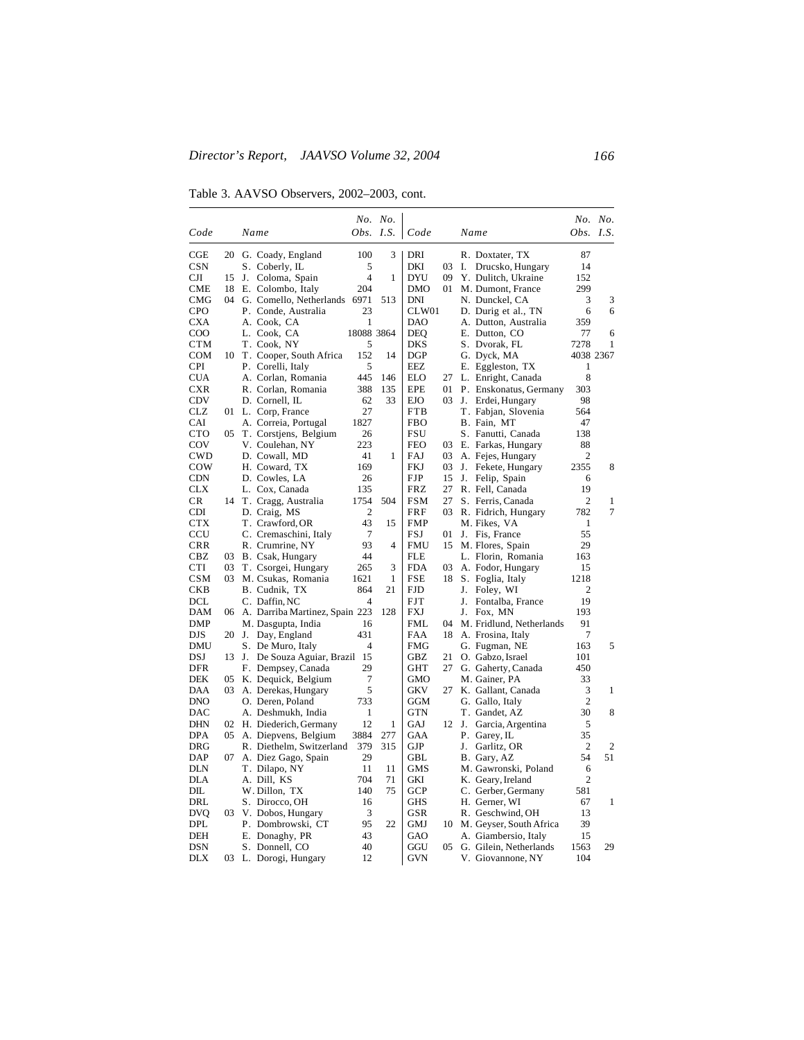Table 3. AAVSO Observers, 2002–2003, cont.

| Code | | Name | No. Obs. | No. I.S. | Code | | Name | No. Obs. | No. I.S. |
|---|---|---|---|---|---|---|---|---|---|
| CGE | 20 | G. Coady, England | 100 | 3 | DRI | | R. Doxtater, TX | 87 | |
| CSN | | S. Coberly, IL | 5 | | DKI | 03 | I. Drucsko, Hungary | 14 | |
| CJI | 15 | J. Coloma, Spain | 4 | 1 | DYU | 09 | Y. Dulitch, Ukraine | 152 | |
| CME | 18 | E. Colombo, Italy | 204 | | DMO | 01 | M. Dumont, France | 299 | |
| CMG | 04 | G. Comello, Netherlands | 6971 | 513 | DNI | | N. Dunckel, CA | 3 | 3 |
| CPO | | P. Conde, Australia | 23 | | CLW01 | | D. Durig et al., TN | 6 | 6 |
| CXA | | A. Cook, CA | 1 | | DAO | | A. Dutton, Australia | 359 | |
| COO | | L. Cook, CA | 18088 | 3864 | DEQ | | E. Dutton, CO | 77 | 6 |
| CTM | | T. Cook, NY | 5 | | DKS | | S. Dvorak, FL | 7278 | 1 |
| COM | 10 | T. Cooper, South Africa | 152 | 14 | DGP | | G. Dyck, MA | 4038 | 2367 |
| CPI | | P. Corelli, Italy | 5 | | EEZ | | E. Eggleston, TX | 1 | |
| CUA | | A. Corlan, Romania | 445 | 146 | ELO | 27 | L. Enright, Canada | 8 | |
| CXR | | R. Corlan, Romania | 388 | 135 | EPE | 01 | P. Enskonatus, Germany | 303 | |
| CDV | | D. Cornell, IL | 62 | 33 | EJO | 03 | J. Erdei, Hungary | 98 | |
| CLZ | 01 | L. Corp, France | 27 | | FTB | | T. Fabjan, Slovenia | 564 | |
| CAI | | A. Correia, Portugal | 1827 | | FBO | | B. Fain, MT | 47 | |
| CTO | 05 | T. Corstjens, Belgium | 26 | | FSU | | S. Fanutti, Canada | 138 | |
| COV | | V. Coulehan, NY | 223 | | FEO | 03 | E. Farkas, Hungary | 88 | |
| CWD | | D. Cowall, MD | 41 | 1 | FAJ | 03 | A. Fejes, Hungary | 2 | |
| COW | | H. Coward, TX | 169 | | FKJ | 03 | J. Fekete, Hungary | 2355 | 8 |
| CDN | | D. Cowles, LA | 26 | | FJP | 15 | J. Felip, Spain | 6 | |
| CLX | | L. Cox, Canada | 135 | | FRZ | 27 | R. Fell, Canada | 19 | |
| CR | 14 | T. Cragg, Australia | 1754 | 504 | FSM | 27 | S. Ferris, Canada | 2 | 1 |
| CDI | | D. Craig, MS | 2 | | FRF | 03 | R. Fidrich, Hungary | 782 | 7 |
| CTX | | T. Crawford, OR | 43 | 15 | FMP | | M. Fikes, VA | 1 | |
| CCU | | C. Cremaschini, Italy | 7 | | FSJ | 01 | J. Fis, France | 55 | |
| CRR | | R. Crumrine, NY | 93 | 4 | FMU | 15 | M. Flores, Spain | 29 | |
| CBZ | 03 | B. Csak, Hungary | 44 | | FLE | | L. Florin, Romania | 163 | |
| CTI | 03 | T. Csorgei, Hungary | 265 | 3 | FDA | 03 | A. Fodor, Hungary | 15 | |
| CSM | 03 | M. Csukas, Romania | 1621 | 1 | FSE | 18 | S. Foglia, Italy | 1218 | |
| CKB | | B. Cudnik, TX | 864 | 21 | FJD | | J. Foley, WI | 2 | |
| DCL | | C. Daffin, NC | 4 | | FJT | | J. Fontalba, France | 19 | |
| DAM | 06 | A. Darriba Martinez, Spain | 223 | 128 | FXJ | | J. Fox, MN | 193 | |
| DMP | | M. Dasgupta, India | 16 | | FML | 04 | M. Fridlund, Netherlands | 91 | |
| DJS | 20 | J. Day, England | 431 | | FAA | 18 | A. Frosina, Italy | 7 | |
| DMU | | S. De Muro, Italy | 4 | | FMG | | G. Fugman, NE | 163 | 5 |
| DSJ | 13 | J. De Souza Aguiar, Brazil | 15 | | GBZ | 21 | O. Gabzo, Israel | 101 | |
| DFR | | F. Dempsey, Canada | 29 | | GHT | 27 | G. Gaherty, Canada | 450 | |
| DEK | 05 | K. Dequick, Belgium | 7 | | GMO | | M. Gainer, PA | 33 | |
| DAA | 03 | A. Derekas, Hungary | 5 | | GKV | 27 | K. Gallant, Canada | 3 | 1 |
| DNO | | O. Deren, Poland | 733 | | GGM | | G. Gallo, Italy | 2 | |
| DAC | | A. Deshmukh, India | 1 | | GTN | | T. Gandet, AZ | 30 | 8 |
| DHN | 02 | H. Diederich, Germany | 12 | 1 | GAJ | 12 | J. Garcia, Argentina | 5 | |
| DPA | 05 | A. Diepvens, Belgium | 3884 | 277 | GAA | | P. Garey, IL | 35 | |
| DRG | | R. Diethelm, Switzerland | 379 | 315 | GJP | | J. Garlitz, OR | 2 | 2 |
| DAP | 07 | A. Diez Gago, Spain | 29 | | GBL | | B. Gary, AZ | 54 | 51 |
| DLN | | T. Dilapo, NY | 11 | 11 | GMS | | M. Gawronski, Poland | 6 | |
| DLA | | A. Dill, KS | 704 | 71 | GKI | | K. Geary, Ireland | 2 | |
| DIL | | W. Dillon, TX | 140 | 75 | GCP | | C. Gerber, Germany | 581 | |
| DRL | | S. Dirocco, OH | 16 | | GHS | | H. Gerner, WI | 67 | 1 |
| DVQ | 03 | V. Dobos, Hungary | 3 | | GSR | | R. Geschwind, OH | 13 | |
| DPL | | P. Dombrowski, CT | 95 | 22 | GMJ | 10 | M. Geyser, South Africa | 39 | |
| DEH | | E. Donaghy, PR | 43 | | GAO | | A. Giambersio, Italy | 15 | |
| DSN | | S. Donnell, CO | 40 | | GGU | 05 | G. Gilein, Netherlands | 1563 | 29 |
| DLX | 03 | L. Dorogi, Hungary | 12 | | GVN | | V. Giovannone, NY | 104 | |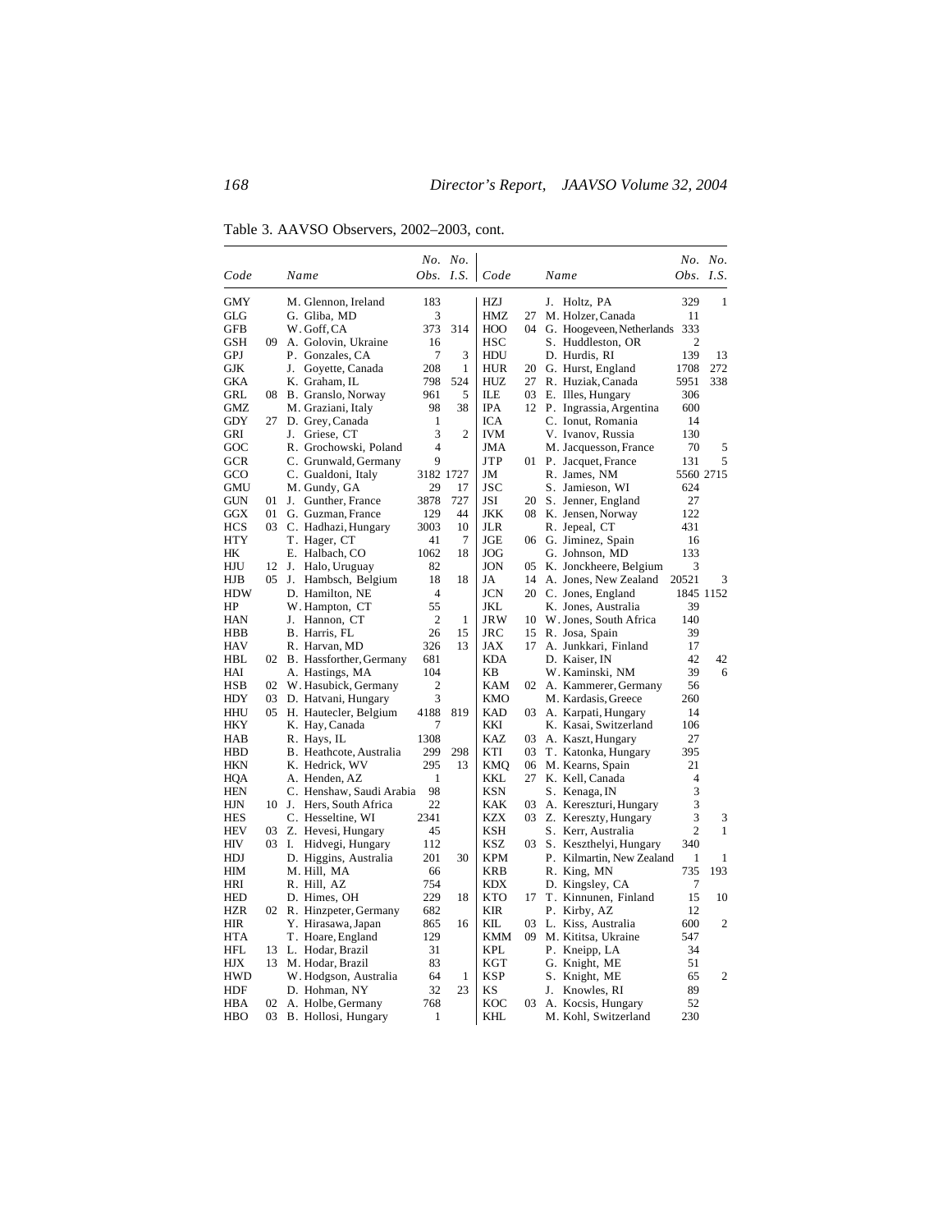Table 3. AAVSO Observers, 2002–2003, cont.

| Code | | Name | No. Obs. | No. I.S. | Code | | Name | No. Obs. | No. I.S. |
|---|---|---|---|---|---|---|---|---|---|
| GMY | | M. Glennon, Ireland | 183 | | HZJ | | J. Holtz, PA | 329 | 1 |
| GLG | | G. Gliba, MD | 3 | | HMZ | 27 | M. Holzer, Canada | 11 | |
| GFB | | W. Goff, CA | 373 | 314 | HOO | 04 | G. Hoogeveen, Netherlands | 333 | |
| GSH | 09 | A. Golovin, Ukraine | 16 | | HSC | | S. Huddleston, OR | 2 | |
| GPJ | | P. Gonzales, CA | 7 | 3 | HDU | | D. Hurdis, RI | 139 | 13 |
| GJK | | J. Goyette, Canada | 208 | 1 | HUR | 20 | G. Hurst, England | 1708 | 272 |
| GKA | | K. Graham, IL | 798 | 524 | HUZ | 27 | R. Huziak, Canada | 5951 | 338 |
| GRL | 08 | B. Granslo, Norway | 961 | 5 | ILE | 03 | E. Illes, Hungary | 306 | |
| GMZ | | M. Graziani, Italy | 98 | 38 | IPA | 12 | P. Ingrassia, Argentina | 600 | |
| GDY | 27 | D. Grey, Canada | 1 | | ICA | | C. Ionut, Romania | 14 | |
| GRI | | J. Griese, CT | 3 | 2 | IVM | | V. Ivanov, Russia | 130 | |
| GOC | | R. Grochowski, Poland | 4 | | JMA | | M. Jacquesson, France | 70 | 5 |
| GCR | | C. Grunwald, Germany | 9 | | JTP | 01 | P. Jacquet, France | 131 | 5 |
| GCO | | C. Gualdoni, Italy | 3182 | 1727 | JM | | R. James, NM | 5560 | 2715 |
| GMU | | M. Gundy, GA | 29 | 17 | JSC | | S. Jamieson, WI | 624 | |
| GUN | 01 | J. Gunther, France | 3878 | 727 | JSI | 20 | S. Jenner, England | 27 | |
| GGX | 01 | G. Guzman, France | 129 | 44 | JKK | 08 | K. Jensen, Norway | 122 | |
| HCS | 03 | C. Hadhazi, Hungary | 3003 | 10 | JLR | | R. Jepeal, CT | 431 | |
| HTY | | T. Hager, CT | 41 | 7 | JGE | 06 | G. Jiminez, Spain | 16 | |
| HK | | E. Halbach, CO | 1062 | 18 | JOG | | G. Johnson, MD | 133 | |
| HJU | 12 | J. Halo, Uruguay | 82 | | JON | 05 | K. Jonckheere, Belgium | 3 | |
| HJB | 05 | J. Hambsch, Belgium | 18 | 18 | JA | 14 | A. Jones, New Zealand | 20521 | 3 |
| HDW | | D. Hamilton, NE | 4 | | JCN | 20 | C. Jones, England | 1845 | 1152 |
| HP | | W. Hampton, CT | 55 | | JKL | | K. Jones, Australia | 39 | |
| HAN | | J. Hannon, CT | 2 | 1 | JRW | 10 | W. Jones, South Africa | 140 | |
| HBB | | B. Harris, FL | 26 | 15 | JRC | 15 | R. Josa, Spain | 39 | |
| HAV | | R. Harvan, MD | 326 | 13 | JAX | 17 | A. Junkkari, Finland | 17 | |
| HBL | 02 | B. Hassforther, Germany | 681 | | KDA | | D. Kaiser, IN | 42 | 42 |
| HAI | | A. Hastings, MA | 104 | | KB | | W. Kaminski, NM | 39 | 6 |
| HSB | 02 | W. Hasubick, Germany | 2 | | KAM | 02 | A. Kammerer, Germany | 56 | |
| HDY | 03 | D. Hatvani, Hungary | 3 | | KMO | | M. Kardasis, Greece | 260 | |
| HHU | 05 | H. Hautecler, Belgium | 4188 | 819 | KAD | 03 | A. Karpati, Hungary | 14 | |
| HKY | | K. Hay, Canada | 7 | | KKI | | K. Kasai, Switzerland | 106 | |
| HAB | | R. Hays, IL | 1308 | | KAZ | 03 | A. Kaszt, Hungary | 27 | |
| HBD | | B. Heathcote, Australia | 299 | 298 | KTI | 03 | T. Katonka, Hungary | 395 | |
| HKN | | K. Hedrick, WV | 295 | 13 | KMQ | 06 | M. Kearns, Spain | 21 | |
| HQA | | A. Henden, AZ | 1 | | KKL | 27 | K. Kell, Canada | 4 | |
| HEN | | C. Henshaw, Saudi Arabia | 98 | | KSN | | S. Kenaga, IN | 3 | |
| HJN | 10 | J. Hers, South Africa | 22 | | KAK | 03 | A. Kereszturi, Hungary | 3 | |
| HES | | C. Hesseltine, WI | 2341 | | KZX | 03 | Z. Kereszty, Hungary | 3 | 3 |
| HEV | 03 | Z. Hevesi, Hungary | 45 | | KSH | | S. Kerr, Australia | 2 | 1 |
| HIV | 03 | I. Hidvegi, Hungary | 112 | | KSZ | 03 | S. Keszthelyi, Hungary | 340 | |
| HDJ | | D. Higgins, Australia | 201 | 30 | KPM | | P. Kilmartin, New Zealand | 1 | 1 |
| HIM | | M. Hill, MA | 66 | | KRB | | R. King, MN | 735 | 193 |
| HRI | | R. Hill, AZ | 754 | | KDX | | D. Kingsley, CA | 7 | |
| HED | | D. Himes, OH | 229 | 18 | KTO | 17 | T. Kinnunen, Finland | 15 | 10 |
| HZR | 02 | R. Hinzpeter, Germany | 682 | | KIR | | P. Kirby, AZ | 12 | |
| HIR | | Y. Hirasawa, Japan | 865 | 16 | KIL | 03 | L. Kiss, Australia | 600 | 2 |
| HTA | | T. Hoare, England | 129 | | KMM | 09 | M. Kititsa, Ukraine | 547 | |
| HFL | 13 | L. Hodar, Brazil | 31 | | KPL | | P. Kneipp, LA | 34 | |
| HJX | 13 | M. Hodar, Brazil | 83 | | KGT | | G. Knight, ME | 51 | |
| HWD | | W. Hodgson, Australia | 64 | 1 | KSP | | S. Knight, ME | 65 | 2 |
| HDF | | D. Hohman, NY | 32 | 23 | KS | | J. Knowles, RI | 89 | |
| HBA | 02 | A. Holbe, Germany | 768 | | KOC | 03 | A. Kocsis, Hungary | 52 | |
| HBO | 03 | B. Hollosi, Hungary | 1 | | KHL | | M. Kohl, Switzerland | 230 | |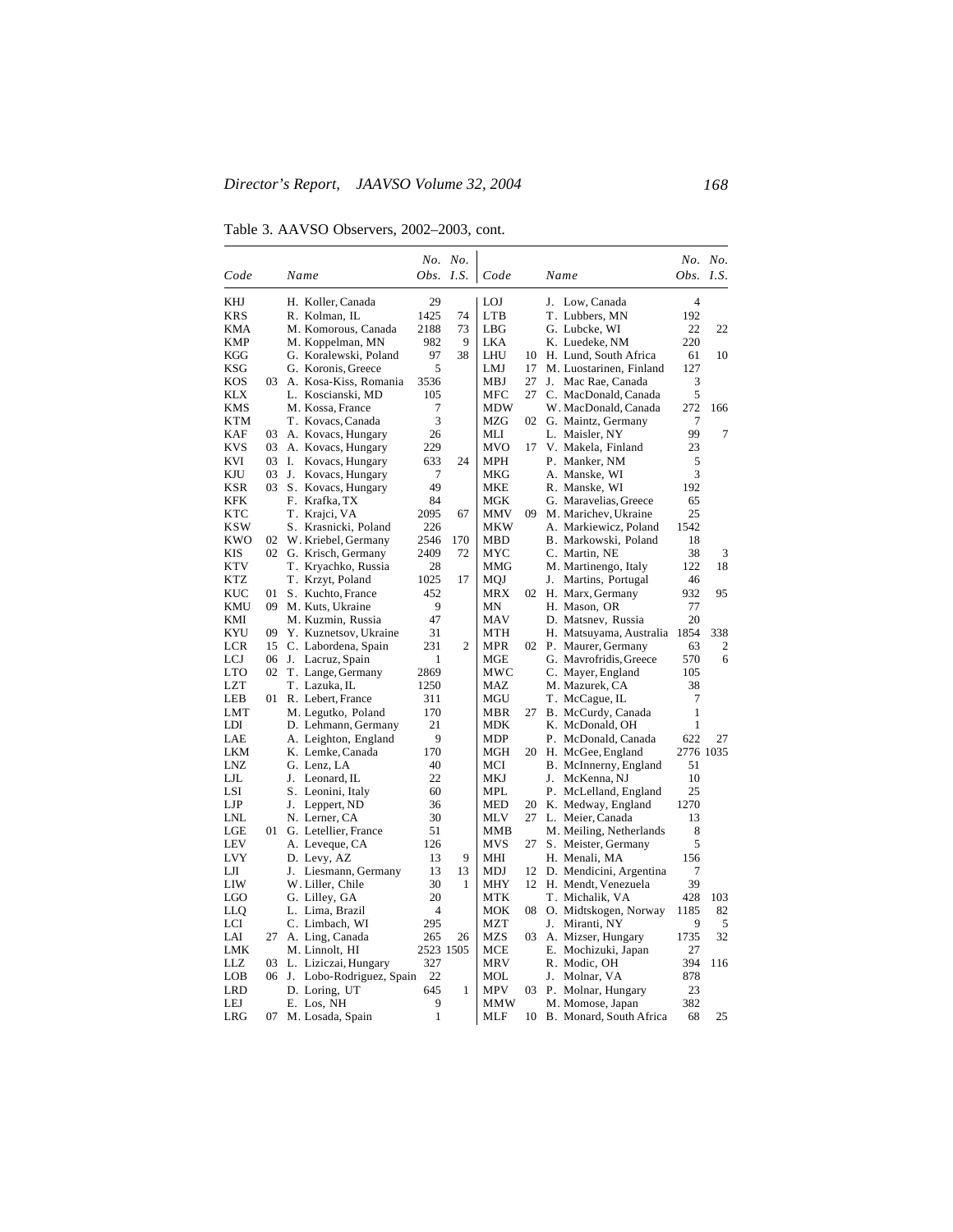Table 3. AAVSO Observers, 2002–2003, cont.

| Code | | Name | No. Obs. | No. I.S. | Code | | Name | No. Obs. | No. I.S. |
|---|---|---|---|---|---|---|---|---|---|
| KHJ | | H. Koller, Canada | 29 | | LOJ | | J. Low, Canada | 4 | |
| KRS | | R. Kolman, IL | 1425 | 74 | LTB | | T. Lubbers, MN | 192 | |
| KMA | | M. Komorous, Canada | 2188 | 73 | LBG | | G. Lubcke, WI | 22 | 22 |
| KMP | | M. Koppelman, MN | 982 | 9 | LKA | | K. Luedeke, NM | 220 | |
| KGG | | G. Koralewski, Poland | 97 | 38 | LHU | 10 | H. Lund, South Africa | 61 | 10 |
| KSG | | G. Koronis, Greece | 5 | | LMJ | 17 | M. Luostarinen, Finland | 127 | |
| KOS | 03 | A. Kosa-Kiss, Romania | 3536 | | MBJ | 27 | J. Mac Rae, Canada | 3 | |
| KLX | | L. Koscianski, MD | 105 | | MFC | 27 | C. MacDonald, Canada | 5 | |
| KMS | | M. Kossa, France | 7 | | MDW | | W. MacDonald, Canada | 272 | 166 |
| KTM | | T. Kovacs, Canada | 3 | | MZG | 02 | G. Maintz, Germany | 7 | |
| KAF | 03 | A. Kovacs, Hungary | 26 | | MLI | | L. Maisler, NY | 99 | 7 |
| KVS | 03 | A. Kovacs, Hungary | 229 | | MVO | 17 | V. Makela, Finland | 23 | |
| KVI | 03 | I. Kovacs, Hungary | 633 | 24 | MPH | | P. Manker, NM | 5 | |
| KJU | 03 | J. Kovacs, Hungary | 7 | | MKG | | A. Manske, WI | 3 | |
| KSR | 03 | S. Kovacs, Hungary | 49 | | MKE | | R. Manske, WI | 192 | |
| KFK | | F. Krafka, TX | 84 | | MGK | | G. Maravelias, Greece | 65 | |
| KTC | | T. Krajci, VA | 2095 | 67 | MMV | 09 | M. Marichev, Ukraine | 25 | |
| KSW | | S. Krasnicki, Poland | 226 | | MKW | | A. Markiewicz, Poland | 1542 | |
| KWO | 02 | W. Kriebel, Germany | 2546 | 170 | MBD | | B. Markowski, Poland | 18 | |
| KIS | 02 | G. Krisch, Germany | 2409 | 72 | MYC | | C. Martin, NE | 38 | 3 |
| KTV | | T. Kryachko, Russia | 28 | | MMG | | M. Martinengo, Italy | 122 | 18 |
| KTZ | | T. Krzyt, Poland | 1025 | 17 | MQJ | | J. Martins, Portugal | 46 | |
| KUC | 01 | S. Kuchto, France | 452 | | MRX | 02 | H. Marx, Germany | 932 | 95 |
| KMU | 09 | M. Kuts, Ukraine | 9 | | MN | | H. Mason, OR | 77 | |
| KMI | | M. Kuzmin, Russia | 47 | | MAV | | D. Matsnev, Russia | 20 | |
| KYU | 09 | Y. Kuznetsov, Ukraine | 31 | | MTH | | H. Matsuyama, Australia | 1854 | 338 |
| LCR | 15 | C. Labordena, Spain | 231 | 2 | MPR | 02 | P. Maurer, Germany | 63 | 2 |
| LCJ | 06 | J. Lacruz, Spain | 1 | | MGE | | G. Mavrofridis, Greece | 570 | 6 |
| LTO | 02 | T. Lange, Germany | 2869 | | MWC | | C. Mayer, England | 105 | |
| LZT | | T. Lazuka, IL | 1250 | | MAZ | | M. Mazurek, CA | 38 | |
| LEB | 01 | R. Lebert, France | 311 | | MGU | | T. McCague, IL | 7 | |
| LMT | | M. Legutko, Poland | 170 | | MBR | 27 | B. McCurdy, Canada | 1 | |
| LDI | | D. Lehmann, Germany | 21 | | MDK | | K. McDonald, OH | 1 | |
| LAE | | A. Leighton, England | 9 | | MDP | | P. McDonald, Canada | 622 | 27 |
| LKM | | K. Lemke, Canada | 170 | | MGH | 20 | H. McGee, England | 2776 | 1035 |
| LNZ | | G. Lenz, LA | 40 | | MCI | | B. McInnerny, England | 51 | |
| LJL | | J. Leonard, IL | 22 | | MKJ | | J. McKenna, NJ | 10 | |
| LSI | | S. Leonini, Italy | 60 | | MPL | | P. McLelland, England | 25 | |
| LJP | | J. Leppert, ND | 36 | | MED | 20 | K. Medway, England | 1270 | |
| LNL | | N. Lerner, CA | 30 | | MLV | 27 | L. Meier, Canada | 13 | |
| LGE | 01 | G. Letellier, France | 51 | | MMB | | M. Meiling, Netherlands | 8 | |
| LEV | | A. Leveque, CA | 126 | | MVS | 27 | S. Meister, Germany | 5 | |
| LVY | | D. Levy, AZ | 13 | 9 | MHI | | H. Menali, MA | 156 | |
| LJI | | J. Liesmann, Germany | 13 | 13 | MDJ | 12 | D. Mendicini, Argentina | 7 | |
| LIW | | W. Liller, Chile | 30 | 1 | MHY | 12 | H. Mendt, Venezuela | 39 | |
| LGO | | G. Lilley, GA | 20 | | MTK | | T. Michalik, VA | 428 | 103 |
| LLQ | | L. Lima, Brazil | 4 | | MOK | 08 | O. Midtskogen, Norway | 1185 | 82 |
| LCI | | C. Limbach, WI | 295 | | MZT | | J. Miranti, NY | 9 | 5 |
| LAI | 27 | A. Ling, Canada | 265 | 26 | MZS | 03 | A. Mizser, Hungary | 1735 | 32 |
| LMK | | M. Linnolt, HI | 2523 | 1505 | MCE | | E. Mochizuki, Japan | 27 | |
| LLZ | 03 | L. Liziczai, Hungary | 327 | | MRV | | R. Modic, OH | 394 | 116 |
| LOB | 06 | J. Lobo-Rodriguez, Spain | 22 | | MOL | | J. Molnar, VA | 878 | |
| LRD | | D. Loring, UT | 645 | 1 | MPV | 03 | P. Molnar, Hungary | 23 | |
| LEJ | | E. Los, NH | 9 | | MMW | | M. Momose, Japan | 382 | |
| LRG | 07 | M. Losada, Spain | 1 | | MLF | 10 | B. Monard, South Africa | 68 | 25 |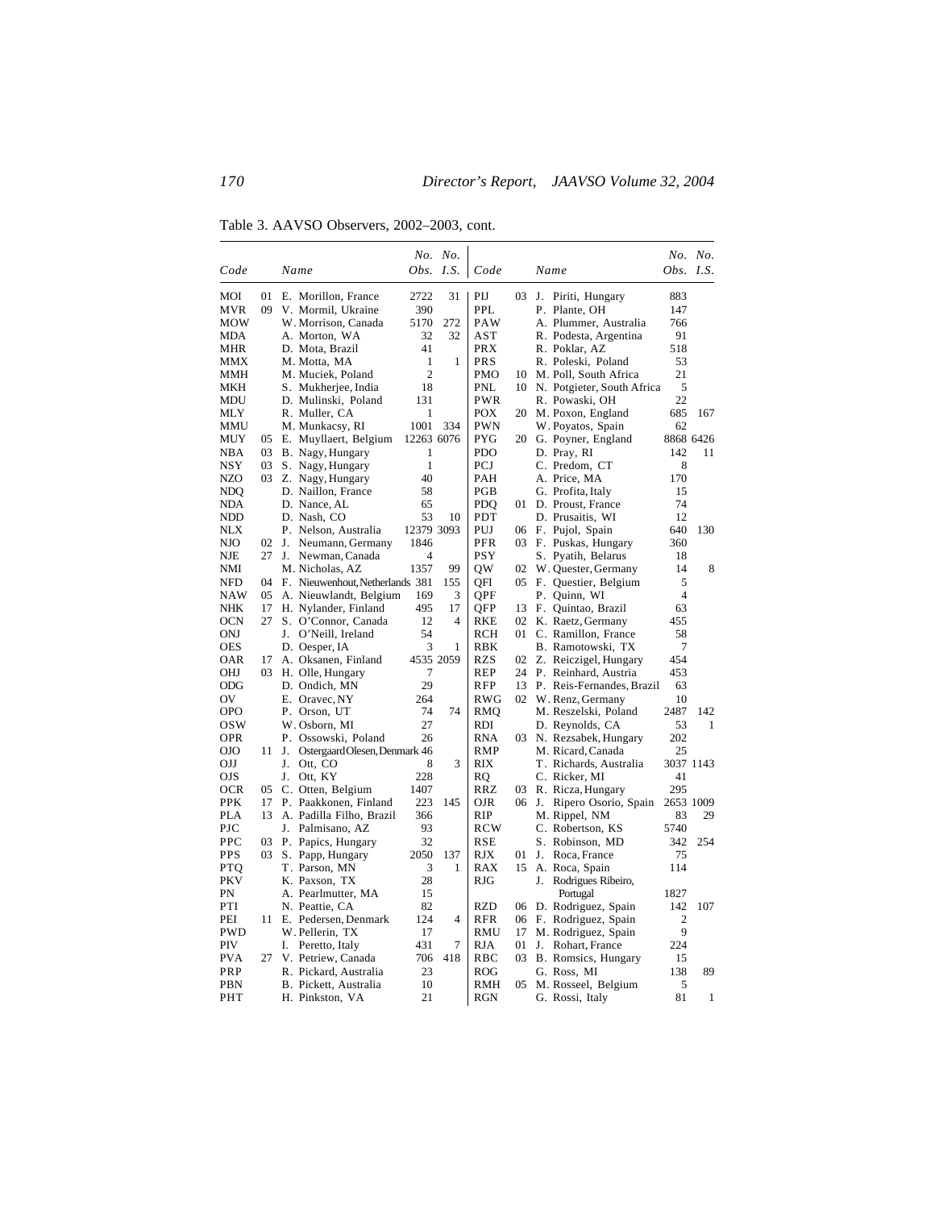Table 3. AAVSO Observers, 2002–2003, cont.

| Code | | Name | No. Obs. | No. I.S. | Code | | Name | No. Obs. | No. I.S. |
|---|---|---|---|---|---|---|---|---|---|
| MOI | 01 | E. Morillon, France | 2722 | 31 | PIJ | 03 | J. Piriti, Hungary | 883 | |
| MVR | 09 | V. Mormil, Ukraine | 390 | | PPL | | P. Plante, OH | 147 | |
| MOW | | W. Morrison, Canada | 5170 | 272 | PAW | | A. Plummer, Australia | 766 | |
| MDA | | A. Morton, WA | 32 | 32 | AST | | R. Podesta, Argentina | 91 | |
| MHR | | D. Mota, Brazil | 41 | | PRX | | R. Poklar, AZ | 518 | |
| MMX | | M. Motta, MA | 1 | 1 | PRS | | R. Poleski, Poland | 53 | |
| MMH | | M. Muciek, Poland | 2 | | PMO | 10 | M. Poll, South Africa | 21 | |
| MKH | | S. Mukherjee, India | 18 | | PNL | 10 | N. Potgieter, South Africa | 5 | |
| MDU | | D. Mulinski, Poland | 131 | | PWR | | R. Powaski, OH | 22 | |
| MLY | | R. Muller, CA | 1 | | POX | 20 | M. Poxon, England | 685 | 167 |
| MMU | | M. Munkacsy, RI | 1001 | 334 | PWN | | W. Poyatos, Spain | 62 | |
| MUY | 05 | E. Muyllaert, Belgium | 12263 | 6076 | PYG | 20 | G. Poyner, England | 8868 | 6426 |
| NBA | 03 | B. Nagy, Hungary | 1 | | PDO | | D. Pray, RI | 142 | 11 |
| NSY | 03 | S. Nagy, Hungary | 1 | | PCJ | | C. Predom, CT | 8 | |
| NZO | 03 | Z. Nagy, Hungary | 40 | | PAH | | A. Price, MA | 170 | |
| NDQ | | D. Naillon, France | 58 | | PGB | | G. Profita, Italy | 15 | |
| NDA | | D. Nance, AL | 65 | | PDQ | 01 | D. Proust, France | 74 | |
| NDD | | D. Nash, CO | 53 | 10 | PDT | | D. Prusaitis, WI | 12 | |
| NLX | | P. Nelson, Australia | 12379 | 3093 | PUJ | 06 | F. Pujol, Spain | 640 | 130 |
| NJO | 02 | J. Neumann, Germany | 1846 | | PFR | 03 | F. Puskas, Hungary | 360 | |
| NJE | 27 | J. Newman, Canada | 4 | | PSY | | S. Pyatih, Belarus | 18 | |
| NMI | | M. Nicholas, AZ | 1357 | 99 | QW | 02 | W. Quester, Germany | 14 | 8 |
| NFD | 04 | F. Nieuwenhout, Netherlands | 381 | 155 | QFI | 05 | F. Questier, Belgium | 5 | |
| NAW | 05 | A. Nieuwlandt, Belgium | 169 | 3 | QPF | | P. Quinn, WI | 4 | |
| NHK | 17 | H. Nylander, Finland | 495 | 17 | QFP | 13 | F. Quintao, Brazil | 63 | |
| OCN | 27 | S. O'Connor, Canada | 12 | 4 | RKE | 02 | K. Raetz, Germany | 455 | |
| ONJ | | J. O'Neill, Ireland | 54 | | RCH | 01 | C. Ramillon, France | 58 | |
| OES | | D. Oesper, IA | 3 | 1 | RBK | | B. Ramotowski, TX | 7 | |
| OAR | 17 | A. Oksanen, Finland | 4535 | 2059 | RZS | 02 | Z. Reiczigel, Hungary | 454 | |
| OHJ | 03 | H. Olle, Hungary | 7 | | REP | 24 | P. Reinhard, Austria | 453 | |
| ODG | | D. Ondich, MN | 29 | | RFP | 13 | P. Reis-Fernandes, Brazil | 63 | |
| OV | | E. Oravec, NY | 264 | | RWG | 02 | W. Renz, Germany | 10 | |
| OPO | | P. Orson, UT | 74 | 74 | RMQ | | M. Reszelski, Poland | 2487 | 142 |
| OSW | | W. Osborn, MI | 27 | | RDI | | D. Reynolds, CA | 53 | 1 |
| OPR | | P. Ossowski, Poland | 26 | | RNA | 03 | N. Rezsabek, Hungary | 202 | |
| OJO | 11 | J. Ostergaard Olesen, Denmark | 46 | | RMP | | M. Ricard, Canada | 25 | |
| OJJ | | J. Ott, CO | 8 | 3 | RIX | | T. Richards, Australia | 3037 | 1143 |
| OJS | | J. Ott, KY | 228 | | RQ | | C. Ricker, MI | 41 | |
| OCR | 05 | C. Otten, Belgium | 1407 | | RRZ | 03 | R. Ricza, Hungary | 295 | |
| PPK | 17 | P. Paakkonen, Finland | 223 | 145 | OJR | 06 | J. Ripero Osorio, Spain | 2653 | 1009 |
| PLA | 13 | A. Padilla Filho, Brazil | 366 | | RIP | | M. Rippel, NM | 83 | 29 |
| PJC | | J. Palmisano, AZ | 93 | | RCW | | C. Robertson, KS | 5740 | |
| PPC | 03 | P. Papics, Hungary | 32 | | RSE | | S. Robinson, MD | 342 | 254 |
| PPS | 03 | S. Papp, Hungary | 2050 | 137 | RJX | 01 | J. Roca, France | 75 | |
| PTQ | | T. Parson, MN | 3 | 1 | RAX | 15 | A. Roca, Spain | 114 | |
| PKV | | K. Paxson, TX | 28 | | RJG | | J. Rodrigues Ribeiro, Portugal | 1827 | |
| PN | | A. Pearlmutter, MA | 15 | | | | | | |
| PTI | | N. Peattie, CA | 82 | | RZD | 06 | D. Rodriguez, Spain | 142 | 107 |
| PEI | 11 | E. Pedersen, Denmark | 124 | 4 | RFR | 06 | F. Rodriguez, Spain | 2 | |
| PWD | | W. Pellerin, TX | 17 | | RMU | 17 | M. Rodriguez, Spain | 9 | |
| PIV | | I. Peretto, Italy | 431 | 7 | RJA | 01 | J. Rohart, France | 224 | |
| PVA | 27 | V. Petriew, Canada | 706 | 418 | RBC | 03 | B. Romsics, Hungary | 15 | |
| PRP | | R. Pickard, Australia | 23 | | ROG | | G. Ross, MI | 138 | 89 |
| PBN | | B. Pickett, Australia | 10 | | RMH | 05 | M. Rosseel, Belgium | 5 | |
| PHT | | H. Pinkston, VA | 21 | | RGN | | G. Rossi, Italy | 81 | 1 |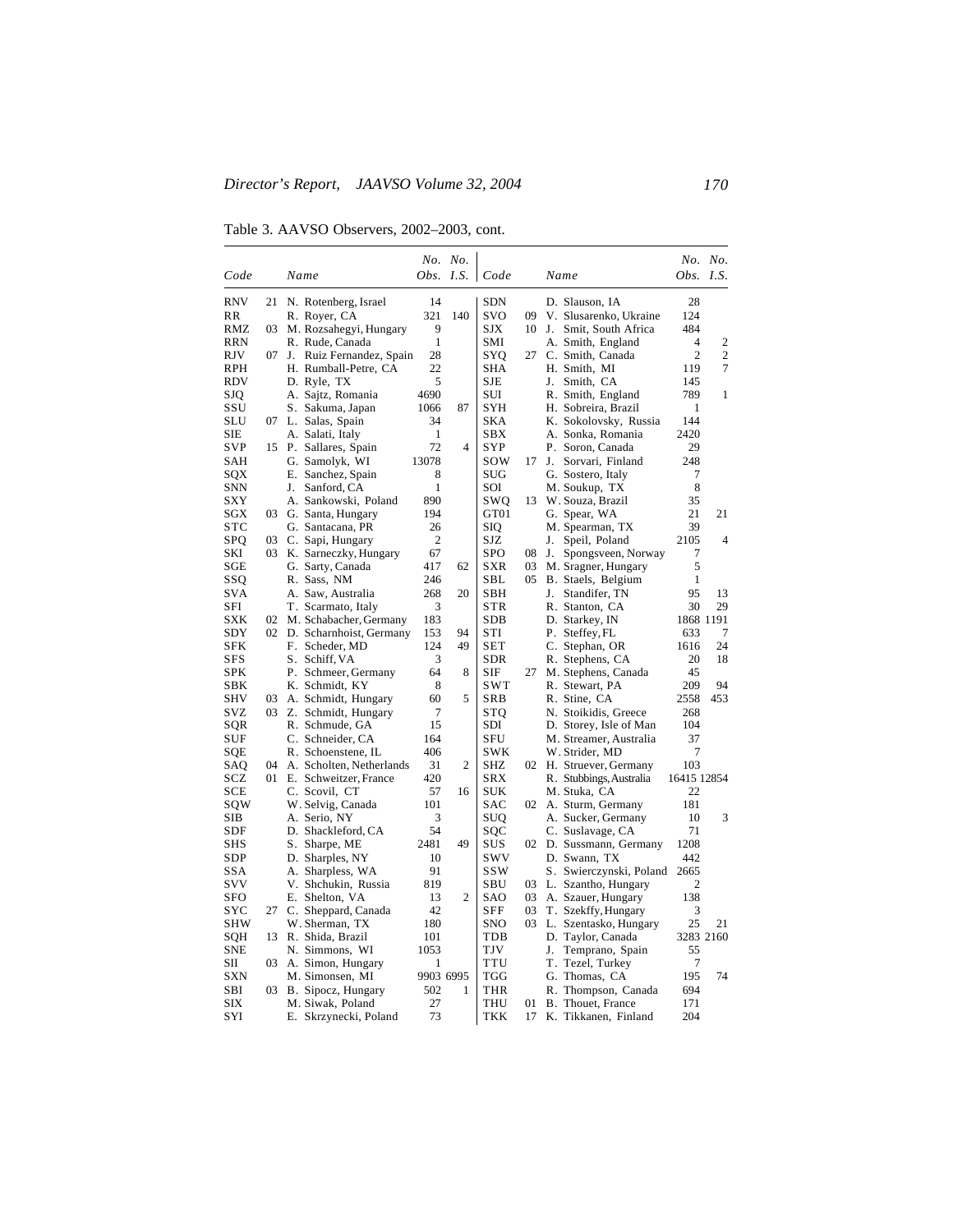Table 3. AAVSO Observers, 2002–2003, cont.

| Code | | Name | No. Obs. | No. I.S. | Code | | Name | No. Obs. | No. I.S. |
|---|---|---|---|---|---|---|---|---|---|
| RNV | 21 | N. Rotenberg, Israel | 14 | | SDN | | D. Slauson, IA | 28 | |
| RR | | R. Royer, CA | 321 | 140 | SVO | 09 | V. Slusarenko, Ukraine | 124 | |
| RMZ | 03 | M. Rozsahegyi, Hungary | 9 | | SJX | 10 | J. Smit, South Africa | 484 | |
| RRN | | R. Rude, Canada | 1 | | SMI | | A. Smith, England | 4 | 2 |
| RJV | 07 | J. Ruiz Fernandez, Spain | 28 | | SYQ | 27 | C. Smith, Canada | 2 | 2 |
| RPH | | H. Rumball-Petre, CA | 22 | | SHA | | H. Smith, MI | 119 | 7 |
| RDV | | D. Ryle, TX | 5 | | SJE | | J. Smith, CA | 145 | |
| SJQ | | A. Sajtz, Romania | 4690 | | SUI | | R. Smith, England | 789 | 1 |
| SSU | | S. Sakuma, Japan | 1066 | 87 | SYH | | H. Sobreira, Brazil | 1 | |
| SLU | 07 | L. Salas, Spain | 34 | | SKA | | K. Sokolovsky, Russia | 144 | |
| SIE | | A. Salati, Italy | 1 | | SBX | | A. Sonka, Romania | 2420 | |
| SVP | 15 | P. Sallares, Spain | 72 | 4 | SYP | | P. Soron, Canada | 29 | |
| SAH | | G. Samolyk, WI | 13078 | | SOW | 17 | J. Sorvari, Finland | 248 | |
| SQX | | E. Sanchez, Spain | 8 | | SUG | | G. Sostero, Italy | 7 | |
| SNN | | J. Sanford, CA | 1 | | SOI | | M. Soukup, TX | 8 | |
| SXY | | A. Sankowski, Poland | 890 | | SWQ | 13 | W. Souza, Brazil | 35 | |
| SGX | 03 | G. Santa, Hungary | 194 | | GT01 | | G. Spear, WA | 21 | 21 |
| STC | | G. Santacana, PR | 26 | | SIQ | | M. Spearman, TX | 39 | |
| SPQ | 03 | C. Sapi, Hungary | 2 | | SJZ | | J. Speil, Poland | 2105 | 4 |
| SKI | 03 | K. Sarneczky, Hungary | 67 | | SPO | 08 | J. Spongsveen, Norway | 7 | |
| SGE | | G. Sarty, Canada | 417 | 62 | SXR | 03 | M. Sragner, Hungary | 5 | |
| SSQ | | R. Sass, NM | 246 | | SBL | 05 | B. Staels, Belgium | 1 | |
| SVA | | A. Saw, Australia | 268 | 20 | SBH | | J. Standifer, TN | 95 | 13 |
| SFI | | T. Scarmato, Italy | 3 | | STR | | R. Stanton, CA | 30 | 29 |
| SXK | 02 | M. Schabacher, Germany | 183 | | SDB | | D. Starkey, IN | 1868 | 1191 |
| SDY | 02 | D. Scharnhoist, Germany | 153 | 94 | STI | | P. Steffey, FL | 633 | 7 |
| SFK | | F. Scheder, MD | 124 | 49 | SET | | C. Stephan, OR | 1616 | 24 |
| SFS | | S. Schiff, VA | 3 | | SDR | | R. Stephens, CA | 20 | 18 |
| SPK | | P. Schmeer, Germany | 64 | 8 | SIF | 27 | M. Stephens, Canada | 45 | |
| SBK | | K. Schmidt, KY | 8 | | SWT | | R. Stewart, PA | 209 | 94 |
| SHV | 03 | A. Schmidt, Hungary | 60 | 5 | SRB | | R. Stine, CA | 2558 | 453 |
| SVZ | 03 | Z. Schmidt, Hungary | 7 | | STQ | | N. Stoikidis, Greece | 268 | |
| SQR | | R. Schmude, GA | 15 | | SDI | | D. Storey, Isle of Man | 104 | |
| SUF | | C. Schneider, CA | 164 | | SFU | | M. Streamer, Australia | 37 | |
| SQE | | R. Schoenstene, IL | 406 | | SWK | | W. Strider, MD | 7 | |
| SAQ | 04 | A. Scholten, Netherlands | 31 | 2 | SHZ | 02 | H. Struever, Germany | 103 | |
| SCZ | 01 | E. Schweitzer, France | 420 | | SRX | | R. Stubbings, Australia | 16415 | 12854 |
| SCE | | C. Scovil, CT | 57 | 16 | SUK | | M. Stuka, CA | 22 | |
| SQW | | W. Selvig, Canada | 101 | | SAC | 02 | A. Sturm, Germany | 181 | |
| SIB | | A. Serio, NY | 3 | | SUQ | | A. Sucker, Germany | 10 | 3 |
| SDF | | D. Shackleford, CA | 54 | | SQC | | C. Suslavage, CA | 71 | |
| SHS | | S. Sharpe, ME | 2481 | 49 | SUS | 02 | D. Sussmann, Germany | 1208 | |
| SDP | | D. Sharples, NY | 10 | | SWV | | D. Swann, TX | 442 | |
| SSA | | A. Sharpless, WA | 91 | | SSW | | S. Swierczynski, Poland | 2665 | |
| SVV | | V. Shchukin, Russia | 819 | | SBU | 03 | L. Szantho, Hungary | 2 | |
| SFO | | E. Shelton, VA | 13 | 2 | SAO | 03 | A. Szauer, Hungary | 138 | |
| SYC | 27 | C. Sheppard, Canada | 42 | | SFF | 03 | T. Szekffy, Hungary | 3 | |
| SHW | | W. Sherman, TX | 180 | | SNO | 03 | L. Szentasko, Hungary | 25 | 21 |
| SQH | 13 | R. Shida, Brazil | 101 | | TDB | | D. Taylor, Canada | 3283 | 2160 |
| SNE | | N. Simmons, WI | 1053 | | TJV | | J. Temprano, Spain | 55 | |
| SII | 03 | A. Simon, Hungary | 1 | | TTU | | T. Tezel, Turkey | 7 | |
| SXN | | M. Simonsen, MI | 9903 | 6995 | TGG | | G. Thomas, CA | 195 | 74 |
| SBI | 03 | B. Sipocz, Hungary | 502 | 1 | THR | | R. Thompson, Canada | 694 | |
| SIX | | M. Siwak, Poland | 27 | | THU | 01 | B. Thouet, France | 171 | |
| SYI | | E. Skrzynecki, Poland | 73 | | TKK | 17 | K. Tikkanen, Finland | 204 | |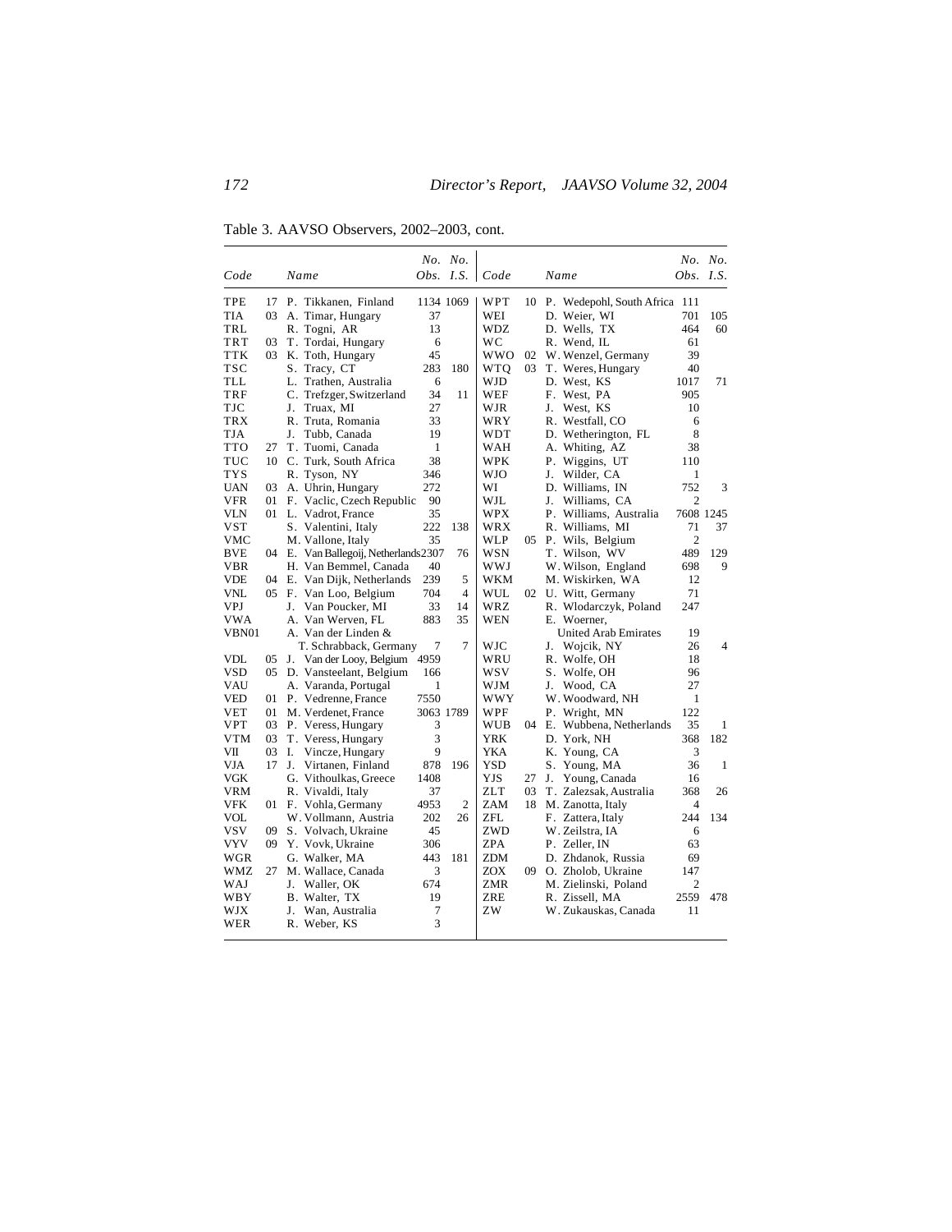Table 3. AAVSO Observers, 2002–2003, cont.

| Code | | Name | No. Obs. | No. I.S. |
|---|---|---|---|---|
| TPE | 17 | P. Tikkanen, Finland | 1134 | 1069 |
| TIA | 03 | A. Timar, Hungary | 37 | |
| TRL | | R. Togni, AR | 13 | |
| TRT | 03 | T. Tordai, Hungary | 6 | |
| TTK | 03 | K. Toth, Hungary | 45 | |
| TSC | | S. Tracy, CT | 283 | 180 |
| TLL | | L. Trathen, Australia | 6 | |
| TRF | | C. Trefzger, Switzerland | 34 | 11 |
| TJC | | J. Truax, MI | 27 | |
| TRX | | R. Truta, Romania | 33 | |
| TJA | | J. Tubb, Canada | 19 | |
| TTO | 27 | T. Tuomi, Canada | 1 | |
| TUC | 10 | C. Turk, South Africa | 38 | |
| TYS | | R. Tyson, NY | 346 | |
| UAN | 03 | A. Uhrin, Hungary | 272 | |
| VFR | 01 | F. Vaclic, Czech Republic | 90 | |
| VLN | 01 | L. Vadrot, France | 35 | |
| VST | | S. Valentini, Italy | 222 | 138 |
| VMC | | M. Vallone, Italy | 35 | |
| BVE | 04 | E. Van Ballegoij, Netherlands | 2307 | 76 |
| VBR | | H. Van Bemmel, Canada | 40 | |
| VDE | 04 | E. Van Dijk, Netherlands | 239 | 5 |
| VNL | 05 | F. Van Loo, Belgium | 704 | 4 |
| VPJ | | J. Van Poucker, MI | 33 | 14 |
| VWA | | A. Van Werven, FL | 883 | 35 |
| VBN01 | | A. Van der Linden & T. Schrabback, Germany | 7 | 7 |
| VDL | 05 | J. Van der Looy, Belgium | 4959 | |
| VSD | 05 | D. Vansteelant, Belgium | 166 | |
| VAU | | A. Varanda, Portugal | 1 | |
| VED | 01 | P. Vedrenne, France | 7550 | |
| VET | 01 | M. Verdenet, France | 3063 | 1789 |
| VPT | 03 | P. Veress, Hungary | 3 | |
| VTM | 03 | T. Veress, Hungary | 3 | |
| VII | 03 | I. Vincze, Hungary | 9 | |
| VJA | 17 | J. Virtanen, Finland | 878 | 196 |
| VGK | | G. Vithoulkas, Greece | 1408 | |
| VRM | | R. Vivaldi, Italy | 37 | |
| VFK | 01 | F. Vohla, Germany | 4953 | 2 |
| VOL | | W. Vollmann, Austria | 202 | 26 |
| VSV | 09 | S. Volvach, Ukraine | 45 | |
| VYV | 09 | Y. Vovk, Ukraine | 306 | |
| WGR | | G. Walker, MA | 443 | 181 |
| WMZ | 27 | M. Wallace, Canada | 3 | |
| WAJ | | J. Waller, OK | 674 | |
| WBY | | B. Walter, TX | 19 | |
| WJX | | J. Wan, Australia | 7 | |
| WER | | R. Weber, KS | 3 | |
| WPT | 10 | P. Wedepohl, South Africa | 111 | |
| WEI | | D. Weier, WI | 701 | 105 |
| WDZ | | D. Wells, TX | 464 | 60 |
| WC | | R. Wend, IL | 61 | |
| WWO | 02 | W. Wenzel, Germany | 39 | |
| WTQ | 03 | T. Weres, Hungary | 40 | |
| WJD | | D. West, KS | 1017 | 71 |
| WEF | | F. West, PA | 905 | |
| WJR | | J. West, KS | 10 | |
| WRY | | R. Westfall, CO | 6 | |
| WDT | | D. Wetherington, FL | 8 | |
| WAH | | A. Whiting, AZ | 38 | |
| WPK | | P. Wiggins, UT | 110 | |
| WJO | | J. Wilder, CA | 1 | |
| WI | | D. Williams, IN | 752 | 3 |
| WJL | | J. Williams, CA | 2 | |
| WPX | | P. Williams, Australia | 7608 | 1245 |
| WRX | | R. Williams, MI | 71 | 37 |
| WLP | 05 | P. Wils, Belgium | 2 | |
| WSN | | T. Wilson, WV | 489 | 129 |
| WWJ | | W. Wilson, England | 698 | 9 |
| WKM | | M. Wiskirken, WA | 12 | |
| WUL | 02 | U. Witt, Germany | 71 | |
| WRZ | | R. Wlodarczyk, Poland | 247 | |
| WEN | | E. Woerner, United Arab Emirates | 19 | |
| WJC | | J. Wojcik, NY | 26 | 4 |
| WRU | | R. Wolfe, OH | 18 | |
| WSV | | S. Wolfe, OH | 96 | |
| WJM | | J. Wood, CA | 27 | |
| WWY | | W. Woodward, NH | 1 | |
| WPF | | P. Wright, MN | 122 | |
| WUB | 04 | E. Wubbena, Netherlands | 35 | 1 |
| YRK | | D. York, NH | 368 | 182 |
| YKA | | K. Young, CA | 3 | |
| YSD | | S. Young, MA | 36 | 1 |
| YJS | 27 | J. Young, Canada | 16 | |
| ZLT | 03 | T. Zalezsak, Australia | 368 | 26 |
| ZAM | 18 | M. Zanotta, Italy | 4 | |
| ZFL | | F. Zattera, Italy | 244 | 134 |
| ZWD | | W. Zeilstra, IA | 6 | |
| ZPA | | P. Zeller, IN | 63 | |
| ZDM | | D. Zhdanok, Russia | 69 | |
| ZOX | 09 | O. Zholob, Ukraine | 147 | |
| ZMR | | M. Zielinski, Poland | 2 | |
| ZRE | | R. Zissell, MA | 2559 | 478 |
| ZW | | W. Zukauskas, Canada | 11 | |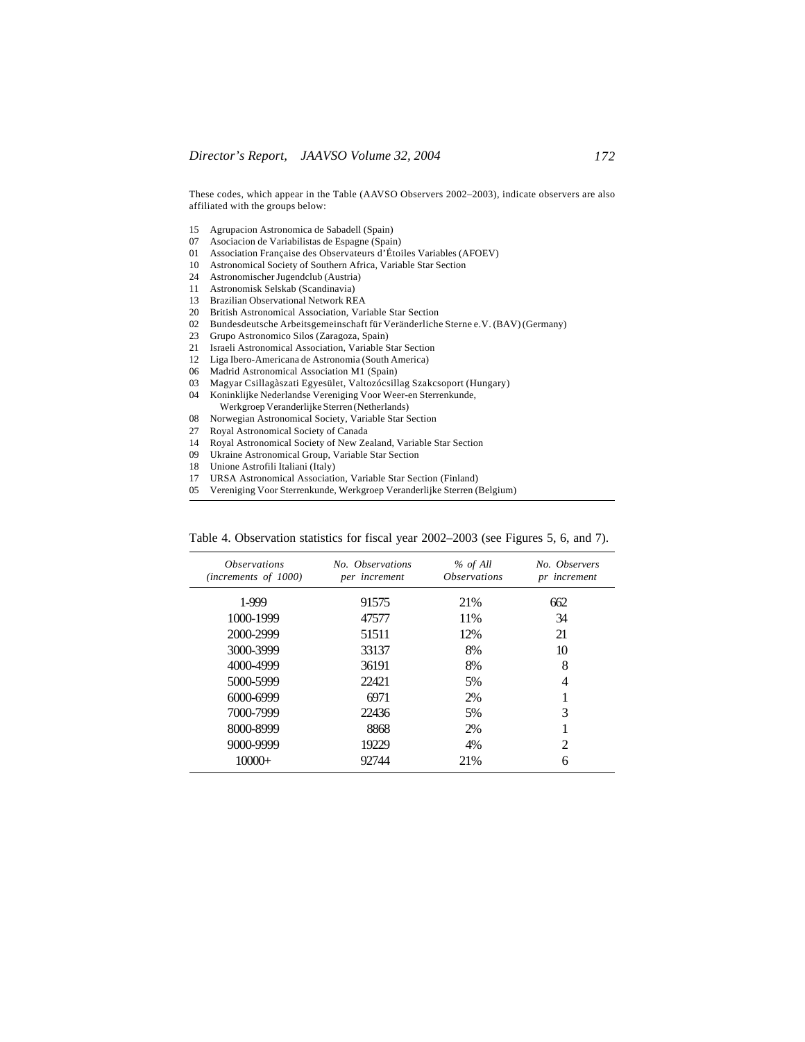These codes, which appear in the Table (AAVSO Observers 2002–2003), indicate observers are also affiliated with the groups below:

15 Agrupacion Astronomica de Sabadell (Spain)
07 Asociacion de Variabilistas de Espagne (Spain)
01 Association Française des Observateurs d'Étoiles Variables (AFOEV)
10 Astronomical Society of Southern Africa, Variable Star Section
24 Astronomischer Jugendclub (Austria)
11 Astronomisk Selskab (Scandinavia)
13 Brazilian Observational Network REA
20 British Astronomical Association, Variable Star Section
02 Bundesdeutsche Arbeitsgemeinschaft für Veränderliche Sterne e.V. (BAV) (Germany)
23 Grupo Astronomico Silos (Zaragoza, Spain)
21 Israeli Astronomical Association, Variable Star Section
12 Liga Ibero-Americana de Astronomia (South America)
06 Madrid Astronomical Association M1 (Spain)
03 Magyar Csillagàszati Egyesület, Valtozócsillag Szakcsoport (Hungary)
04 Koninklijke Nederlandse Vereniging Voor Weer-en Sterrenkunde, Werkgroep Veranderlijke Sterren (Netherlands)
08 Norwegian Astronomical Society, Variable Star Section
27 Royal Astronomical Society of Canada
14 Royal Astronomical Society of New Zealand, Variable Star Section
09 Ukraine Astronomical Group, Variable Star Section
18 Unione Astrofili Italiani (Italy)
17 URSA Astronomical Association, Variable Star Section (Finland)
05 Vereniging Voor Sterrenkunde, Werkgroep Veranderlijke Sterren (Belgium)

Table 4. Observation statistics for fiscal year 2002–2003 (see Figures 5, 6, and 7).

| *Observations (increments of 1000)* | *No. Observations per increment* | *% of All Observations* | *No. Observers pr increment* |
|---|---|---|---|
| 1-999 | 91575 | 21% | 662 |
| 1000-1999 | 47577 | 11% | 34 |
| 2000-2999 | 51511 | 12% | 21 |
| 3000-3999 | 33137 | 8% | 10 |
| 4000-4999 | 36191 | 8% | 8 |
| 5000-5999 | 22421 | 5% | 4 |
| 6000-6999 | 6971 | 2% | 1 |
| 7000-7999 | 22436 | 5% | 3 |
| 8000-8999 | 8868 | 2% | 1 |
| 9000-9999 | 19229 | 4% | 2 |
| 10000+ | 92744 | 21% | 6 |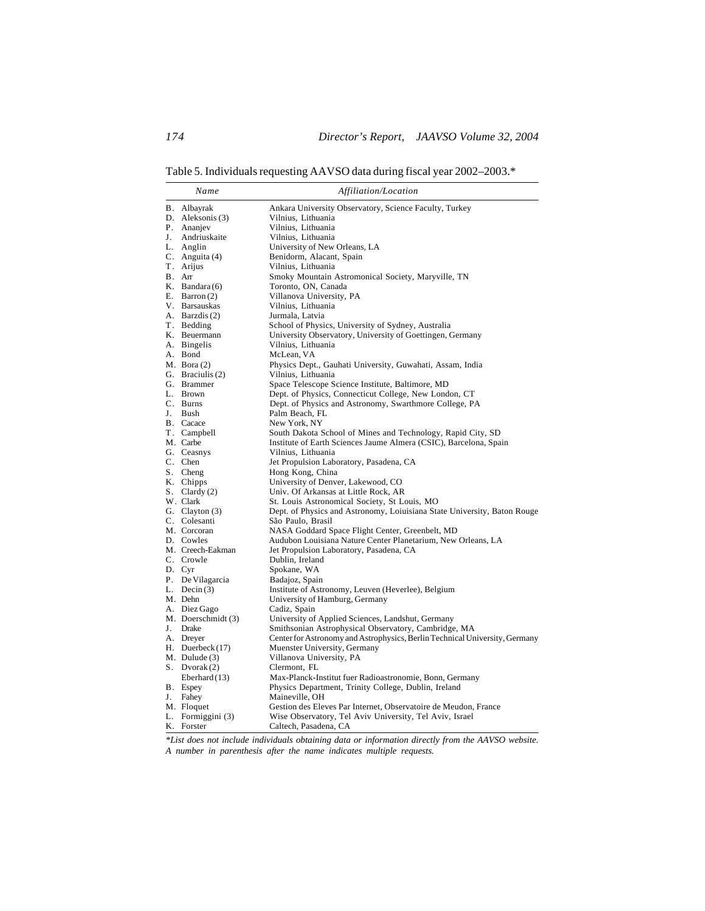Table 5. Individuals requesting AAVSO data during fiscal year 2002–2003.*

| *Name* | *Affiliation/Location* |
|---|---|
| B. Albayrak | Ankara University Observatory, Science Faculty, Turkey |
| D. Aleksonis (3) | Vilnius, Lithuania |
| P. Ananjev | Vilnius, Lithuania |
| J. Andriuskaite | Vilnius, Lithuania |
| L. Anglin | University of New Orleans, LA |
| C. Anguita (4) | Benidorm, Alacant, Spain |
| T. Arijus | Vilnius, Lithuania |
| B. Arr | Smoky Mountain Astromonical Society, Maryville, TN |
| K. Bandara (6) | Toronto, ON, Canada |
| E. Barron (2) | Villanova University, PA |
| V. Barsauskas | Vilnius, Lithuania |
| A. Barzdis (2) | Jurmala, Latvia |
| T. Bedding | School of Physics, University of Sydney, Australia |
| K. Beuermann | University Observatory, University of Goettingen, Germany |
| A. Bingelis | Vilnius, Lithuania |
| A. Bond | McLean, VA |
| M. Bora (2) | Physics Dept., Gauhati University, Guwahati, Assam, India |
| G. Braciulis (2) | Vilnius, Lithuania |
| G. Brammer | Space Telescope Science Institute, Baltimore, MD |
| L. Brown | Dept. of Physics, Connecticut College, New London, CT |
| C. Burns | Dept. of Physics and Astronomy, Swarthmore College, PA |
| J. Bush | Palm Beach, FL |
| B. Cacace | New York, NY |
| T. Campbell | South Dakota School of Mines and Technology, Rapid City, SD |
| M. Carbe | Institute of Earth Sciences Jaume Almera (CSIC), Barcelona, Spain |
| G. Ceasnys | Vilnius, Lithuania |
| C. Chen | Jet Propulsion Laboratory, Pasadena, CA |
| S. Cheng | Hong Kong, China |
| K. Chipps | University of Denver, Lakewood, CO |
| S. Clardy (2) | Univ. Of Arkansas at Little Rock, AR |
| W. Clark | St. Louis Astronomical Society, St Louis, MO |
| G. Clayton (3) | Dept. of Physics and Astronomy, Loiuisiana State University, Baton Rouge |
| C. Colesanti | São Paulo, Brasil |
| M. Corcoran | NASA Goddard Space Flight Center, Greenbelt, MD |
| D. Cowles | Audubon Louisiana Nature Center Planetarium, New Orleans, LA |
| M. Creech-Eakman | Jet Propulsion Laboratory, Pasadena, CA |
| C. Crowle | Dublin, Ireland |
| D. Cyr | Spokane, WA |
| P. De Vilagarcia | Badajoz, Spain |
| L. Decin (3) | Institute of Astronomy, Leuven (Heverlee), Belgium |
| M. Dehn | University of Hamburg, Germany |
| A. Diez Gago | Cadiz, Spain |
| M. Doerschmidt (3) | University of Applied Sciences, Landshut, Germany |
| J. Drake | Smithsonian Astrophysical Observatory, Cambridge, MA |
| A. Dreyer | Center for Astronomy and Astrophysics, Berlin Technical University, Germany |
| H. Duerbeck (17) | Muenster University, Germany |
| M. Dulude (3) | Villanova University, PA |
| S. Dvorak (2) | Clermont, FL |
| Eberhard (13) | Max-Planck-Institut fuer Radioastronomie, Bonn, Germany |
| B. Espey | Physics Department, Trinity College, Dublin, Ireland |
| J. Fahey | Maineville, OH |
| M. Floquet | Gestion des Eleves Par Internet, Observatoire de Meudon, France |
| L. Formiggini (3) | Wise Observatory, Tel Aviv University, Tel Aviv, Israel |
| K. Forster | Caltech, Pasadena, CA |

*\*List does not include individuals obtaining data or information directly from the AAVSO website. A number in parenthesis after the name indicates multiple requests.*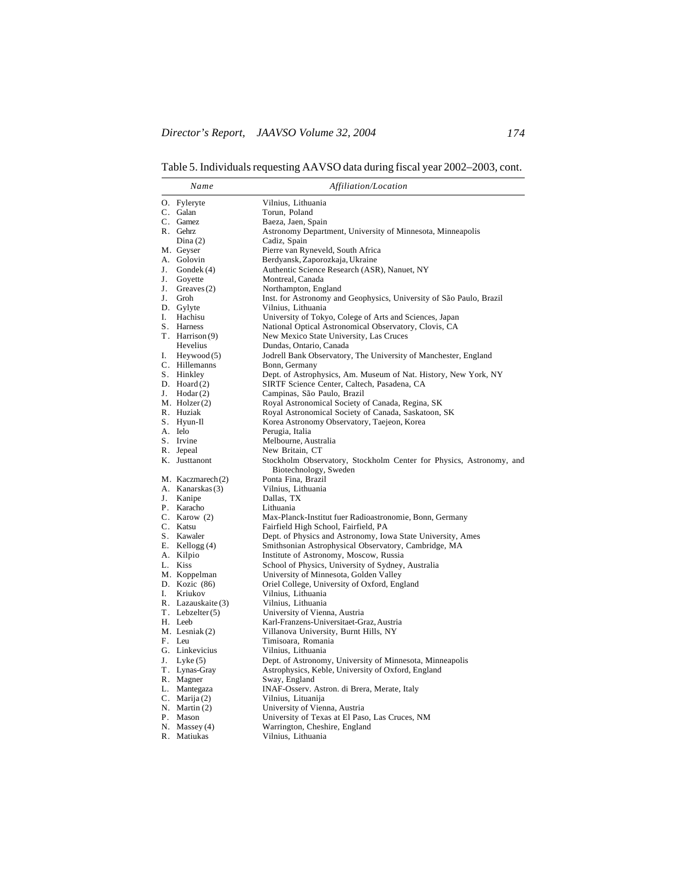Table 5. Individuals requesting AAVSO data during fiscal year 2002–2003, cont.

| *Name* | *Affiliation/Location* |
|---|---|
| O. Fyleryte | Vilnius, Lithuania |
| C. Galan | Torun, Poland |
| C. Gamez | Baeza, Jaen, Spain |
| R. Gehrz | Astronomy Department, University of Minnesota, Minneapolis |
| Dina (2) | Cadiz, Spain |
| M. Geyser | Pierre van Ryneveld, South Africa |
| A. Golovin | Berdyansk, Zaporozkaja, Ukraine |
| J. Gondek (4) | Authentic Science Research (ASR), Nanuet, NY |
| J. Goyette | Montreal, Canada |
| J. Greaves (2) | Northampton, England |
| J. Groh | Inst. for Astronomy and Geophysics, University of São Paulo, Brazil |
| D. Gylyte | Vilnius, Lithuania |
| I. Hachisu | University of Tokyo, Colege of Arts and Sciences, Japan |
| S. Harness | National Optical Astronomical Observatory, Clovis, CA |
| T. Harrison (9) | New Mexico State University, Las Cruces |
| Hevelius | Dundas, Ontario, Canada |
| I. Heywood (5) | Jodrell Bank Observatory, The University of Manchester, England |
| C. Hillemanns | Bonn, Germany |
| S. Hinkley | Dept. of Astrophysics, Am. Museum of Nat. History, New York, NY |
| D. Hoard (2) | SIRTF Science Center, Caltech, Pasadena, CA |
| J. Hodar (2) | Campinas, São Paulo, Brazil |
| M. Holzer (2) | Royal Astronomical Society of Canada, Regina, SK |
| R. Huziak | Royal Astronomical Society of Canada, Saskatoon, SK |
| S. Hyun-Il | Korea Astronomy Observatory, Taejeon, Korea |
| A. Ielo | Perugia, Italia |
| S. Irvine | Melbourne, Australia |
| R. Jepeal | New Britain, CT |
| K. Justtanont | Stockholm Observatory, Stockholm Center for Physics, Astronomy, and Biotechnology, Sweden |
| M. Kaczmarech (2) | Ponta Fina, Brazil |
| A. Kanarskas (3) | Vilnius, Lithuania |
| J. Kanipe | Dallas, TX |
| P. Karacho | Lithuania |
| C. Karow (2) | Max-Planck-Institut fuer Radioastronomie, Bonn, Germany |
| C. Katsu | Fairfield High School, Fairfield, PA |
| S. Kawaler | Dept. of Physics and Astronomy, Iowa State University, Ames |
| E. Kellogg (4) | Smithsonian Astrophysical Observatory, Cambridge, MA |
| A. Kilpio | Institute of Astronomy, Moscow, Russia |
| L. Kiss | School of Physics, University of Sydney, Australia |
| M. Koppelman | University of Minnesota, Golden Valley |
| D. Kozic (86) | Oriel College, University of Oxford, England |
| I. Kriukov | Vilnius, Lithuania |
| R. Lazauskaite (3) | Vilnius, Lithuania |
| T. Lebzelter (5) | University of Vienna, Austria |
| H. Leeb | Karl-Franzens-Universitaet-Graz, Austria |
| M. Lesniak (2) | Villanova University, Burnt Hills, NY |
| F. Leu | Timisoara, Romania |
| G. Linkevicius | Vilnius, Lithuania |
| J. Lyke (5) | Dept. of Astronomy, University of Minnesota, Minneapolis |
| T. Lynas-Gray | Astrophysics, Keble, University of Oxford, England |
| R. Magner | Sway, England |
| L. Mantegaza | INAF-Osserv. Astron. di Brera, Merate, Italy |
| C. Marija (2) | Vilnius, Lituanija |
| N. Martin (2) | University of Vienna, Austria |
| P. Mason | University of Texas at El Paso, Las Cruces, NM |
| N. Massey (4) | Warrington, Cheshire, England |
| R. Matiukas | Vilnius, Lithuania |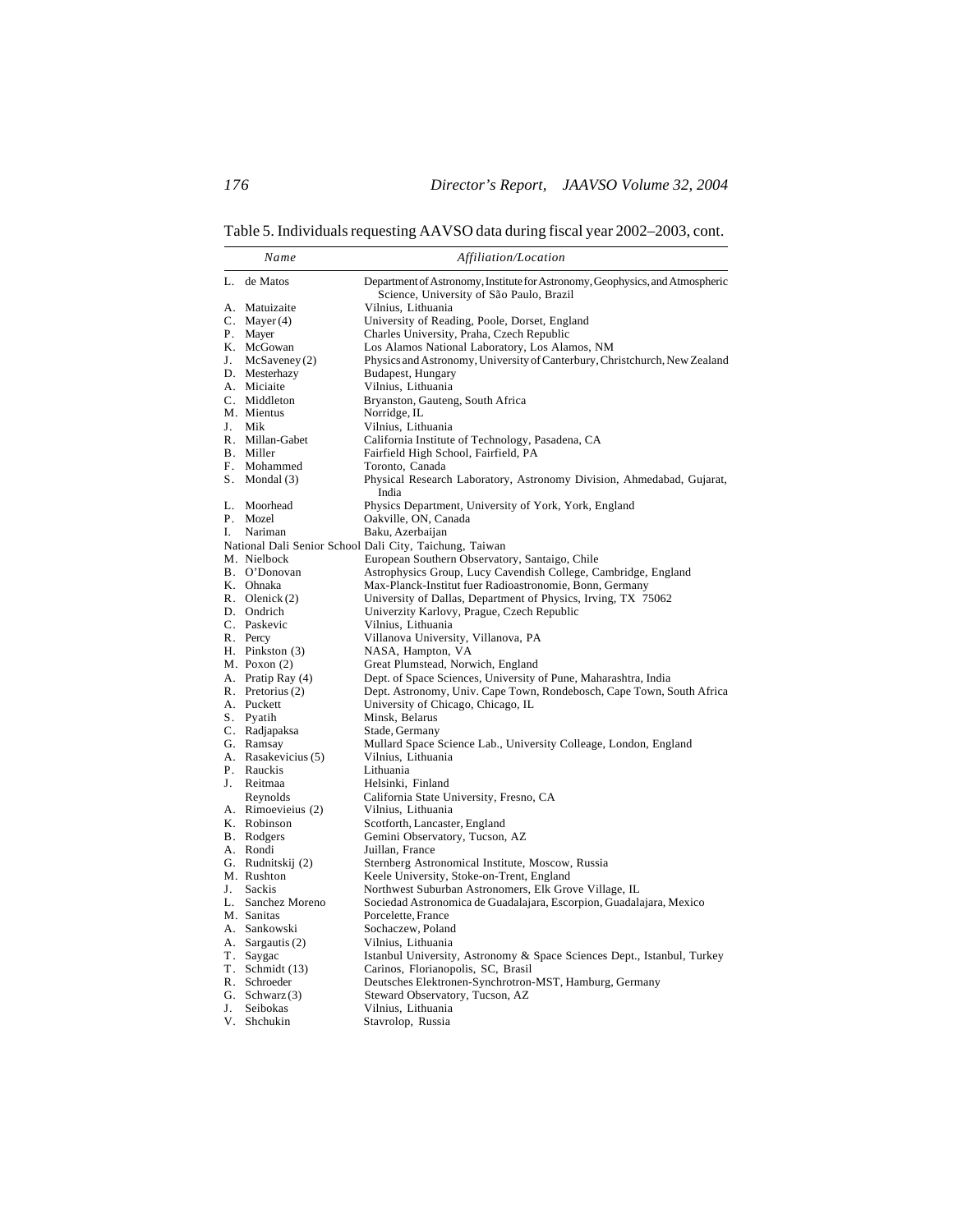Table 5. Individuals requesting AAVSO data during fiscal year 2002–2003, cont.

| *Name* | *Affiliation/Location* |
|---|---|
| L. de Matos | Department of Astronomy, Institute for Astronomy, Geophysics, and Atmospheric Science, University of São Paulo, Brazil |
| A. Matuizaite | Vilnius, Lithuania |
| C. Mayer (4) | University of Reading, Poole, Dorset, England |
| P. Mayer | Charles University, Praha, Czech Republic |
| K. McGowan | Los Alamos National Laboratory, Los Alamos, NM |
| J. McSaveney (2) | Physics and Astronomy, University of Canterbury, Christchurch, New Zealand |
| D. Mesterhazy | Budapest, Hungary |
| A. Miciaite | Vilnius, Lithuania |
| C. Middleton | Bryanston, Gauteng, South Africa |
| M. Mientus | Norridge, IL |
| J. Mik | Vilnius, Lithuania |
| R. Millan-Gabet | California Institute of Technology, Pasadena, CA |
| B. Miller | Fairfield High School, Fairfield, PA |
| F. Mohammed | Toronto, Canada |
| S. Mondal (3) | Physical Research Laboratory, Astronomy Division, Ahmedabad, Gujarat, India |
| L. Moorhead | Physics Department, University of York, York, England |
| P. Mozel | Oakville, ON, Canada |
| I. Nariman | Baku, Azerbaijan |
| National Dali Senior School | Dali City, Taichung, Taiwan |
| M. Nielbock | European Southern Observatory, Santaigo, Chile |
| B. O'Donovan | Astrophysics Group, Lucy Cavendish College, Cambridge, England |
| K. Ohnaka | Max-Planck-Institut fuer Radioastronomie, Bonn, Germany |
| R. Olenick (2) | University of Dallas, Department of Physics, Irving, TX 75062 |
| D. Ondrich | Univerzity Karlovy, Prague, Czech Republic |
| C. Paskevic | Vilnius, Lithuania |
| R. Percy | Villanova University, Villanova, PA |
| H. Pinkston (3) | NASA, Hampton, VA |
| M. Poxon (2) | Great Plumstead, Norwich, England |
| A. Pratip Ray (4) | Dept. of Space Sciences, University of Pune, Maharashtra, India |
| R. Pretorius (2) | Dept. Astronomy, Univ. Cape Town, Rondebosch, Cape Town, South Africa |
| A. Puckett | University of Chicago, Chicago, IL |
| S. Pyatih | Minsk, Belarus |
| C. Radjapaksa | Stade, Germany |
| G. Ramsay | Mullard Space Science Lab., University Colleage, London, England |
| A. Rasakevicius (5) | Vilnius, Lithuania |
| P. Rauckis | Lithuania |
| J. Reitmaa | Helsinki, Finland |
| Reynolds | California State University, Fresno, CA |
| A. Rimoevieius (2) | Vilnius, Lithuania |
| K. Robinson | Scotforth, Lancaster, England |
| B. Rodgers | Gemini Observatory, Tucson, AZ |
| A. Rondi | Juillan, France |
| G. Rudnitskij (2) | Sternberg Astronomical Institute, Moscow, Russia |
| M. Rushton | Keele University, Stoke-on-Trent, England |
| J. Sackis | Northwest Suburban Astronomers, Elk Grove Village, IL |
| L. Sanchez Moreno | Sociedad Astronomica de Guadalajara, Escorpion, Guadalajara, Mexico |
| M. Sanitas | Porcelette, France |
| A. Sankowski | Sochaczew, Poland |
| A. Sargautis (2) | Vilnius, Lithuania |
| T. Saygac | Istanbul University, Astronomy & Space Sciences Dept., Istanbul, Turkey |
| T. Schmidt (13) | Carinos, Florianopolis, SC, Brasil |
| R. Schroeder | Deutsches Elektronen-Synchrotron-MST, Hamburg, Germany |
| G. Schwarz (3) | Steward Observatory, Tucson, AZ |
| J. Seibokas | Vilnius, Lithuania |
| V. Shchukin | Stavrolop, Russia |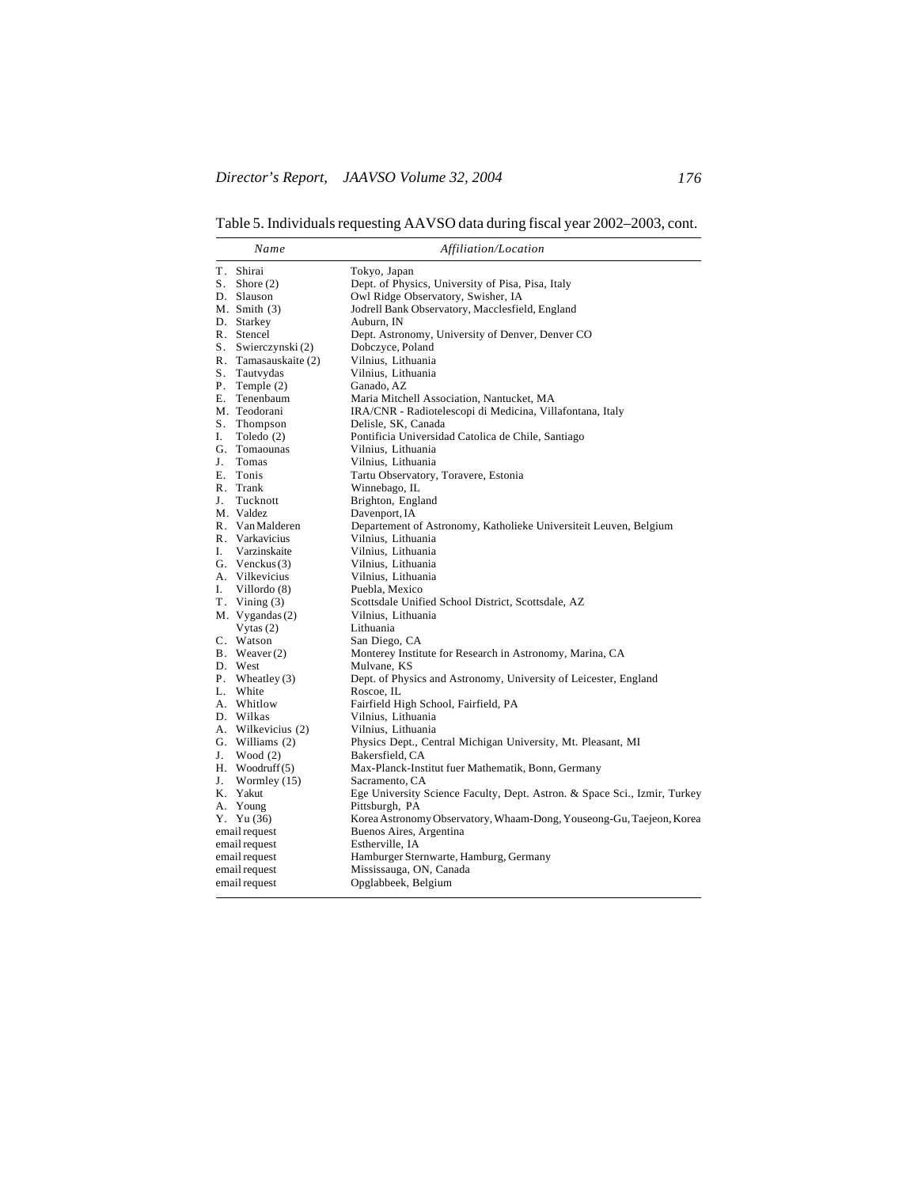Table 5. Individuals requesting AAVSO data during fiscal year 2002–2003, cont.

| *Name* | *Affiliation/Location* |
|---|---|
| T. Shirai | Tokyo, Japan |
| S. Shore (2) | Dept. of Physics, University of Pisa, Pisa, Italy |
| D. Slauson | Owl Ridge Observatory, Swisher, IA |
| M. Smith (3) | Jodrell Bank Observatory, Macclesfield, England |
| D. Starkey | Auburn, IN |
| R. Stencel | Dept. Astronomy, University of Denver, Denver CO |
| S. Swierczynski (2) | Dobczyce, Poland |
| R. Tamasauskaite (2) | Vilnius, Lithuania |
| S. Tautvydas | Vilnius, Lithuania |
| P. Temple (2) | Ganado, AZ |
| E. Tenenbaum | Maria Mitchell Association, Nantucket, MA |
| M. Teodorani | IRA/CNR - Radiotelescopi di Medicina, Villafontana, Italy |
| S. Thompson | Delisle, SK, Canada |
| I. Toledo (2) | Pontificia Universidad Catolica de Chile, Santiago |
| G. Tomaounas | Vilnius, Lithuania |
| J. Tomas | Vilnius, Lithuania |
| E. Tonis | Tartu Observatory, Toravere, Estonia |
| R. Trank | Winnebago, IL |
| J. Tucknott | Brighton, England |
| M. Valdez | Davenport, IA |
| R. Van Malderen | Departement of Astronomy, Katholieke Universiteit Leuven, Belgium |
| R. Varkavicius | Vilnius, Lithuania |
| I. Varzinskaite | Vilnius, Lithuania |
| G. Venckus (3) | Vilnius, Lithuania |
| A. Vilkevicius | Vilnius, Lithuania |
| I. Villordo (8) | Puebla, Mexico |
| T. Vining (3) | Scottsdale Unified School District, Scottsdale, AZ |
| M. Vygandas (2) | Vilnius, Lithuania |
| Vytas (2) | Lithuania |
| C. Watson | San Diego, CA |
| B. Weaver (2) | Monterey Institute for Research in Astronomy, Marina, CA |
| D. West | Mulvane, KS |
| P. Wheatley (3) | Dept. of Physics and Astronomy, University of Leicester, England |
| L. White | Roscoe, IL |
| A. Whitlow | Fairfield High School, Fairfield, PA |
| D. Wilkas | Vilnius, Lithuania |
| A. Wilkevicius (2) | Vilnius, Lithuania |
| G. Williams (2) | Physics Dept., Central Michigan University, Mt. Pleasant, MI |
| J. Wood (2) | Bakersfield, CA |
| H. Woodruff (5) | Max-Planck-Institut fuer Mathematik, Bonn, Germany |
| J. Wormley (15) | Sacramento, CA |
| K. Yakut | Ege University Science Faculty, Dept. Astron. & Space Sci., Izmir, Turkey |
| A. Young | Pittsburgh, PA |
| Y. Yu (36) | Korea Astronomy Observatory, Whaam-Dong, Youseong-Gu, Taejeon, Korea |
| email request | Buenos Aires, Argentina |
| email request | Estherville, IA |
| email request | Hamburger Sternwarte, Hamburg, Germany |
| email request | Mississauga, ON, Canada |
| email request | Opglabbeek, Belgium |